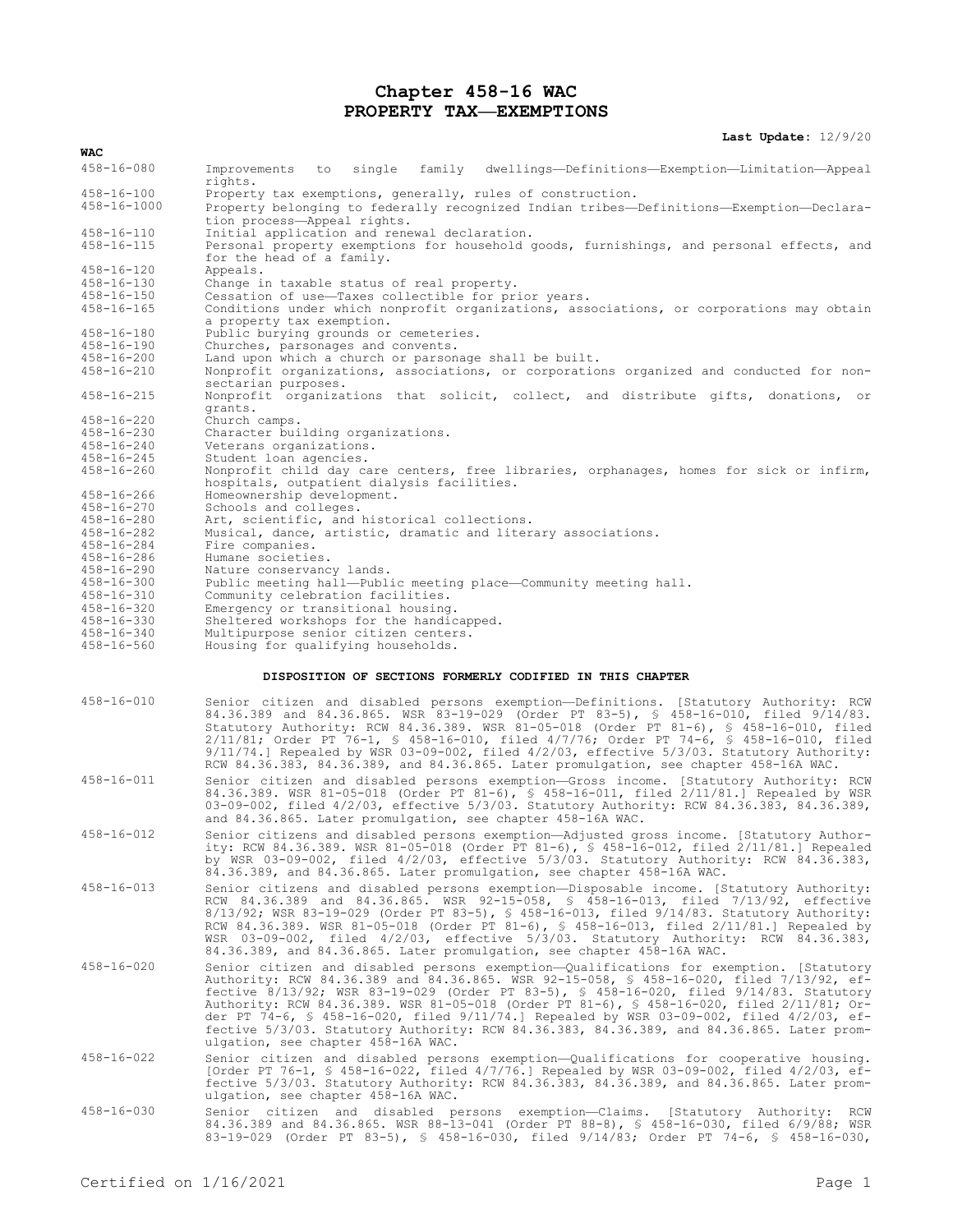# Chapter 458-16 WAC
# PROPERTY TAX—EXEMPTIONS

**Last Update:** 12/9/20

| WAC | |
|---|---|
| 458-16-080 | Improvements to single family dwellings—Definitions—Exemption—Limitation—Appeal rights. |
| 458-16-100 | Property tax exemptions, generally, rules of construction. |
| 458-16-1000 | Property belonging to federally recognized Indian tribes—Definitions—Exemption—Declaration process—Appeal rights. |
| 458-16-110 | Initial application and renewal declaration. |
| 458-16-115 | Personal property exemptions for household goods, furnishings, and personal effects, and for the head of a family. |
| 458-16-120 | Appeals. |
| 458-16-130 | Change in taxable status of real property. |
| 458-16-150 | Cessation of use—Taxes collectible for prior years. |
| 458-16-165 | Conditions under which nonprofit organizations, associations, or corporations may obtain a property tax exemption. |
| 458-16-180 | Public burying grounds or cemeteries. |
| 458-16-190 | Churches, parsonages and convents. |
| 458-16-200 | Land upon which a church or parsonage shall be built. |
| 458-16-210 | Nonprofit organizations, associations, or corporations organized and conducted for nonsectarian purposes. |
| 458-16-215 | Nonprofit organizations that solicit, collect, and distribute gifts, donations, or grants. |
| 458-16-220 | Church camps. |
| 458-16-230 | Character building organizations. |
| 458-16-240 | Veterans organizations. |
| 458-16-245 | Student loan agencies. |
| 458-16-260 | Nonprofit child day care centers, free libraries, orphanages, homes for sick or infirm, hospitals, outpatient dialysis facilities. |
| 458-16-266 | Homeownership development. |
| 458-16-270 | Schools and colleges. |
| 458-16-280 | Art, scientific, and historical collections. |
| 458-16-282 | Musical, dance, artistic, dramatic and literary associations. |
| 458-16-284 | Fire companies. |
| 458-16-286 | Humane societies. |
| 458-16-290 | Nature conservancy lands. |
| 458-16-300 | Public meeting hall—Public meeting place—Community meeting hall. |
| 458-16-310 | Community celebration facilities. |
| 458-16-320 | Emergency or transitional housing. |
| 458-16-330 | Sheltered workshops for the handicapped. |
| 458-16-340 | Multipurpose senior citizen centers. |
| 458-16-560 | Housing for qualifying households. |

## DISPOSITION OF SECTIONS FORMERLY CODIFIED IN THIS CHAPTER

| | |
|---|---|
| 458-16-010 | Senior citizen and disabled persons exemption—Definitions. [Statutory Authority: RCW 84.36.389 and 84.36.865. WSR 83-19-029 (Order PT 83-5), § 458-16-010, filed 9/14/83. Statutory Authority: RCW 84.36.389. WSR 81-05-018 (Order PT 81-6), § 458-16-010, filed 2/11/81; Order PT 76-1, § 458-16-010, filed 4/7/76; Order PT 74-6, § 458-16-010, filed 9/11/74.] Repealed by WSR 03-09-002, filed 4/2/03, effective 5/3/03. Statutory Authority: RCW 84.36.383, 84.36.389, and 84.36.865. Later promulgation, see chapter 458-16A WAC. |
| 458-16-011 | Senior citizen and disabled persons exemption—Gross income. [Statutory Authority: RCW 84.36.389. WSR 81-05-018 (Order PT 81-6), § 458-16-011, filed 2/11/81.] Repealed by WSR 03-09-002, filed 4/2/03, effective 5/3/03. Statutory Authority: RCW 84.36.383, 84.36.389, and 84.36.865. Later promulgation, see chapter 458-16A WAC. |
| 458-16-012 | Senior citizens and disabled persons exemption—Adjusted gross income. [Statutory Authority: RCW 84.36.389. WSR 81-05-018 (Order PT 81-6), § 458-16-012, filed 2/11/81.] Repealed by WSR 03-09-002, filed 4/2/03, effective 5/3/03. Statutory Authority: RCW 84.36.383, 84.36.389, and 84.36.865. Later promulgation, see chapter 458-16A WAC. |
| 458-16-013 | Senior citizens and disabled persons exemption—Disposable income. [Statutory Authority: RCW 84.36.389 and 84.36.865. WSR 92-15-058, § 458-16-013, filed 7/13/92, effective 8/13/92; WSR 83-19-029 (Order PT 83-5), § 458-16-013, filed 9/14/83. Statutory Authority: RCW 84.36.389. WSR 81-05-018 (Order PT 81-6), § 458-16-013, filed 2/11/81.] Repealed by WSR 03-09-002, filed 4/2/03, effective 5/3/03. Statutory Authority: RCW 84.36.383, 84.36.389, and 84.36.865. Later promulgation, see chapter 458-16A WAC. |
| 458-16-020 | Senior citizen and disabled persons exemption—Qualifications for exemption. [Statutory Authority: RCW 84.36.389 and 84.36.865. WSR 92-15-058, § 458-16-020, filed 7/13/92, effective 8/13/92; WSR 83-19-029 (Order PT 83-5), § 458-16-020, filed 9/14/83. Statutory Authority: RCW 84.36.389. WSR 81-05-018 (Order PT 81-6), § 458-16-020, filed 2/11/81; Order PT 74-6, § 458-16-020, filed 9/11/74.] Repealed by WSR 03-09-002, filed 4/2/03, effective 5/3/03. Statutory Authority: RCW 84.36.383, 84.36.389, and 84.36.865. Later promulgation, see chapter 458-16A WAC. |
| 458-16-022 | Senior citizen and disabled persons exemption—Qualifications for cooperative housing. [Order PT 76-1, § 458-16-022, filed 4/7/76.] Repealed by WSR 03-09-002, filed 4/2/03, effective 5/3/03. Statutory Authority: RCW 84.36.383, 84.36.389, and 84.36.865. Later promulgation, see chapter 458-16A WAC. |
| 458-16-030 | Senior citizen and disabled persons exemption—Claims. [Statutory Authority: RCW 84.36.389 and 84.36.865. WSR 88-13-041 (Order PT 88-8), § 458-16-030, filed 6/9/88; WSR 83-19-029 (Order PT 83-5), § 458-16-030, filed 9/14/83; Order PT 74-6, § 458-16-030, |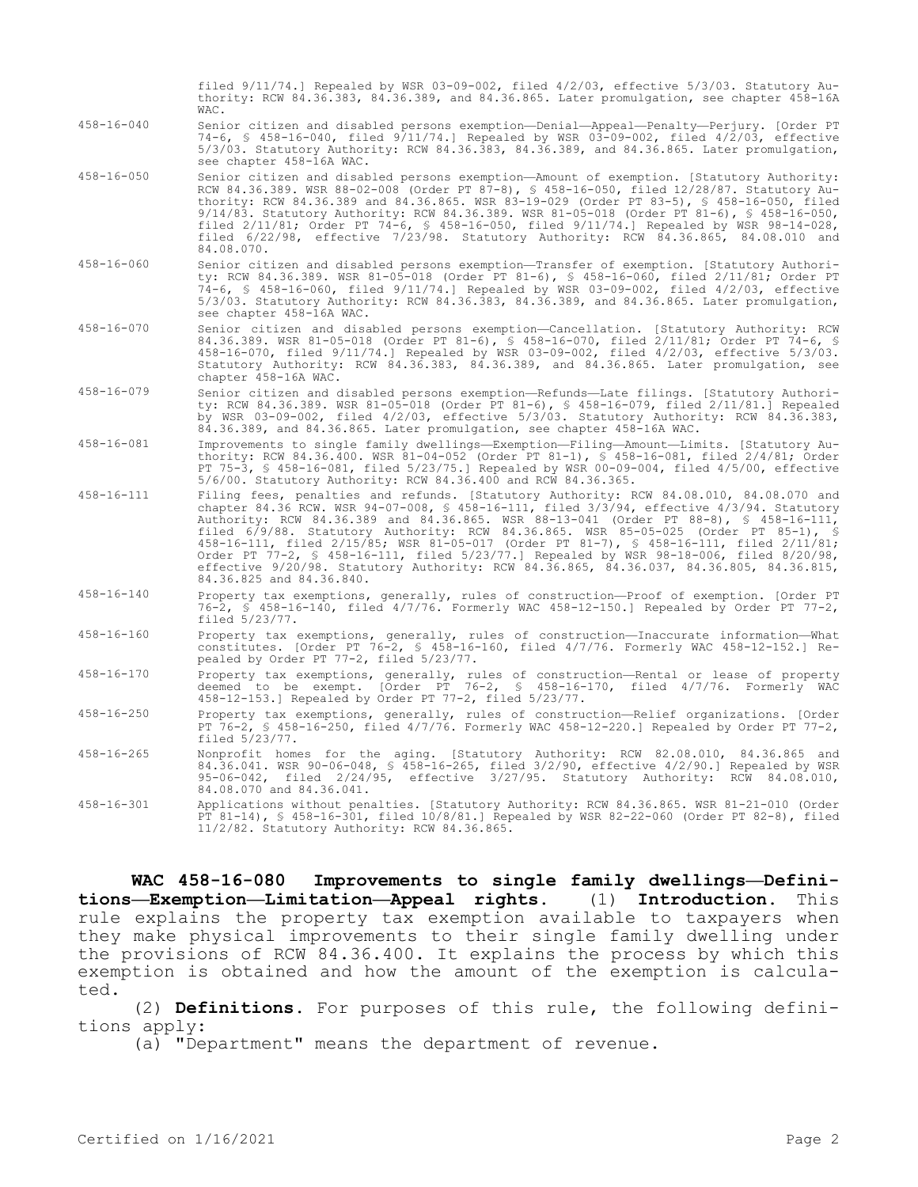filed 9/11/74.] Repealed by WSR 03-09-002, filed 4/2/03, effective 5/3/03. Statutory Authority: RCW 84.36.383, 84.36.389, and 84.36.865. Later promulgation, see chapter 458-16A WAC.

458-16-040 Senior citizen and disabled persons exemption—Denial—Appeal—Penalty—Perjury. [Order PT 74-6, § 458-16-040, filed 9/11/74.] Repealed by WSR 03-09-002, filed 4/2/03, effective 5/3/03. Statutory Authority: RCW 84.36.383, 84.36.389, and 84.36.865. Later promulgation, see chapter 458-16A WAC.

458-16-050 Senior citizen and disabled persons exemption—Amount of exemption. [Statutory Authority: RCW 84.36.389. WSR 88-02-008 (Order PT 87-8), § 458-16-050, filed 12/28/87. Statutory Authority: RCW 84.36.389 and 84.36.865. WSR 83-19-029 (Order PT 83-5), § 458-16-050, filed 9/14/83. Statutory Authority: RCW 84.36.389. WSR 81-05-018 (Order PT 81-6), § 458-16-050, filed 2/11/81; Order PT 74-6, § 458-16-050, filed 9/11/74.] Repealed by WSR 98-14-028, filed 6/22/98, effective 7/23/98. Statutory Authority: RCW 84.36.865, 84.08.010 and 84.08.070.

458-16-060 Senior citizen and disabled persons exemption—Transfer of exemption. [Statutory Authority: RCW 84.36.389. WSR 81-05-018 (Order PT 81-6), § 458-16-060, filed 2/11/81; Order PT 74-6, § 458-16-060, filed 9/11/74.] Repealed by WSR 03-09-002, filed 4/2/03, effective 5/3/03. Statutory Authority: RCW 84.36.383, 84.36.389, and 84.36.865. Later promulgation, see chapter 458-16A WAC.

458-16-070 Senior citizen and disabled persons exemption—Cancellation. [Statutory Authority: RCW 84.36.389. WSR 81-05-018 (Order PT 81-6), § 458-16-070, filed 2/11/81; Order PT 74-6, § 458-16-070, filed 9/11/74.] Repealed by WSR 03-09-002, filed 4/2/03, effective 5/3/03. Statutory Authority: RCW 84.36.383, 84.36.389, and 84.36.865. Later promulgation, see chapter 458-16A WAC.

458-16-079 Senior citizen and disabled persons exemption—Refunds—Late filings. [Statutory Authority: RCW 84.36.389. WSR 81-05-018 (Order PT 81-6), § 458-16-079, filed 2/11/81.] Repealed by WSR 03-09-002, filed 4/2/03, effective 5/3/03. Statutory Authority: RCW 84.36.383, 84.36.389, and 84.36.865. Later promulgation, see chapter 458-16A WAC.

458-16-081 Improvements to single family dwellings—Exemption—Filing—Amount—Limits. [Statutory Authority: RCW 84.36.400. WSR 81-04-052 (Order PT 81-1), § 458-16-081, filed 2/4/81; Order PT 75-3, § 458-16-081, filed 5/23/75.] Repealed by WSR 00-09-004, filed 4/5/00, effective 5/6/00. Statutory Authority: RCW 84.36.400 and RCW 84.36.365.

458-16-111 Filing fees, penalties and refunds. [Statutory Authority: RCW 84.08.010, 84.08.070 and chapter 84.36 RCW. WSR 94-07-008, § 458-16-111, filed 3/3/94, effective 4/3/94. Statutory Authority: RCW 84.36.389 and 84.36.865. WSR 88-13-041 (Order PT 88-8), § 458-16-111, filed 6/9/88. Statutory Authority: RCW 84.36.865. WSR 85-05-025 (Order PT 85-1), § 458-16-111, filed 2/15/85; WSR 81-05-017 (Order PT 81-7), § 458-16-111, filed 2/11/81; Order PT 77-2, § 458-16-111, filed 5/23/77.] Repealed by WSR 98-18-006, filed 8/20/98, effective 9/20/98. Statutory Authority: RCW 84.36.865, 84.36.037, 84.36.805, 84.36.815, 84.36.825 and 84.36.840.

458-16-140 Property tax exemptions, generally, rules of construction—Proof of exemption. [Order PT 76-2, § 458-16-140, filed 4/7/76. Formerly WAC 458-12-150.] Repealed by Order PT 77-2, filed 5/23/77.

458-16-160 Property tax exemptions, generally, rules of construction—Inaccurate information—What constitutes. [Order PT 76-2, § 458-16-160, filed 4/7/76. Formerly WAC 458-12-152.] Repealed by Order PT 77-2, filed 5/23/77.

458-16-170 Property tax exemptions, generally, rules of construction—Rental or lease of property deemed to be exempt. [Order PT 76-2, § 458-16-170, filed 4/7/76. Formerly WAC 458-12-153.] Repealed by Order PT 77-2, filed 5/23/77.

458-16-250 Property tax exemptions, generally, rules of construction—Relief organizations. [Order PT 76-2, § 458-16-250, filed 4/7/76. Formerly WAC 458-12-220.] Repealed by Order PT 77-2, filed 5/23/77.

458-16-265 Nonprofit homes for the aging. [Statutory Authority: RCW 82.08.010, 84.36.865 and 84.36.041. WSR 90-06-048, § 458-16-265, filed 3/2/90, effective 4/2/90.] Repealed by WSR 95-06-042, filed 2/24/95, effective 3/27/95. Statutory Authority: RCW 84.08.010, 84.08.070 and 84.36.041.

458-16-301 Applications without penalties. [Statutory Authority: RCW 84.36.865. WSR 81-21-010 (Order PT 81-14), § 458-16-301, filed 10/8/81.] Repealed by WSR 82-22-060 (Order PT 82-8), filed 11/2/82. Statutory Authority: RCW 84.36.865.

**WAC 458-16-080 Improvements to single family dwellings—Definitions—Exemption—Limitation—Appeal rights.** (1) **Introduction.** This rule explains the property tax exemption available to taxpayers when they make physical improvements to their single family dwelling under the provisions of RCW 84.36.400. It explains the process by which this exemption is obtained and how the amount of the exemption is calculated.

(2) **Definitions.** For purposes of this rule, the following definitions apply:

(a) "Department" means the department of revenue.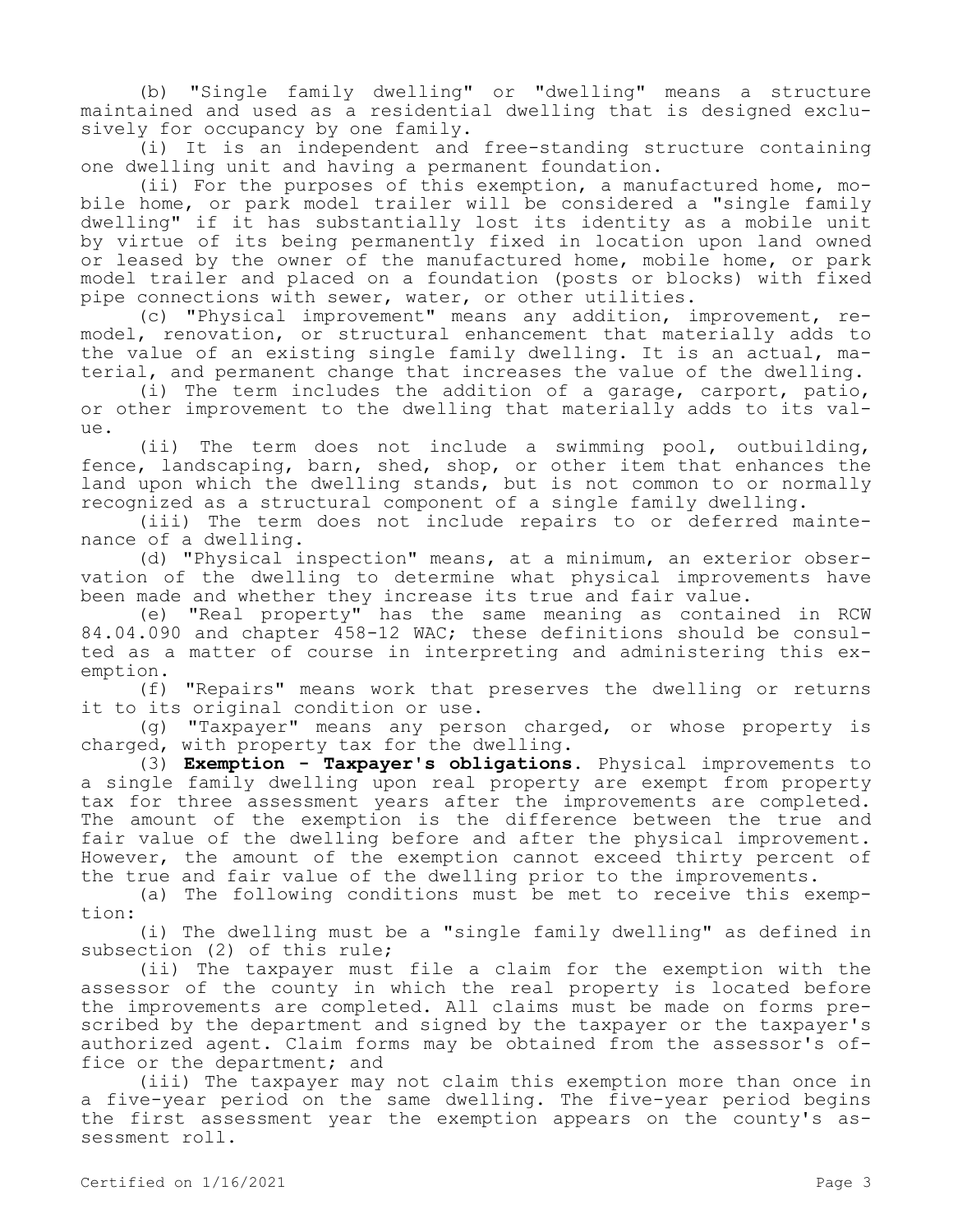(b) "Single family dwelling" or "dwelling" means a structure maintained and used as a residential dwelling that is designed exclusively for occupancy by one family.

(i) It is an independent and free-standing structure containing one dwelling unit and having a permanent foundation.

(ii) For the purposes of this exemption, a manufactured home, mobile home, or park model trailer will be considered a "single family dwelling" if it has substantially lost its identity as a mobile unit by virtue of its being permanently fixed in location upon land owned or leased by the owner of the manufactured home, mobile home, or park model trailer and placed on a foundation (posts or blocks) with fixed pipe connections with sewer, water, or other utilities.

(c) "Physical improvement" means any addition, improvement, remodel, renovation, or structural enhancement that materially adds to the value of an existing single family dwelling. It is an actual, material, and permanent change that increases the value of the dwelling.

(i) The term includes the addition of a garage, carport, patio, or other improvement to the dwelling that materially adds to its value.

(ii) The term does not include a swimming pool, outbuilding, fence, landscaping, barn, shed, shop, or other item that enhances the land upon which the dwelling stands, but is not common to or normally recognized as a structural component of a single family dwelling.

(iii) The term does not include repairs to or deferred maintenance of a dwelling.

(d) "Physical inspection" means, at a minimum, an exterior observation of the dwelling to determine what physical improvements have been made and whether they increase its true and fair value.

(e) "Real property" has the same meaning as contained in RCW 84.04.090 and chapter 458-12 WAC; these definitions should be consulted as a matter of course in interpreting and administering this exemption.

(f) "Repairs" means work that preserves the dwelling or returns it to its original condition or use.

(g) "Taxpayer" means any person charged, or whose property is charged, with property tax for the dwelling.

(3) **Exemption - Taxpayer's obligations.** Physical improvements to a single family dwelling upon real property are exempt from property tax for three assessment years after the improvements are completed. The amount of the exemption is the difference between the true and fair value of the dwelling before and after the physical improvement. However, the amount of the exemption cannot exceed thirty percent of the true and fair value of the dwelling prior to the improvements.

(a) The following conditions must be met to receive this exemption:

(i) The dwelling must be a "single family dwelling" as defined in subsection (2) of this rule;

(ii) The taxpayer must file a claim for the exemption with the assessor of the county in which the real property is located before the improvements are completed. All claims must be made on forms prescribed by the department and signed by the taxpayer or the taxpayer's authorized agent. Claim forms may be obtained from the assessor's office or the department; and

(iii) The taxpayer may not claim this exemption more than once in a five-year period on the same dwelling. The five-year period begins the first assessment year the exemption appears on the county's assessment roll.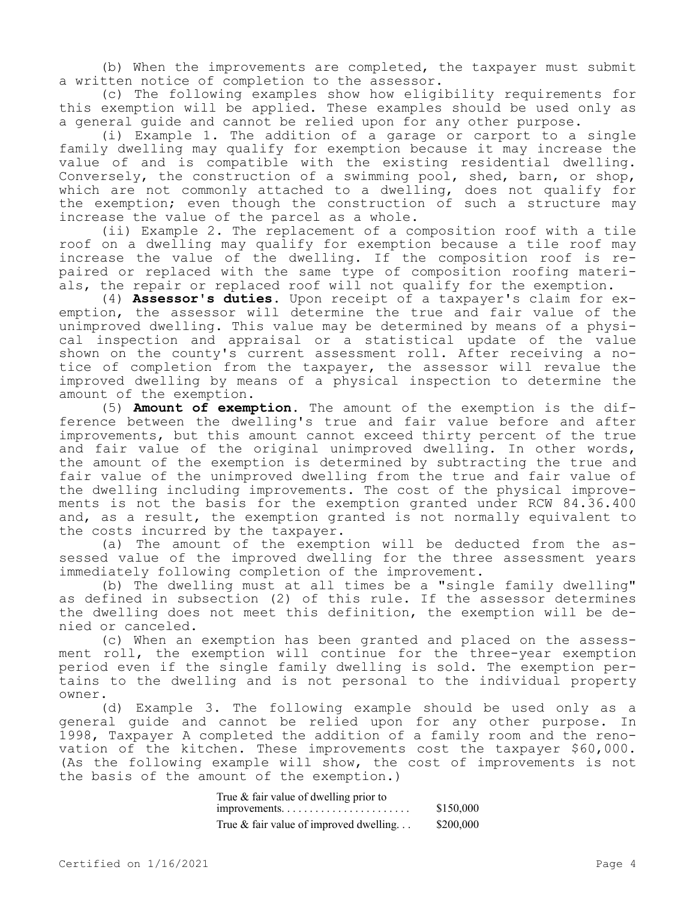(b) When the improvements are completed, the taxpayer must submit a written notice of completion to the assessor.

(c) The following examples show how eligibility requirements for this exemption will be applied. These examples should be used only as a general guide and cannot be relied upon for any other purpose.

(i) Example 1. The addition of a garage or carport to a single family dwelling may qualify for exemption because it may increase the value of and is compatible with the existing residential dwelling. Conversely, the construction of a swimming pool, shed, barn, or shop, which are not commonly attached to a dwelling, does not qualify for the exemption; even though the construction of such a structure may increase the value of the parcel as a whole.

(ii) Example 2. The replacement of a composition roof with a tile roof on a dwelling may qualify for exemption because a tile roof may increase the value of the dwelling. If the composition roof is repaired or replaced with the same type of composition roofing materials, the repair or replaced roof will not qualify for the exemption.

(4) **Assessor's duties.** Upon receipt of a taxpayer's claim for exemption, the assessor will determine the true and fair value of the unimproved dwelling. This value may be determined by means of a physical inspection and appraisal or a statistical update of the value shown on the county's current assessment roll. After receiving a notice of completion from the taxpayer, the assessor will revalue the improved dwelling by means of a physical inspection to determine the amount of the exemption.

(5) **Amount of exemption.** The amount of the exemption is the difference between the dwelling's true and fair value before and after improvements, but this amount cannot exceed thirty percent of the true and fair value of the original unimproved dwelling. In other words, the amount of the exemption is determined by subtracting the true and fair value of the unimproved dwelling from the true and fair value of the dwelling including improvements. The cost of the physical improvements is not the basis for the exemption granted under RCW 84.36.400 and, as a result, the exemption granted is not normally equivalent to the costs incurred by the taxpayer.

(a) The amount of the exemption will be deducted from the assessed value of the improved dwelling for the three assessment years immediately following completion of the improvement.

(b) The dwelling must at all times be a "single family dwelling" as defined in subsection (2) of this rule. If the assessor determines the dwelling does not meet this definition, the exemption will be denied or canceled.

(c) When an exemption has been granted and placed on the assessment roll, the exemption will continue for the three-year exemption period even if the single family dwelling is sold. The exemption pertains to the dwelling and is not personal to the individual property owner.

(d) Example 3. The following example should be used only as a general guide and cannot be relied upon for any other purpose. In 1998, Taxpayer A completed the addition of a family room and the renovation of the kitchen. These improvements cost the taxpayer $60,000. (As the following example will show, the cost of improvements is not the basis of the amount of the exemption.)

| | |
|---|---|
| True & fair value of dwelling prior to improvements. . . . . . . . . . . . . . . . . . . . . . | $150,000 |
| True & fair value of improved dwelling. . . | $200,000 |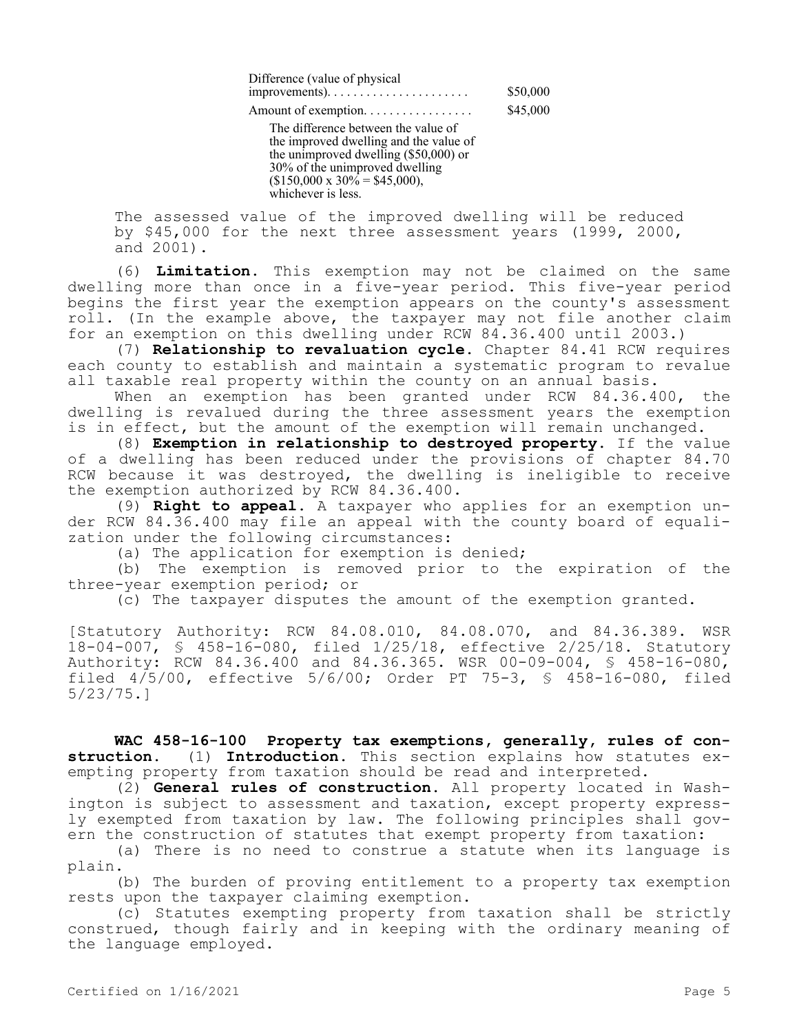| | |
|---|---|
| Difference (value of physical improvements)...................... | $50,000 |
| Amount of exemption................. | $45,000 |
| The difference between the value of the improved dwelling and the value of the unimproved dwelling ($50,000) or 30% of the unimproved dwelling ($150,000 x 30% = $45,000), whichever is less. | |

The assessed value of the improved dwelling will be reduced by $45,000 for the next three assessment years (1999, 2000, and 2001).

(6) **Limitation.** This exemption may not be claimed on the same dwelling more than once in a five-year period. This five-year period begins the first year the exemption appears on the county's assessment roll. (In the example above, the taxpayer may not file another claim for an exemption on this dwelling under RCW 84.36.400 until 2003.)

(7) **Relationship to revaluation cycle.** Chapter 84.41 RCW requires each county to establish and maintain a systematic program to revalue all taxable real property within the county on an annual basis.

When an exemption has been granted under RCW 84.36.400, the dwelling is revalued during the three assessment years the exemption is in effect, but the amount of the exemption will remain unchanged.

(8) **Exemption in relationship to destroyed property.** If the value of a dwelling has been reduced under the provisions of chapter 84.70 RCW because it was destroyed, the dwelling is ineligible to receive the exemption authorized by RCW 84.36.400.

(9) **Right to appeal.** A taxpayer who applies for an exemption under RCW 84.36.400 may file an appeal with the county board of equalization under the following circumstances:

(a) The application for exemption is denied;

(b) The exemption is removed prior to the expiration of the three-year exemption period; or

(c) The taxpayer disputes the amount of the exemption granted.

[Statutory Authority: RCW 84.08.010, 84.08.070, and 84.36.389. WSR 18-04-007, § 458-16-080, filed 1/25/18, effective 2/25/18. Statutory Authority: RCW 84.36.400 and 84.36.365. WSR 00-09-004, § 458-16-080, filed 4/5/00, effective 5/6/00; Order PT 75-3, § 458-16-080, filed 5/23/75.]

**WAC 458-16-100 Property tax exemptions, generally, rules of construction.** (1) **Introduction.** This section explains how statutes exempting property from taxation should be read and interpreted.

(2) **General rules of construction.** All property located in Washington is subject to assessment and taxation, except property expressly exempted from taxation by law. The following principles shall govern the construction of statutes that exempt property from taxation:

(a) There is no need to construe a statute when its language is plain.

(b) The burden of proving entitlement to a property tax exemption rests upon the taxpayer claiming exemption.

(c) Statutes exempting property from taxation shall be strictly construed, though fairly and in keeping with the ordinary meaning of the language employed.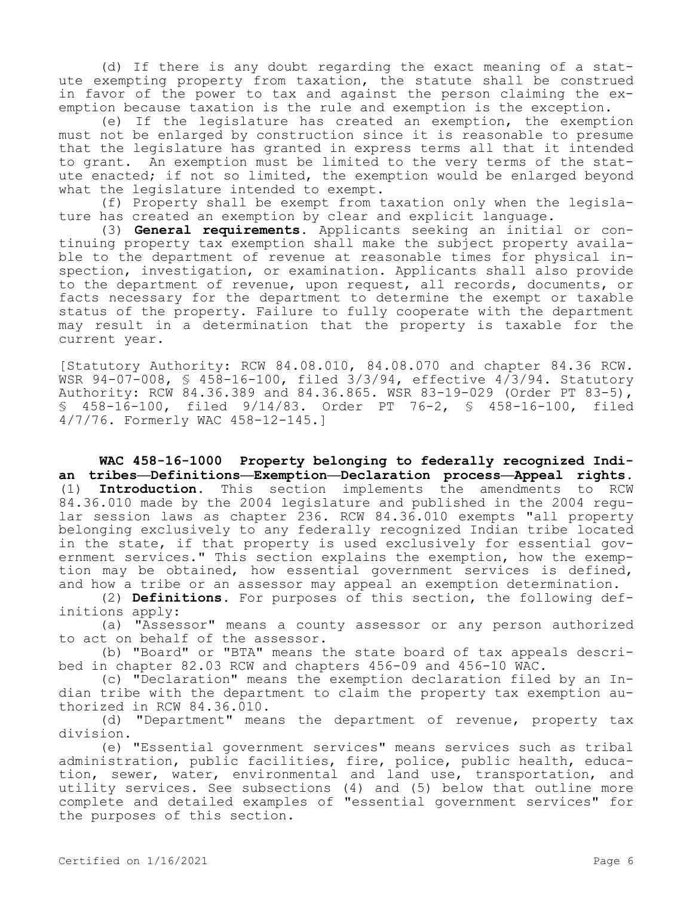(d) If there is any doubt regarding the exact meaning of a statute exempting property from taxation, the statute shall be construed in favor of the power to tax and against the person claiming the exemption because taxation is the rule and exemption is the exception.

(e) If the legislature has created an exemption, the exemption must not be enlarged by construction since it is reasonable to presume that the legislature has granted in express terms all that it intended to grant. An exemption must be limited to the very terms of the statute enacted; if not so limited, the exemption would be enlarged beyond what the legislature intended to exempt.

(f) Property shall be exempt from taxation only when the legislature has created an exemption by clear and explicit language.

(3) **General requirements.** Applicants seeking an initial or continuing property tax exemption shall make the subject property available to the department of revenue at reasonable times for physical inspection, investigation, or examination. Applicants shall also provide to the department of revenue, upon request, all records, documents, or facts necessary for the department to determine the exempt or taxable status of the property. Failure to fully cooperate with the department may result in a determination that the property is taxable for the current year.

[Statutory Authority: RCW 84.08.010, 84.08.070 and chapter 84.36 RCW. WSR 94-07-008, § 458-16-100, filed 3/3/94, effective 4/3/94. Statutory Authority: RCW 84.36.389 and 84.36.865. WSR 83-19-029 (Order PT 83-5), § 458-16-100, filed 9/14/83. Order PT 76-2, § 458-16-100, filed 4/7/76. Formerly WAC 458-12-145.]

**WAC 458-16-1000 Property belonging to federally recognized Indian tribes—Definitions—Exemption—Declaration process—Appeal rights.**

(1) **Introduction.** This section implements the amendments to RCW 84.36.010 made by the 2004 legislature and published in the 2004 regular session laws as chapter 236. RCW 84.36.010 exempts "all property belonging exclusively to any federally recognized Indian tribe located in the state, if that property is used exclusively for essential government services." This section explains the exemption, how the exemption may be obtained, how essential government services is defined, and how a tribe or an assessor may appeal an exemption determination.

(2) **Definitions.** For purposes of this section, the following definitions apply:

(a) "Assessor" means a county assessor or any person authorized to act on behalf of the assessor.

(b) "Board" or "BTA" means the state board of tax appeals described in chapter 82.03 RCW and chapters 456-09 and 456-10 WAC.

(c) "Declaration" means the exemption declaration filed by an Indian tribe with the department to claim the property tax exemption authorized in RCW 84.36.010.

(d) "Department" means the department of revenue, property tax division.

(e) "Essential government services" means services such as tribal administration, public facilities, fire, police, public health, education, sewer, water, environmental and land use, transportation, and utility services. See subsections (4) and (5) below that outline more complete and detailed examples of "essential government services" for the purposes of this section.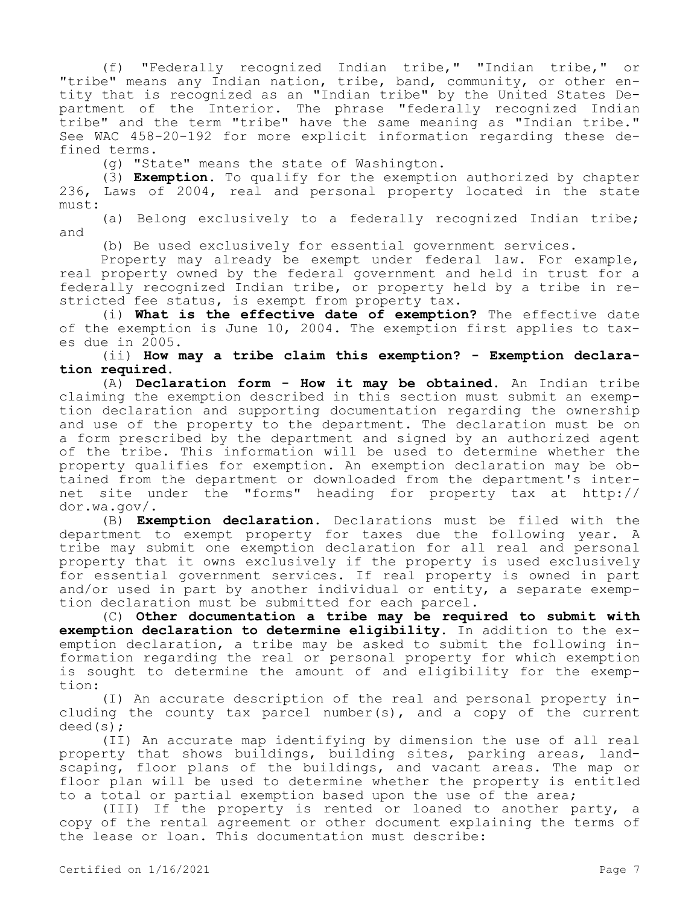(f) "Federally recognized Indian tribe," "Indian tribe," or "tribe" means any Indian nation, tribe, band, community, or other entity that is recognized as an "Indian tribe" by the United States Department of the Interior. The phrase "federally recognized Indian tribe" and the term "tribe" have the same meaning as "Indian tribe." See WAC 458-20-192 for more explicit information regarding these defined terms.

(g) "State" means the state of Washington.

(3) **Exemption.** To qualify for the exemption authorized by chapter 236, Laws of 2004, real and personal property located in the state must:

(a) Belong exclusively to a federally recognized Indian tribe; and

(b) Be used exclusively for essential government services.

Property may already be exempt under federal law. For example, real property owned by the federal government and held in trust for a federally recognized Indian tribe, or property held by a tribe in restricted fee status, is exempt from property tax.

(i) **What is the effective date of exemption?** The effective date of the exemption is June 10, 2004. The exemption first applies to taxes due in 2005.

(ii) **How may a tribe claim this exemption? - Exemption declaration required.**

(A) **Declaration form - How it may be obtained.** An Indian tribe claiming the exemption described in this section must submit an exemption declaration and supporting documentation regarding the ownership and use of the property to the department. The declaration must be on a form prescribed by the department and signed by an authorized agent of the tribe. This information will be used to determine whether the property qualifies for exemption. An exemption declaration may be obtained from the department or downloaded from the department's internet site under the "forms" heading for property tax at http://dor.wa.gov/.

(B) **Exemption declaration.** Declarations must be filed with the department to exempt property for taxes due the following year. A tribe may submit one exemption declaration for all real and personal property that it owns exclusively if the property is used exclusively for essential government services. If real property is owned in part and/or used in part by another individual or entity, a separate exemption declaration must be submitted for each parcel.

(C) **Other documentation a tribe may be required to submit with exemption declaration to determine eligibility.** In addition to the exemption declaration, a tribe may be asked to submit the following information regarding the real or personal property for which exemption is sought to determine the amount of and eligibility for the exemption:

(I) An accurate description of the real and personal property including the county tax parcel number(s), and a copy of the current deed(s);

(II) An accurate map identifying by dimension the use of all real property that shows buildings, building sites, parking areas, landscaping, floor plans of the buildings, and vacant areas. The map or floor plan will be used to determine whether the property is entitled to a total or partial exemption based upon the use of the area;

(III) If the property is rented or loaned to another party, a copy of the rental agreement or other document explaining the terms of the lease or loan. This documentation must describe: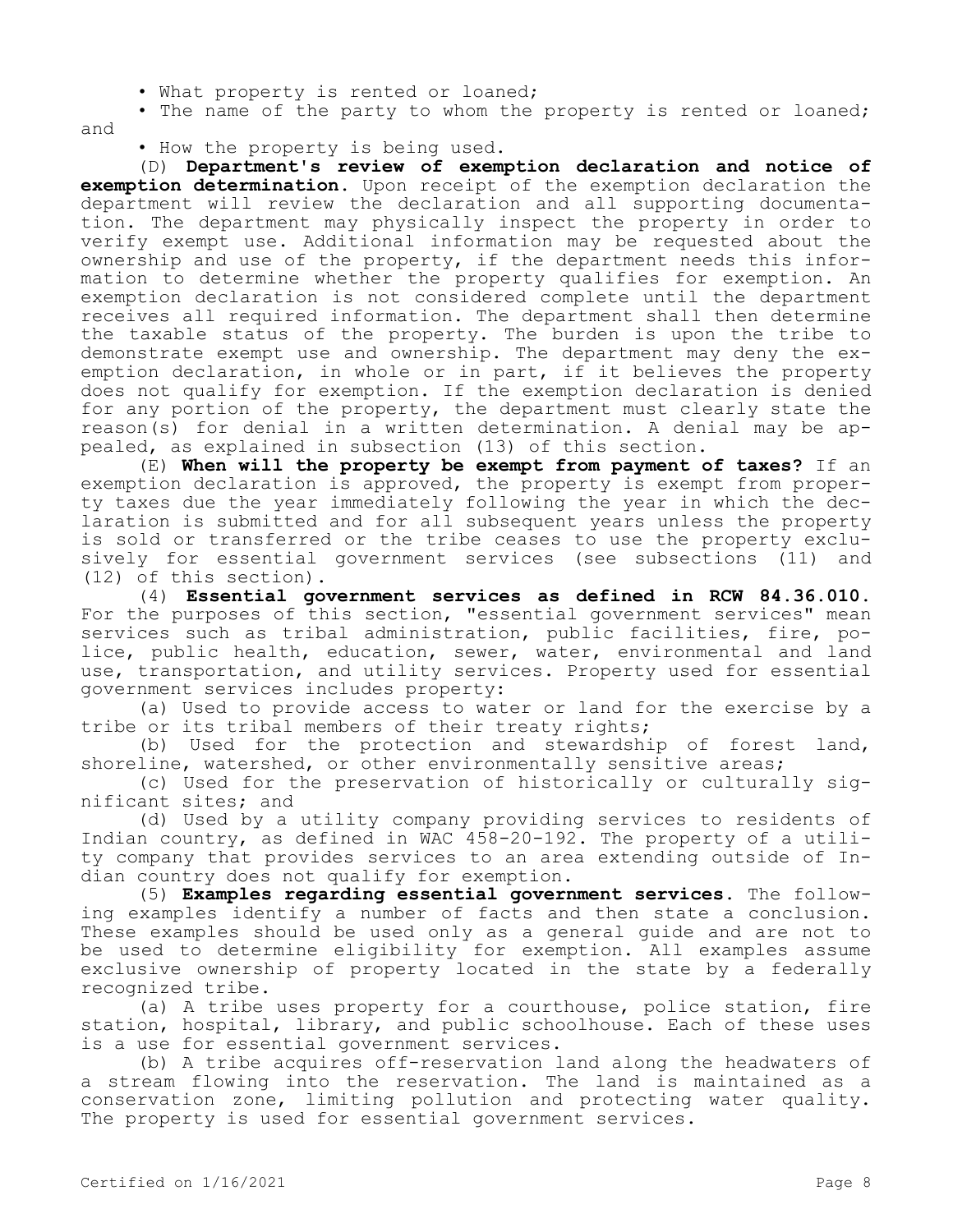- What property is rented or loaned;
- The name of the party to whom the property is rented or loaned; and
- How the property is being used.

(D) **Department's review of exemption declaration and notice of exemption determination.** Upon receipt of the exemption declaration the department will review the declaration and all supporting documentation. The department may physically inspect the property in order to verify exempt use. Additional information may be requested about the ownership and use of the property, if the department needs this information to determine whether the property qualifies for exemption. An exemption declaration is not considered complete until the department receives all required information. The department shall then determine the taxable status of the property. The burden is upon the tribe to demonstrate exempt use and ownership. The department may deny the exemption declaration, in whole or in part, if it believes the property does not qualify for exemption. If the exemption declaration is denied for any portion of the property, the department must clearly state the reason(s) for denial in a written determination. A denial may be appealed, as explained in subsection (13) of this section.

(E) **When will the property be exempt from payment of taxes?** If an exemption declaration is approved, the property is exempt from property taxes due the year immediately following the year in which the declaration is submitted and for all subsequent years unless the property is sold or transferred or the tribe ceases to use the property exclusively for essential government services (see subsections (11) and (12) of this section).

(4) **Essential government services as defined in RCW 84.36.010.** For the purposes of this section, "essential government services" mean services such as tribal administration, public facilities, fire, police, public health, education, sewer, water, environmental and land use, transportation, and utility services. Property used for essential government services includes property:

(a) Used to provide access to water or land for the exercise by a tribe or its tribal members of their treaty rights;

(b) Used for the protection and stewardship of forest land, shoreline, watershed, or other environmentally sensitive areas;

(c) Used for the preservation of historically or culturally significant sites; and

(d) Used by a utility company providing services to residents of Indian country, as defined in WAC 458-20-192. The property of a utility company that provides services to an area extending outside of Indian country does not qualify for exemption.

(5) **Examples regarding essential government services.** The following examples identify a number of facts and then state a conclusion. These examples should be used only as a general guide and are not to be used to determine eligibility for exemption. All examples assume exclusive ownership of property located in the state by a federally recognized tribe.

(a) A tribe uses property for a courthouse, police station, fire station, hospital, library, and public schoolhouse. Each of these uses is a use for essential government services.

(b) A tribe acquires off-reservation land along the headwaters of a stream flowing into the reservation. The land is maintained as a conservation zone, limiting pollution and protecting water quality. The property is used for essential government services.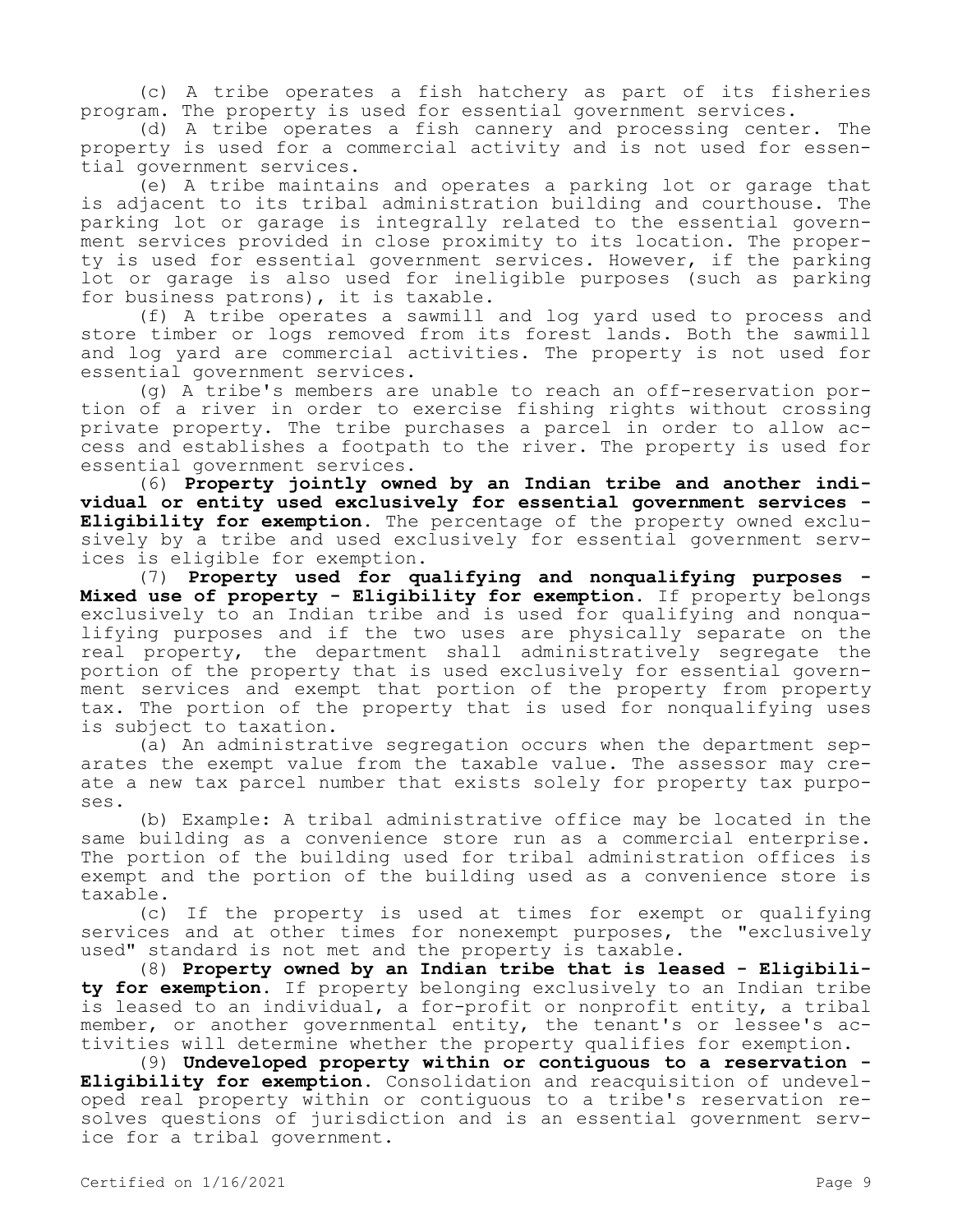(c) A tribe operates a fish hatchery as part of its fisheries program. The property is used for essential government services.

(d) A tribe operates a fish cannery and processing center. The property is used for a commercial activity and is not used for essential government services.

(e) A tribe maintains and operates a parking lot or garage that is adjacent to its tribal administration building and courthouse. The parking lot or garage is integrally related to the essential government services provided in close proximity to its location. The property is used for essential government services. However, if the parking lot or garage is also used for ineligible purposes (such as parking for business patrons), it is taxable.

(f) A tribe operates a sawmill and log yard used to process and store timber or logs removed from its forest lands. Both the sawmill and log yard are commercial activities. The property is not used for essential government services.

(g) A tribe's members are unable to reach an off-reservation portion of a river in order to exercise fishing rights without crossing private property. The tribe purchases a parcel in order to allow access and establishes a footpath to the river. The property is used for essential government services.

(6) **Property jointly owned by an Indian tribe and another individual or entity used exclusively for essential government services - Eligibility for exemption.** The percentage of the property owned exclusively by a tribe and used exclusively for essential government services is eligible for exemption.

(7) **Property used for qualifying and nonqualifying purposes - Mixed use of property - Eligibility for exemption.** If property belongs exclusively to an Indian tribe and is used for qualifying and nonqualifying purposes and if the two uses are physically separate on the real property, the department shall administratively segregate the portion of the property that is used exclusively for essential government services and exempt that portion of the property from property tax. The portion of the property that is used for nonqualifying uses is subject to taxation.

(a) An administrative segregation occurs when the department separates the exempt value from the taxable value. The assessor may create a new tax parcel number that exists solely for property tax purposes.

(b) Example: A tribal administrative office may be located in the same building as a convenience store run as a commercial enterprise. The portion of the building used for tribal administration offices is exempt and the portion of the building used as a convenience store is taxable.

(c) If the property is used at times for exempt or qualifying services and at other times for nonexempt purposes, the "exclusively used" standard is not met and the property is taxable.

(8) **Property owned by an Indian tribe that is leased - Eligibility for exemption.** If property belonging exclusively to an Indian tribe is leased to an individual, a for-profit or nonprofit entity, a tribal member, or another governmental entity, the tenant's or lessee's activities will determine whether the property qualifies for exemption.

(9) **Undeveloped property within or contiguous to a reservation - Eligibility for exemption.** Consolidation and reacquisition of undeveloped real property within or contiguous to a tribe's reservation resolves questions of jurisdiction and is an essential government service for a tribal government.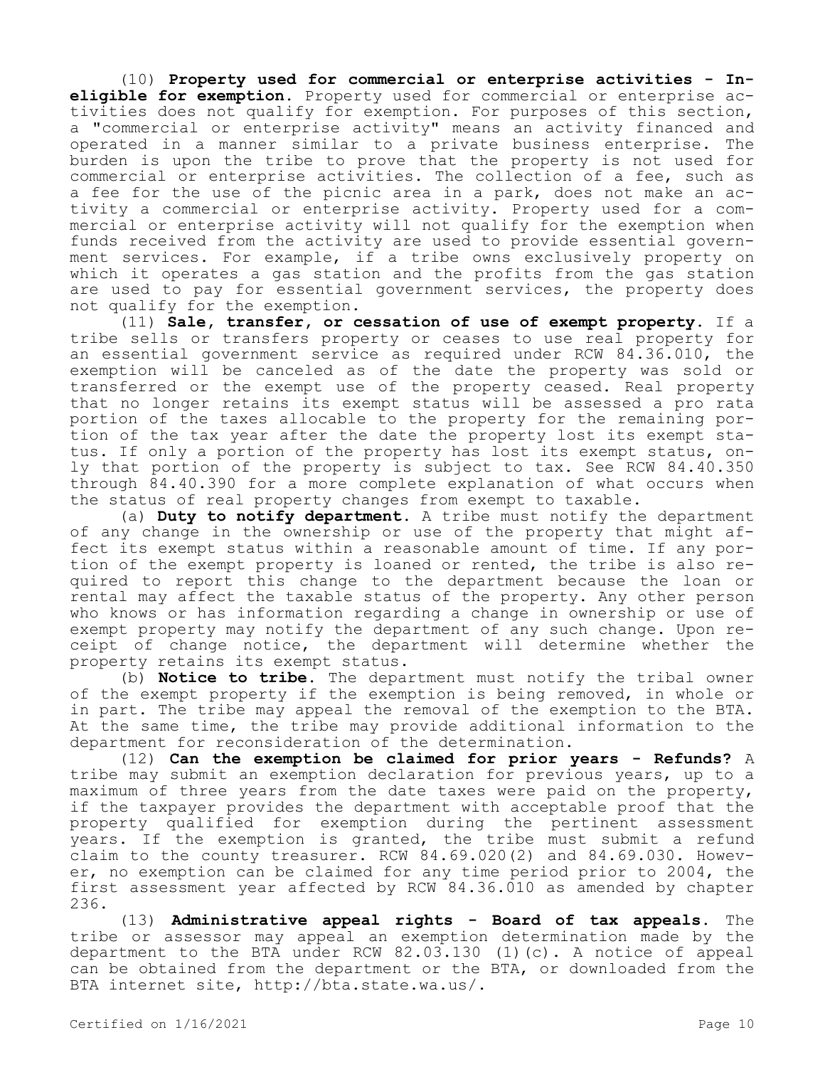(10) **Property used for commercial or enterprise activities - Ineligible for exemption.** Property used for commercial or enterprise activities does not qualify for exemption. For purposes of this section, a "commercial or enterprise activity" means an activity financed and operated in a manner similar to a private business enterprise. The burden is upon the tribe to prove that the property is not used for commercial or enterprise activities. The collection of a fee, such as a fee for the use of the picnic area in a park, does not make an activity a commercial or enterprise activity. Property used for a commercial or enterprise activity will not qualify for the exemption when funds received from the activity are used to provide essential government services. For example, if a tribe owns exclusively property on which it operates a gas station and the profits from the gas station are used to pay for essential government services, the property does not qualify for the exemption.

(11) **Sale, transfer, or cessation of use of exempt property.** If a tribe sells or transfers property or ceases to use real property for an essential government service as required under RCW 84.36.010, the exemption will be canceled as of the date the property was sold or transferred or the exempt use of the property ceased. Real property that no longer retains its exempt status will be assessed a pro rata portion of the taxes allocable to the property for the remaining portion of the tax year after the date the property lost its exempt status. If only a portion of the property has lost its exempt status, only that portion of the property is subject to tax. See RCW 84.40.350 through 84.40.390 for a more complete explanation of what occurs when the status of real property changes from exempt to taxable.

(a) **Duty to notify department.** A tribe must notify the department of any change in the ownership or use of the property that might affect its exempt status within a reasonable amount of time. If any portion of the exempt property is loaned or rented, the tribe is also required to report this change to the department because the loan or rental may affect the taxable status of the property. Any other person who knows or has information regarding a change in ownership or use of exempt property may notify the department of any such change. Upon receipt of change notice, the department will determine whether the property retains its exempt status.

(b) **Notice to tribe.** The department must notify the tribal owner of the exempt property if the exemption is being removed, in whole or in part. The tribe may appeal the removal of the exemption to the BTA. At the same time, the tribe may provide additional information to the department for reconsideration of the determination.

(12) **Can the exemption be claimed for prior years - Refunds?** A tribe may submit an exemption declaration for previous years, up to a maximum of three years from the date taxes were paid on the property, if the taxpayer provides the department with acceptable proof that the property qualified for exemption during the pertinent assessment years. If the exemption is granted, the tribe must submit a refund claim to the county treasurer. RCW 84.69.020(2) and 84.69.030. However, no exemption can be claimed for any time period prior to 2004, the first assessment year affected by RCW 84.36.010 as amended by chapter 236.

(13) **Administrative appeal rights - Board of tax appeals.** The tribe or assessor may appeal an exemption determination made by the department to the BTA under RCW 82.03.130 (1)(c). A notice of appeal can be obtained from the department or the BTA, or downloaded from the BTA internet site, http://bta.state.wa.us/.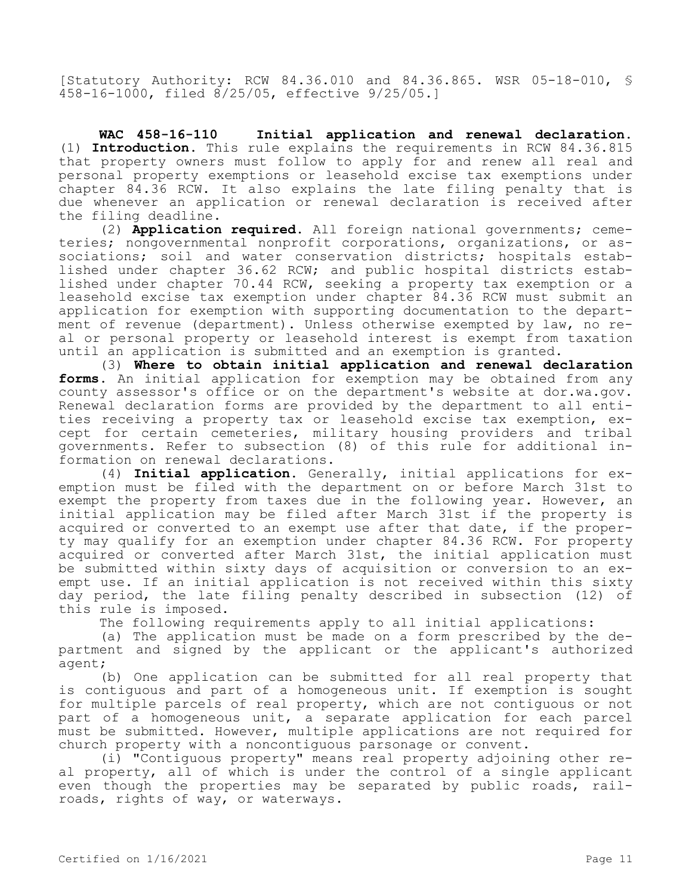[Statutory Authority: RCW 84.36.010 and 84.36.865. WSR 05-18-010, § 458-16-1000, filed 8/25/05, effective 9/25/05.]

**WAC 458-16-110 Initial application and renewal declaration.** (1) **Introduction.** This rule explains the requirements in RCW 84.36.815 that property owners must follow to apply for and renew all real and personal property exemptions or leasehold excise tax exemptions under chapter 84.36 RCW. It also explains the late filing penalty that is due whenever an application or renewal declaration is received after the filing deadline.

(2) **Application required.** All foreign national governments; cemeteries; nongovernmental nonprofit corporations, organizations, or associations; soil and water conservation districts; hospitals established under chapter 36.62 RCW; and public hospital districts established under chapter 70.44 RCW, seeking a property tax exemption or a leasehold excise tax exemption under chapter 84.36 RCW must submit an application for exemption with supporting documentation to the department of revenue (department). Unless otherwise exempted by law, no real or personal property or leasehold interest is exempt from taxation until an application is submitted and an exemption is granted.

(3) **Where to obtain initial application and renewal declaration forms.** An initial application for exemption may be obtained from any county assessor's office or on the department's website at dor.wa.gov. Renewal declaration forms are provided by the department to all entities receiving a property tax or leasehold excise tax exemption, except for certain cemeteries, military housing providers and tribal governments. Refer to subsection (8) of this rule for additional information on renewal declarations.

(4) **Initial application.** Generally, initial applications for exemption must be filed with the department on or before March 31st to exempt the property from taxes due in the following year. However, an initial application may be filed after March 31st if the property is acquired or converted to an exempt use after that date, if the property may qualify for an exemption under chapter 84.36 RCW. For property acquired or converted after March 31st, the initial application must be submitted within sixty days of acquisition or conversion to an exempt use. If an initial application is not received within this sixty day period, the late filing penalty described in subsection (12) of this rule is imposed.

The following requirements apply to all initial applications:

(a) The application must be made on a form prescribed by the department and signed by the applicant or the applicant's authorized agent;

(b) One application can be submitted for all real property that is contiguous and part of a homogeneous unit. If exemption is sought for multiple parcels of real property, which are not contiguous or not part of a homogeneous unit, a separate application for each parcel must be submitted. However, multiple applications are not required for church property with a noncontiguous parsonage or convent.

(i) "Contiguous property" means real property adjoining other real property, all of which is under the control of a single applicant even though the properties may be separated by public roads, railroads, rights of way, or waterways.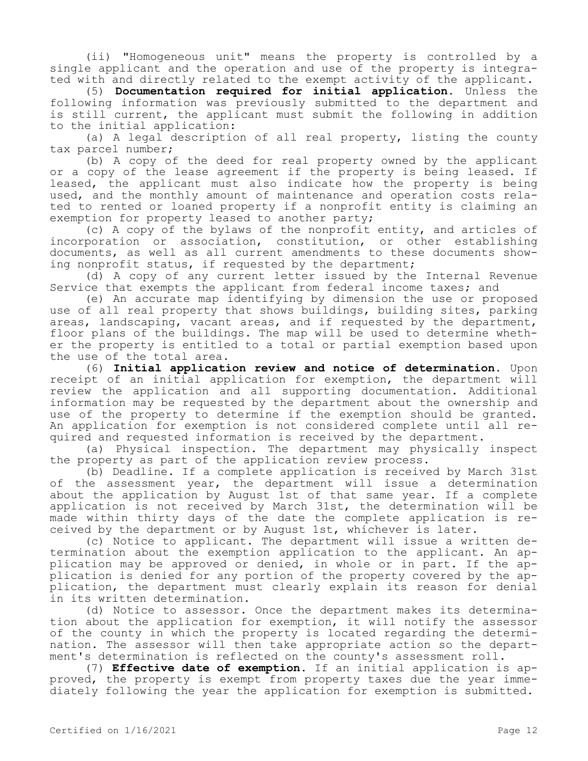(ii) "Homogeneous unit" means the property is controlled by a single applicant and the operation and use of the property is integrated with and directly related to the exempt activity of the applicant.

(5) **Documentation required for initial application.** Unless the following information was previously submitted to the department and is still current, the applicant must submit the following in addition to the initial application:

(a) A legal description of all real property, listing the county tax parcel number;

(b) A copy of the deed for real property owned by the applicant or a copy of the lease agreement if the property is being leased. If leased, the applicant must also indicate how the property is being used, and the monthly amount of maintenance and operation costs related to rented or loaned property if a nonprofit entity is claiming an exemption for property leased to another party;

(c) A copy of the bylaws of the nonprofit entity, and articles of incorporation or association, constitution, or other establishing documents, as well as all current amendments to these documents showing nonprofit status, if requested by the department;

(d) A copy of any current letter issued by the Internal Revenue Service that exempts the applicant from federal income taxes; and

(e) An accurate map identifying by dimension the use or proposed use of all real property that shows buildings, building sites, parking areas, landscaping, vacant areas, and if requested by the department, floor plans of the buildings. The map will be used to determine whether the property is entitled to a total or partial exemption based upon the use of the total area.

(6) **Initial application review and notice of determination.** Upon receipt of an initial application for exemption, the department will review the application and all supporting documentation. Additional information may be requested by the department about the ownership and use of the property to determine if the exemption should be granted. An application for exemption is not considered complete until all required and requested information is received by the department.

(a) Physical inspection. The department may physically inspect the property as part of the application review process.

(b) Deadline. If a complete application is received by March 31st of the assessment year, the department will issue a determination about the application by August 1st of that same year. If a complete application is not received by March 31st, the determination will be made within thirty days of the date the complete application is received by the department or by August 1st, whichever is later.

(c) Notice to applicant. The department will issue a written determination about the exemption application to the applicant. An application may be approved or denied, in whole or in part. If the application is denied for any portion of the property covered by the application, the department must clearly explain its reason for denial in its written determination.

(d) Notice to assessor. Once the department makes its determination about the application for exemption, it will notify the assessor of the county in which the property is located regarding the determination. The assessor will then take appropriate action so the department's determination is reflected on the county's assessment roll.

(7) **Effective date of exemption.** If an initial application is approved, the property is exempt from property taxes due the year immediately following the year the application for exemption is submitted.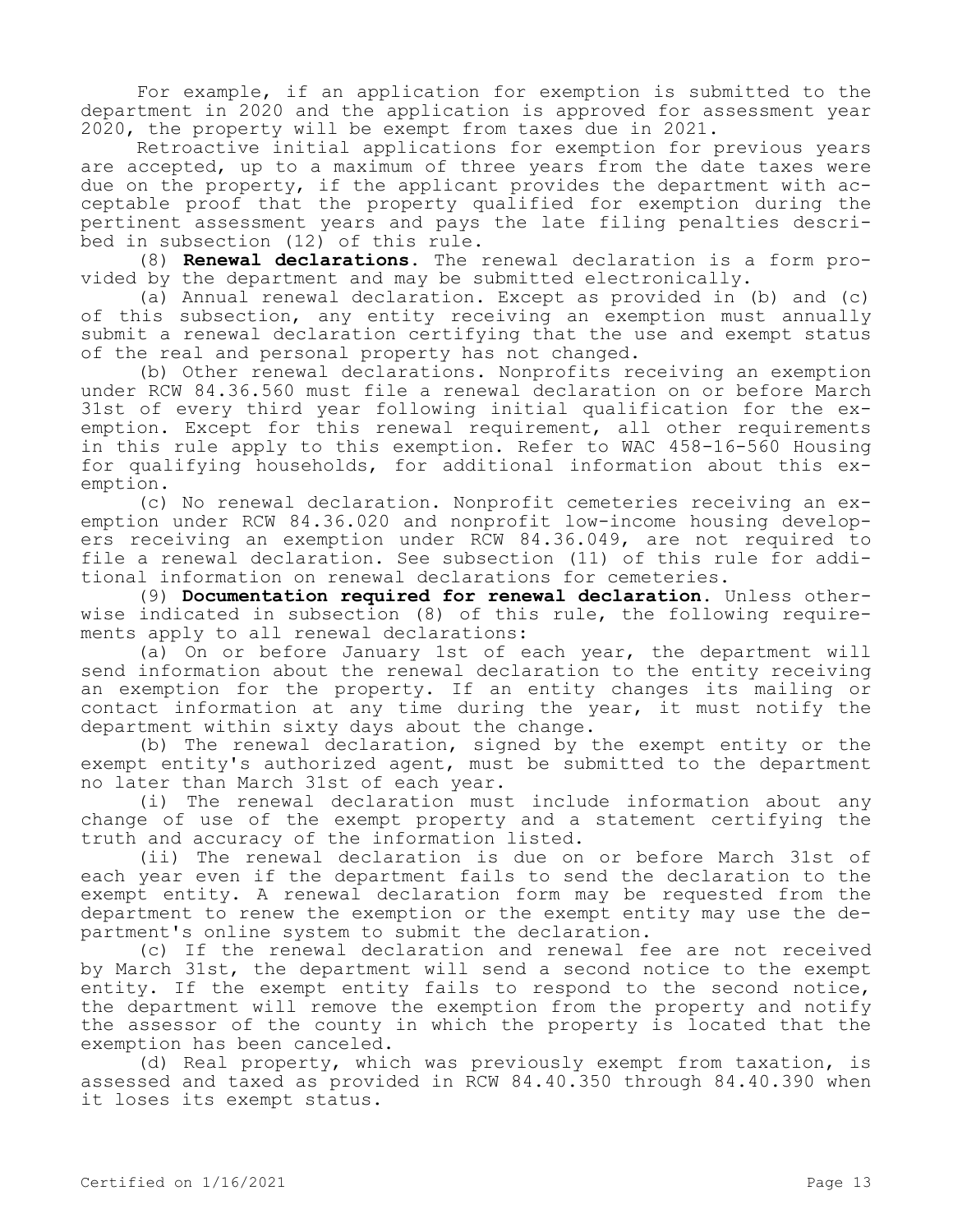For example, if an application for exemption is submitted to the department in 2020 and the application is approved for assessment year 2020, the property will be exempt from taxes due in 2021.

Retroactive initial applications for exemption for previous years are accepted, up to a maximum of three years from the date taxes were due on the property, if the applicant provides the department with acceptable proof that the property qualified for exemption during the pertinent assessment years and pays the late filing penalties described in subsection (12) of this rule.

(8) **Renewal declarations.** The renewal declaration is a form provided by the department and may be submitted electronically.

(a) Annual renewal declaration. Except as provided in (b) and (c) of this subsection, any entity receiving an exemption must annually submit a renewal declaration certifying that the use and exempt status of the real and personal property has not changed.

(b) Other renewal declarations. Nonprofits receiving an exemption under RCW 84.36.560 must file a renewal declaration on or before March 31st of every third year following initial qualification for the exemption. Except for this renewal requirement, all other requirements in this rule apply to this exemption. Refer to WAC 458-16-560 Housing for qualifying households, for additional information about this exemption.

(c) No renewal declaration. Nonprofit cemeteries receiving an exemption under RCW 84.36.020 and nonprofit low-income housing developers receiving an exemption under RCW 84.36.049, are not required to file a renewal declaration. See subsection (11) of this rule for additional information on renewal declarations for cemeteries.

(9) **Documentation required for renewal declaration.** Unless otherwise indicated in subsection (8) of this rule, the following requirements apply to all renewal declarations:

(a) On or before January 1st of each year, the department will send information about the renewal declaration to the entity receiving an exemption for the property. If an entity changes its mailing or contact information at any time during the year, it must notify the department within sixty days about the change.

(b) The renewal declaration, signed by the exempt entity or the exempt entity's authorized agent, must be submitted to the department no later than March 31st of each year.

(i) The renewal declaration must include information about any change of use of the exempt property and a statement certifying the truth and accuracy of the information listed.

(ii) The renewal declaration is due on or before March 31st of each year even if the department fails to send the declaration to the exempt entity. A renewal declaration form may be requested from the department to renew the exemption or the exempt entity may use the department's online system to submit the declaration.

(c) If the renewal declaration and renewal fee are not received by March 31st, the department will send a second notice to the exempt entity. If the exempt entity fails to respond to the second notice, the department will remove the exemption from the property and notify the assessor of the county in which the property is located that the exemption has been canceled.

(d) Real property, which was previously exempt from taxation, is assessed and taxed as provided in RCW 84.40.350 through 84.40.390 when it loses its exempt status.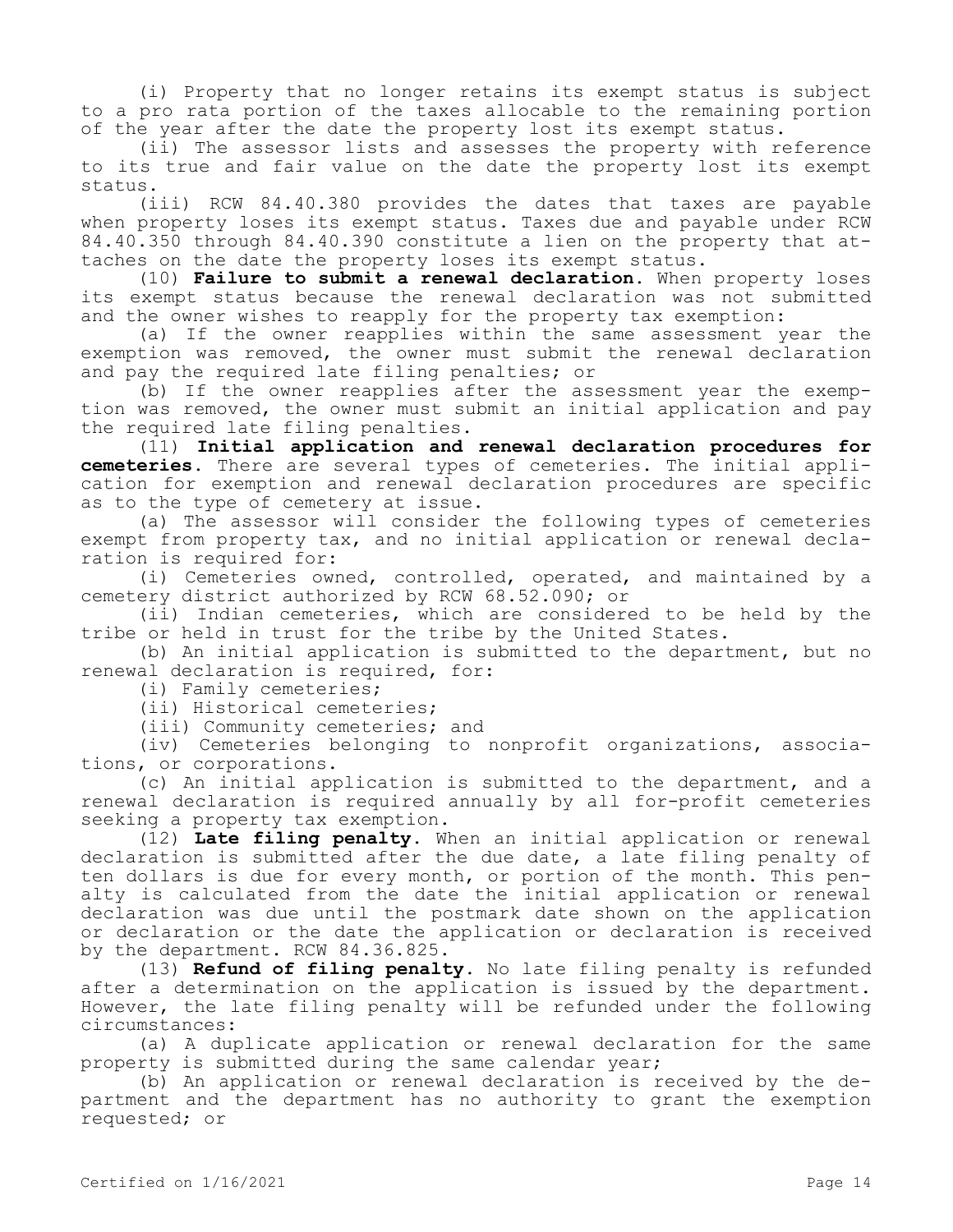(i) Property that no longer retains its exempt status is subject to a pro rata portion of the taxes allocable to the remaining portion of the year after the date the property lost its exempt status.

(ii) The assessor lists and assesses the property with reference to its true and fair value on the date the property lost its exempt status.

(iii) RCW 84.40.380 provides the dates that taxes are payable when property loses its exempt status. Taxes due and payable under RCW 84.40.350 through 84.40.390 constitute a lien on the property that attaches on the date the property loses its exempt status.

(10) **Failure to submit a renewal declaration.** When property loses its exempt status because the renewal declaration was not submitted and the owner wishes to reapply for the property tax exemption:

(a) If the owner reapplies within the same assessment year the exemption was removed, the owner must submit the renewal declaration and pay the required late filing penalties; or

(b) If the owner reapplies after the assessment year the exemption was removed, the owner must submit an initial application and pay the required late filing penalties.

(11) **Initial application and renewal declaration procedures for cemeteries.** There are several types of cemeteries. The initial application for exemption and renewal declaration procedures are specific as to the type of cemetery at issue.

(a) The assessor will consider the following types of cemeteries exempt from property tax, and no initial application or renewal declaration is required for:

(i) Cemeteries owned, controlled, operated, and maintained by a cemetery district authorized by RCW 68.52.090; or

(ii) Indian cemeteries, which are considered to be held by the tribe or held in trust for the tribe by the United States.

(b) An initial application is submitted to the department, but no renewal declaration is required, for:

(i) Family cemeteries;

(ii) Historical cemeteries;

(iii) Community cemeteries; and

(iv) Cemeteries belonging to nonprofit organizations, associations, or corporations.

(c) An initial application is submitted to the department, and a renewal declaration is required annually by all for-profit cemeteries seeking a property tax exemption.

(12) **Late filing penalty.** When an initial application or renewal declaration is submitted after the due date, a late filing penalty of ten dollars is due for every month, or portion of the month. This penalty is calculated from the date the initial application or renewal declaration was due until the postmark date shown on the application or declaration or the date the application or declaration is received by the department. RCW 84.36.825.

(13) **Refund of filing penalty.** No late filing penalty is refunded after a determination on the application is issued by the department. However, the late filing penalty will be refunded under the following circumstances:

(a) A duplicate application or renewal declaration for the same property is submitted during the same calendar year;

(b) An application or renewal declaration is received by the department and the department has no authority to grant the exemption requested; or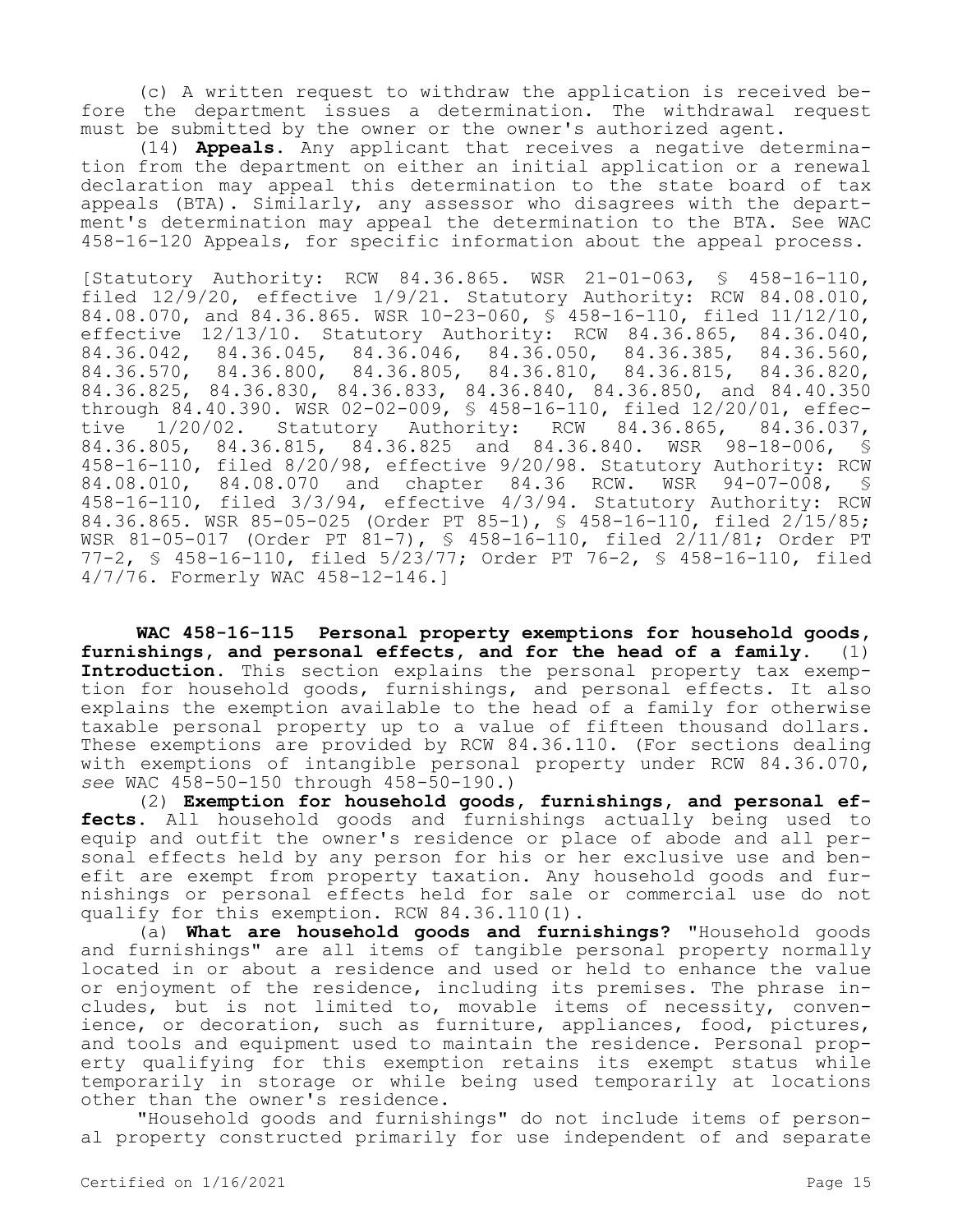(c) A written request to withdraw the application is received before the department issues a determination. The withdrawal request must be submitted by the owner or the owner's authorized agent.

(14) **Appeals.** Any applicant that receives a negative determination from the department on either an initial application or a renewal declaration may appeal this determination to the state board of tax appeals (BTA). Similarly, any assessor who disagrees with the department's determination may appeal the determination to the BTA. See WAC 458-16-120 Appeals, for specific information about the appeal process.

[Statutory Authority: RCW 84.36.865. WSR 21-01-063, § 458-16-110, filed 12/9/20, effective 1/9/21. Statutory Authority: RCW 84.08.010, 84.08.070, and 84.36.865. WSR 10-23-060, § 458-16-110, filed 11/12/10, effective 12/13/10. Statutory Authority: RCW 84.36.865, 84.36.040, 84.36.042, 84.36.045, 84.36.046, 84.36.050, 84.36.385, 84.36.560, 84.36.570, 84.36.800, 84.36.805, 84.36.810, 84.36.815, 84.36.820, 84.36.825, 84.36.830, 84.36.833, 84.36.840, 84.36.850, and 84.40.350 through 84.40.390. WSR 02-02-009, § 458-16-110, filed 12/20/01, effective 1/20/02. Statutory Authority: RCW 84.36.865, 84.36.037, 84.36.805, 84.36.815, 84.36.825 and 84.36.840. WSR 98-18-006, § 458-16-110, filed 8/20/98, effective 9/20/98. Statutory Authority: RCW 84.08.010, 84.08.070 and chapter 84.36 RCW. WSR 94-07-008, § 458-16-110, filed 3/3/94, effective 4/3/94. Statutory Authority: RCW 84.36.865. WSR 85-05-025 (Order PT 85-1), § 458-16-110, filed 2/15/85; WSR 81-05-017 (Order PT 81-7), § 458-16-110, filed 2/11/81; Order PT 77-2, § 458-16-110, filed 5/23/77; Order PT 76-2, § 458-16-110, filed 4/7/76. Formerly WAC 458-12-146.]

**WAC 458-16-115 Personal property exemptions for household goods, furnishings, and personal effects, and for the head of a family.** (1) **Introduction.** This section explains the personal property tax exemption for household goods, furnishings, and personal effects. It also explains the exemption available to the head of a family for otherwise taxable personal property up to a value of fifteen thousand dollars. These exemptions are provided by RCW 84.36.110. (For sections dealing with exemptions of intangible personal property under RCW 84.36.070, *see* WAC 458-50-150 through 458-50-190.)

(2) **Exemption for household goods, furnishings, and personal effects.** All household goods and furnishings actually being used to equip and outfit the owner's residence or place of abode and all personal effects held by any person for his or her exclusive use and benefit are exempt from property taxation. Any household goods and furnishings or personal effects held for sale or commercial use do not qualify for this exemption. RCW 84.36.110(1).

(a) **What are household goods and furnishings?** "Household goods and furnishings" are all items of tangible personal property normally located in or about a residence and used or held to enhance the value or enjoyment of the residence, including its premises. The phrase includes, but is not limited to, movable items of necessity, convenience, or decoration, such as furniture, appliances, food, pictures, and tools and equipment used to maintain the residence. Personal property qualifying for this exemption retains its exempt status while temporarily in storage or while being used temporarily at locations other than the owner's residence.

"Household goods and furnishings" do not include items of personal property constructed primarily for use independent of and separate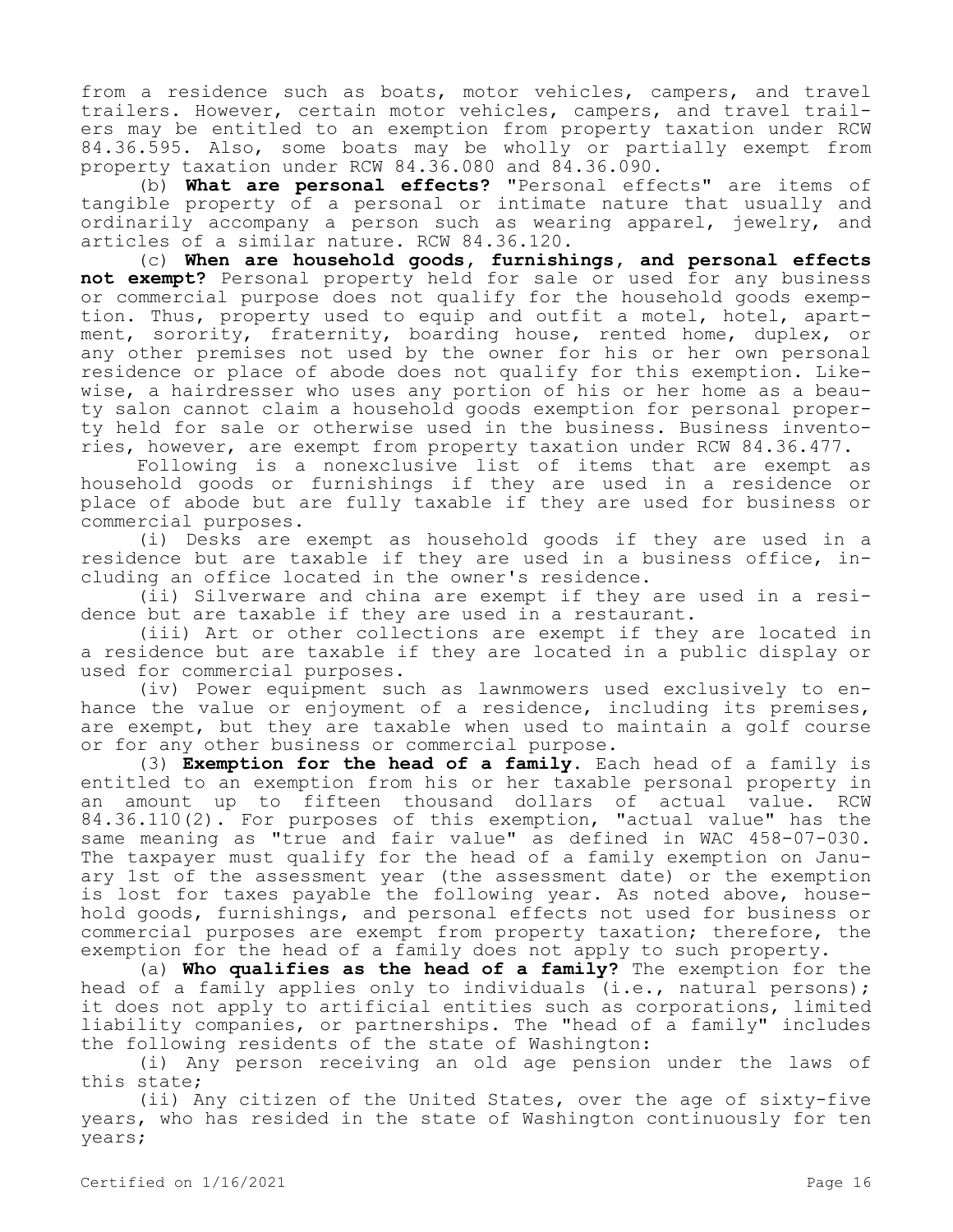from a residence such as boats, motor vehicles, campers, and travel trailers. However, certain motor vehicles, campers, and travel trailers may be entitled to an exemption from property taxation under RCW 84.36.595. Also, some boats may be wholly or partially exempt from property taxation under RCW 84.36.080 and 84.36.090.

(b) **What are personal effects?** "Personal effects" are items of tangible property of a personal or intimate nature that usually and ordinarily accompany a person such as wearing apparel, jewelry, and articles of a similar nature. RCW 84.36.120.

(c) **When are household goods, furnishings, and personal effects not exempt?** Personal property held for sale or used for any business or commercial purpose does not qualify for the household goods exemption. Thus, property used to equip and outfit a motel, hotel, apartment, sorority, fraternity, boarding house, rented home, duplex, or any other premises not used by the owner for his or her own personal residence or place of abode does not qualify for this exemption. Likewise, a hairdresser who uses any portion of his or her home as a beauty salon cannot claim a household goods exemption for personal property held for sale or otherwise used in the business. Business inventories, however, are exempt from property taxation under RCW 84.36.477.

Following is a nonexclusive list of items that are exempt as household goods or furnishings if they are used in a residence or place of abode but are fully taxable if they are used for business or commercial purposes.

(i) Desks are exempt as household goods if they are used in a residence but are taxable if they are used in a business office, including an office located in the owner's residence.

(ii) Silverware and china are exempt if they are used in a residence but are taxable if they are used in a restaurant.

(iii) Art or other collections are exempt if they are located in a residence but are taxable if they are located in a public display or used for commercial purposes.

(iv) Power equipment such as lawnmowers used exclusively to enhance the value or enjoyment of a residence, including its premises, are exempt, but they are taxable when used to maintain a golf course or for any other business or commercial purpose.

(3) **Exemption for the head of a family.** Each head of a family is entitled to an exemption from his or her taxable personal property in an amount up to fifteen thousand dollars of actual value. RCW 84.36.110(2). For purposes of this exemption, "actual value" has the same meaning as "true and fair value" as defined in WAC 458-07-030. The taxpayer must qualify for the head of a family exemption on January 1st of the assessment year (the assessment date) or the exemption is lost for taxes payable the following year. As noted above, household goods, furnishings, and personal effects not used for business or commercial purposes are exempt from property taxation; therefore, the exemption for the head of a family does not apply to such property.

(a) **Who qualifies as the head of a family?** The exemption for the head of a family applies only to individuals (i.e., natural persons); it does not apply to artificial entities such as corporations, limited liability companies, or partnerships. The "head of a family" includes the following residents of the state of Washington:

(i) Any person receiving an old age pension under the laws of this state;

(ii) Any citizen of the United States, over the age of sixty-five years, who has resided in the state of Washington continuously for ten years;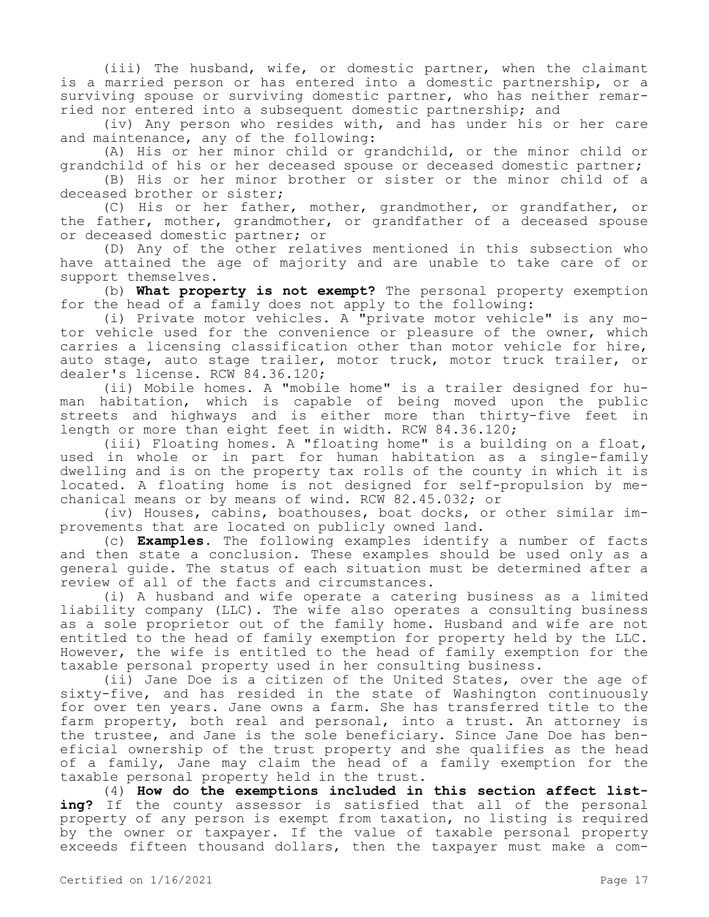(iii) The husband, wife, or domestic partner, when the claimant is a married person or has entered into a domestic partnership, or a surviving spouse or surviving domestic partner, who has neither remarried nor entered into a subsequent domestic partnership; and

(iv) Any person who resides with, and has under his or her care and maintenance, any of the following:

(A) His or her minor child or grandchild, or the minor child or grandchild of his or her deceased spouse or deceased domestic partner;

(B) His or her minor brother or sister or the minor child of a deceased brother or sister;

(C) His or her father, mother, grandmother, or grandfather, or the father, mother, grandmother, or grandfather of a deceased spouse or deceased domestic partner; or

(D) Any of the other relatives mentioned in this subsection who have attained the age of majority and are unable to take care of or support themselves.

(b) **What property is not exempt?** The personal property exemption for the head of a family does not apply to the following:

(i) Private motor vehicles. A "private motor vehicle" is any motor vehicle used for the convenience or pleasure of the owner, which carries a licensing classification other than motor vehicle for hire, auto stage, auto stage trailer, motor truck, motor truck trailer, or dealer's license. RCW 84.36.120;

(ii) Mobile homes. A "mobile home" is a trailer designed for human habitation, which is capable of being moved upon the public streets and highways and is either more than thirty-five feet in length or more than eight feet in width. RCW 84.36.120;

(iii) Floating homes. A "floating home" is a building on a float, used in whole or in part for human habitation as a single-family dwelling and is on the property tax rolls of the county in which it is located. A floating home is not designed for self-propulsion by mechanical means or by means of wind. RCW 82.45.032; or

(iv) Houses, cabins, boathouses, boat docks, or other similar improvements that are located on publicly owned land.

(c) **Examples**. The following examples identify a number of facts and then state a conclusion. These examples should be used only as a general guide. The status of each situation must be determined after a review of all of the facts and circumstances.

(i) A husband and wife operate a catering business as a limited liability company (LLC). The wife also operates a consulting business as a sole proprietor out of the family home. Husband and wife are not entitled to the head of family exemption for property held by the LLC. However, the wife is entitled to the head of family exemption for the taxable personal property used in her consulting business.

(ii) Jane Doe is a citizen of the United States, over the age of sixty-five, and has resided in the state of Washington continuously for over ten years. Jane owns a farm. She has transferred title to the farm property, both real and personal, into a trust. An attorney is the trustee, and Jane is the sole beneficiary. Since Jane Doe has beneficial ownership of the trust property and she qualifies as the head of a family, Jane may claim the head of a family exemption for the taxable personal property held in the trust.

(4) **How do the exemptions included in this section affect listing?** If the county assessor is satisfied that all of the personal property of any person is exempt from taxation, no listing is required by the owner or taxpayer. If the value of taxable personal property exceeds fifteen thousand dollars, then the taxpayer must make a com-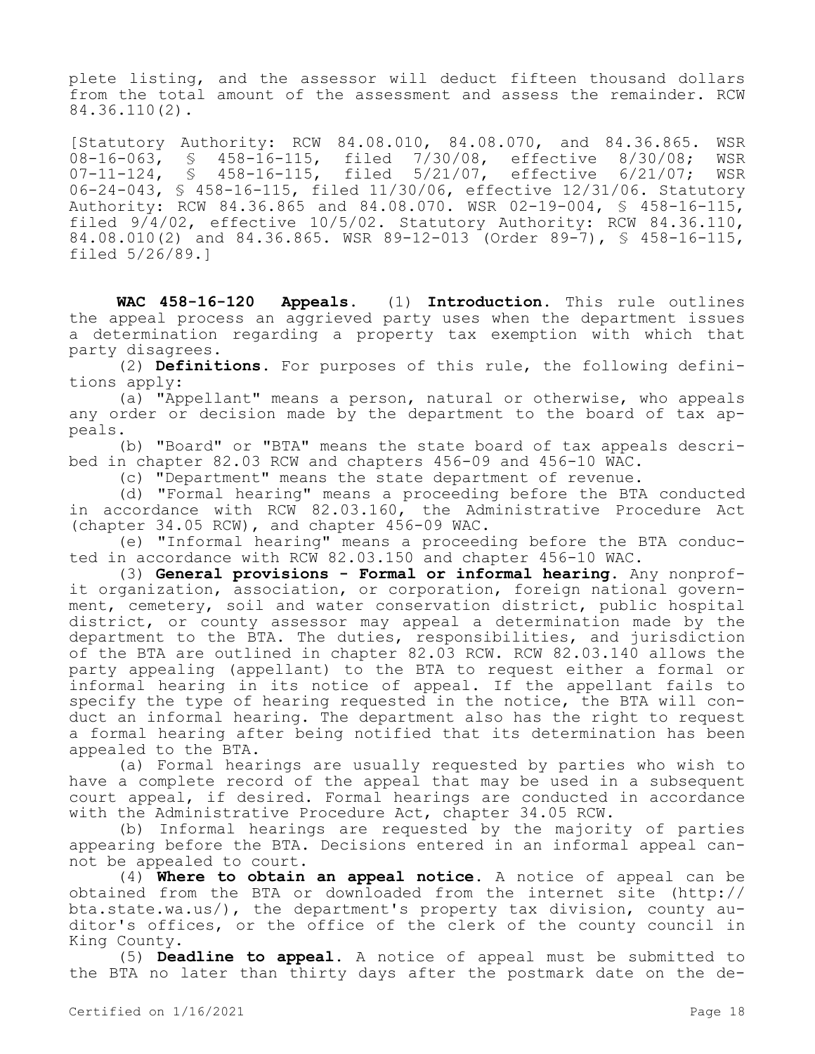plete listing, and the assessor will deduct fifteen thousand dollars from the total amount of the assessment and assess the remainder. RCW 84.36.110(2).

[Statutory Authority: RCW 84.08.010, 84.08.070, and 84.36.865. WSR 08-16-063, § 458-16-115, filed 7/30/08, effective 8/30/08; WSR 07-11-124, § 458-16-115, filed 5/21/07, effective 6/21/07; WSR 06-24-043, § 458-16-115, filed 11/30/06, effective 12/31/06. Statutory Authority: RCW 84.36.865 and 84.08.070. WSR 02-19-004, § 458-16-115, filed 9/4/02, effective 10/5/02. Statutory Authority: RCW 84.36.110, 84.08.010(2) and 84.36.865. WSR 89-12-013 (Order 89-7), § 458-16-115, filed 5/26/89.]

**WAC 458-16-120 Appeals.** (1) **Introduction.** This rule outlines the appeal process an aggrieved party uses when the department issues a determination regarding a property tax exemption with which that party disagrees.

(2) **Definitions.** For purposes of this rule, the following definitions apply:

(a) "Appellant" means a person, natural or otherwise, who appeals any order or decision made by the department to the board of tax appeals.

(b) "Board" or "BTA" means the state board of tax appeals described in chapter 82.03 RCW and chapters 456-09 and 456-10 WAC.

(c) "Department" means the state department of revenue.

(d) "Formal hearing" means a proceeding before the BTA conducted in accordance with RCW 82.03.160, the Administrative Procedure Act (chapter 34.05 RCW), and chapter 456-09 WAC.

(e) "Informal hearing" means a proceeding before the BTA conducted in accordance with RCW 82.03.150 and chapter 456-10 WAC.

(3) **General provisions - Formal or informal hearing.** Any nonprofit organization, association, or corporation, foreign national government, cemetery, soil and water conservation district, public hospital district, or county assessor may appeal a determination made by the department to the BTA. The duties, responsibilities, and jurisdiction of the BTA are outlined in chapter 82.03 RCW. RCW 82.03.140 allows the party appealing (appellant) to the BTA to request either a formal or informal hearing in its notice of appeal. If the appellant fails to specify the type of hearing requested in the notice, the BTA will conduct an informal hearing. The department also has the right to request a formal hearing after being notified that its determination has been appealed to the BTA.

(a) Formal hearings are usually requested by parties who wish to have a complete record of the appeal that may be used in a subsequent court appeal, if desired. Formal hearings are conducted in accordance with the Administrative Procedure Act, chapter 34.05 RCW.

(b) Informal hearings are requested by the majority of parties appearing before the BTA. Decisions entered in an informal appeal cannot be appealed to court.

(4) **Where to obtain an appeal notice.** A notice of appeal can be obtained from the BTA or downloaded from the internet site (http://bta.state.wa.us/), the department's property tax division, county auditor's offices, or the office of the clerk of the county council in King County.

(5) **Deadline to appeal.** A notice of appeal must be submitted to the BTA no later than thirty days after the postmark date on the de-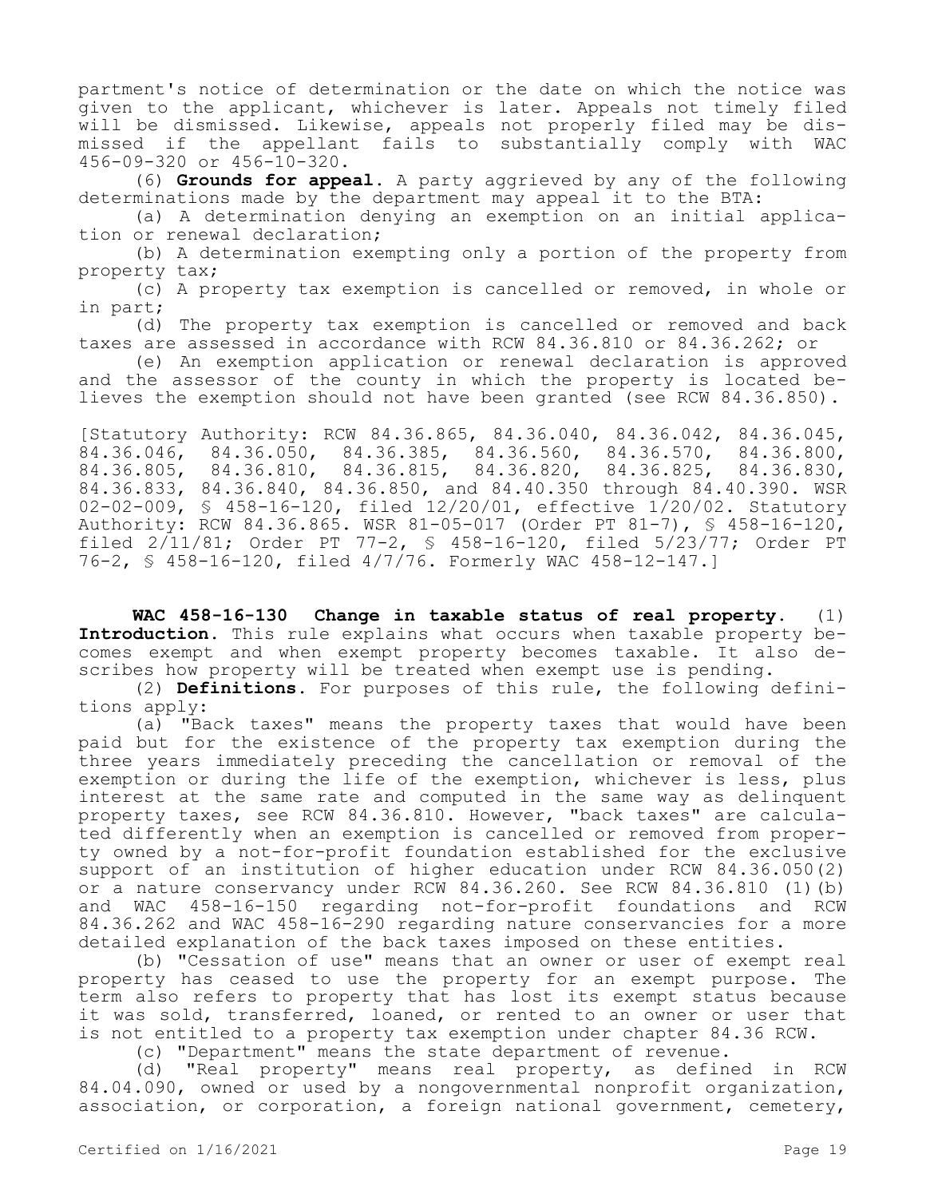partment's notice of determination or the date on which the notice was given to the applicant, whichever is later. Appeals not timely filed will be dismissed. Likewise, appeals not properly filed may be dismissed if the appellant fails to substantially comply with WAC 456-09-320 or 456-10-320.

(6) **Grounds for appeal.** A party aggrieved by any of the following determinations made by the department may appeal it to the BTA:

(a) A determination denying an exemption on an initial application or renewal declaration;

(b) A determination exempting only a portion of the property from property tax;

(c) A property tax exemption is cancelled or removed, in whole or in part;

(d) The property tax exemption is cancelled or removed and back taxes are assessed in accordance with RCW 84.36.810 or 84.36.262; or

(e) An exemption application or renewal declaration is approved and the assessor of the county in which the property is located believes the exemption should not have been granted (see RCW 84.36.850).

[Statutory Authority: RCW 84.36.865, 84.36.040, 84.36.042, 84.36.045, 84.36.046, 84.36.050, 84.36.385, 84.36.560, 84.36.570, 84.36.800, 84.36.805, 84.36.810, 84.36.815, 84.36.820, 84.36.825, 84.36.830, 84.36.833, 84.36.840, 84.36.850, and 84.40.350 through 84.40.390. WSR 02-02-009, § 458-16-120, filed 12/20/01, effective 1/20/02. Statutory Authority: RCW 84.36.865. WSR 81-05-017 (Order PT 81-7), § 458-16-120, filed 2/11/81; Order PT 77-2, § 458-16-120, filed 5/23/77; Order PT 76-2, § 458-16-120, filed 4/7/76. Formerly WAC 458-12-147.]

**WAC 458-16-130 Change in taxable status of real property.** (1) **Introduction.** This rule explains what occurs when taxable property becomes exempt and when exempt property becomes taxable. It also describes how property will be treated when exempt use is pending.

(2) **Definitions.** For purposes of this rule, the following definitions apply:

(a) "Back taxes" means the property taxes that would have been paid but for the existence of the property tax exemption during the three years immediately preceding the cancellation or removal of the exemption or during the life of the exemption, whichever is less, plus interest at the same rate and computed in the same way as delinquent property taxes, see RCW 84.36.810. However, "back taxes" are calculated differently when an exemption is cancelled or removed from property owned by a not-for-profit foundation established for the exclusive support of an institution of higher education under RCW 84.36.050(2) or a nature conservancy under RCW 84.36.260. See RCW 84.36.810 (1)(b) and WAC 458-16-150 regarding not-for-profit foundations and RCW 84.36.262 and WAC 458-16-290 regarding nature conservancies for a more detailed explanation of the back taxes imposed on these entities.

(b) "Cessation of use" means that an owner or user of exempt real property has ceased to use the property for an exempt purpose. The term also refers to property that has lost its exempt status because it was sold, transferred, loaned, or rented to an owner or user that is not entitled to a property tax exemption under chapter 84.36 RCW.

(c) "Department" means the state department of revenue.

(d) "Real property" means real property, as defined in RCW 84.04.090, owned or used by a nongovernmental nonprofit organization, association, or corporation, a foreign national government, cemetery,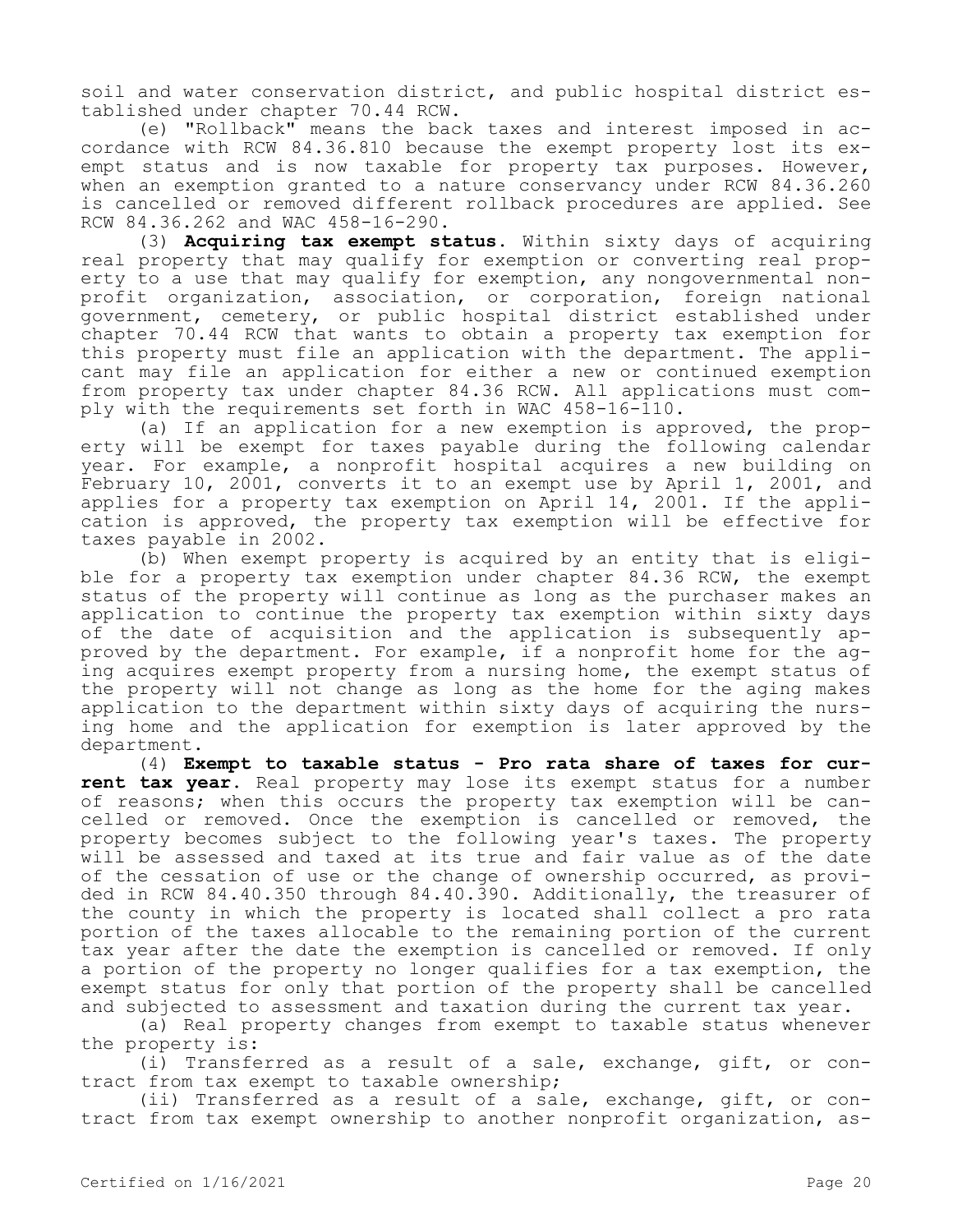soil and water conservation district, and public hospital district established under chapter 70.44 RCW.

(e) "Rollback" means the back taxes and interest imposed in accordance with RCW 84.36.810 because the exempt property lost its exempt status and is now taxable for property tax purposes. However, when an exemption granted to a nature conservancy under RCW 84.36.260 is cancelled or removed different rollback procedures are applied. See RCW 84.36.262 and WAC 458-16-290.

(3) **Acquiring tax exempt status.** Within sixty days of acquiring real property that may qualify for exemption or converting real property to a use that may qualify for exemption, any nongovernmental nonprofit organization, association, or corporation, foreign national government, cemetery, or public hospital district established under chapter 70.44 RCW that wants to obtain a property tax exemption for this property must file an application with the department. The applicant may file an application for either a new or continued exemption from property tax under chapter 84.36 RCW. All applications must comply with the requirements set forth in WAC 458-16-110.

(a) If an application for a new exemption is approved, the property will be exempt for taxes payable during the following calendar year. For example, a nonprofit hospital acquires a new building on February 10, 2001, converts it to an exempt use by April 1, 2001, and applies for a property tax exemption on April 14, 2001. If the application is approved, the property tax exemption will be effective for taxes payable in 2002.

(b) When exempt property is acquired by an entity that is eligible for a property tax exemption under chapter 84.36 RCW, the exempt status of the property will continue as long as the purchaser makes an application to continue the property tax exemption within sixty days of the date of acquisition and the application is subsequently approved by the department. For example, if a nonprofit home for the aging acquires exempt property from a nursing home, the exempt status of the property will not change as long as the home for the aging makes application to the department within sixty days of acquiring the nursing home and the application for exemption is later approved by the department.

(4) **Exempt to taxable status - Pro rata share of taxes for current tax year.** Real property may lose its exempt status for a number of reasons; when this occurs the property tax exemption will be cancelled or removed. Once the exemption is cancelled or removed, the property becomes subject to the following year's taxes. The property will be assessed and taxed at its true and fair value as of the date of the cessation of use or the change of ownership occurred, as provided in RCW 84.40.350 through 84.40.390. Additionally, the treasurer of the county in which the property is located shall collect a pro rata portion of the taxes allocable to the remaining portion of the current tax year after the date the exemption is cancelled or removed. If only a portion of the property no longer qualifies for a tax exemption, the exempt status for only that portion of the property shall be cancelled and subjected to assessment and taxation during the current tax year.

(a) Real property changes from exempt to taxable status whenever the property is:

(i) Transferred as a result of a sale, exchange, gift, or contract from tax exempt to taxable ownership;

(ii) Transferred as a result of a sale, exchange, gift, or contract from tax exempt ownership to another nonprofit organization, as-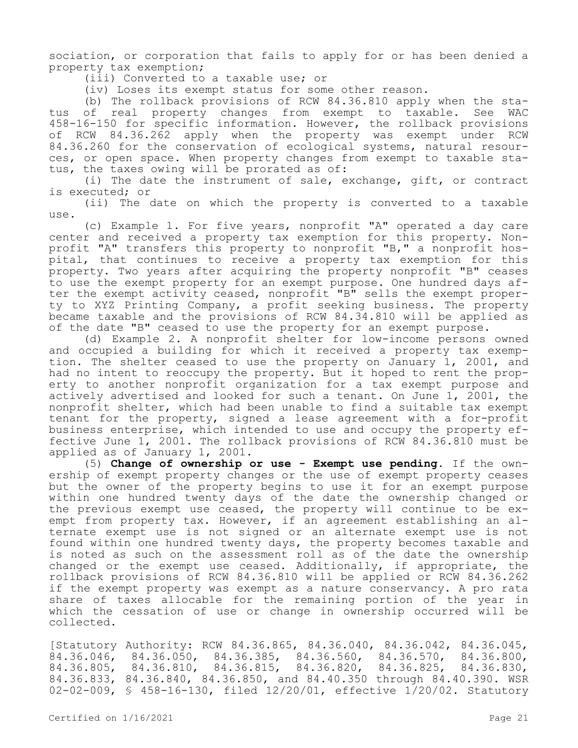sociation, or corporation that fails to apply for or has been denied a property tax exemption;

(iii) Converted to a taxable use; or

(iv) Loses its exempt status for some other reason.

(b) The rollback provisions of RCW 84.36.810 apply when the status of real property changes from exempt to taxable. See WAC 458-16-150 for specific information. However, the rollback provisions of RCW 84.36.262 apply when the property was exempt under RCW 84.36.260 for the conservation of ecological systems, natural resources, or open space. When property changes from exempt to taxable status, the taxes owing will be prorated as of:

(i) The date the instrument of sale, exchange, gift, or contract is executed; or

(ii) The date on which the property is converted to a taxable use.

(c) Example 1. For five years, nonprofit "A" operated a day care center and received a property tax exemption for this property. Nonprofit "A" transfers this property to nonprofit "B," a nonprofit hospital, that continues to receive a property tax exemption for this property. Two years after acquiring the property nonprofit "B" ceases to use the exempt property for an exempt purpose. One hundred days after the exempt activity ceased, nonprofit "B" sells the exempt property to XYZ Printing Company, a profit seeking business. The property became taxable and the provisions of RCW 84.34.810 will be applied as of the date "B" ceased to use the property for an exempt purpose.

(d) Example 2. A nonprofit shelter for low-income persons owned and occupied a building for which it received a property tax exemption. The shelter ceased to use the property on January 1, 2001, and had no intent to reoccupy the property. But it hoped to rent the property to another nonprofit organization for a tax exempt purpose and actively advertised and looked for such a tenant. On June 1, 2001, the nonprofit shelter, which had been unable to find a suitable tax exempt tenant for the property, signed a lease agreement with a for-profit business enterprise, which intended to use and occupy the property effective June 1, 2001. The rollback provisions of RCW 84.36.810 must be applied as of January 1, 2001.

(5) **Change of ownership or use - Exempt use pending.** If the ownership of exempt property changes or the use of exempt property ceases but the owner of the property begins to use it for an exempt purpose within one hundred twenty days of the date the ownership changed or the previous exempt use ceased, the property will continue to be exempt from property tax. However, if an agreement establishing an alternate exempt use is not signed or an alternate exempt use is not found within one hundred twenty days, the property becomes taxable and is noted as such on the assessment roll as of the date the ownership changed or the exempt use ceased. Additionally, if appropriate, the rollback provisions of RCW 84.36.810 will be applied or RCW 84.36.262 if the exempt property was exempt as a nature conservancy. A pro rata share of taxes allocable for the remaining portion of the year in which the cessation of use or change in ownership occurred will be collected.

[Statutory Authority: RCW 84.36.865, 84.36.040, 84.36.042, 84.36.045, 84.36.046, 84.36.050, 84.36.385, 84.36.560, 84.36.570, 84.36.800, 84.36.805, 84.36.810, 84.36.815, 84.36.820, 84.36.825, 84.36.830, 84.36.833, 84.36.840, 84.36.850, and 84.40.350 through 84.40.390. WSR 02-02-009, § 458-16-130, filed 12/20/01, effective 1/20/02. Statutory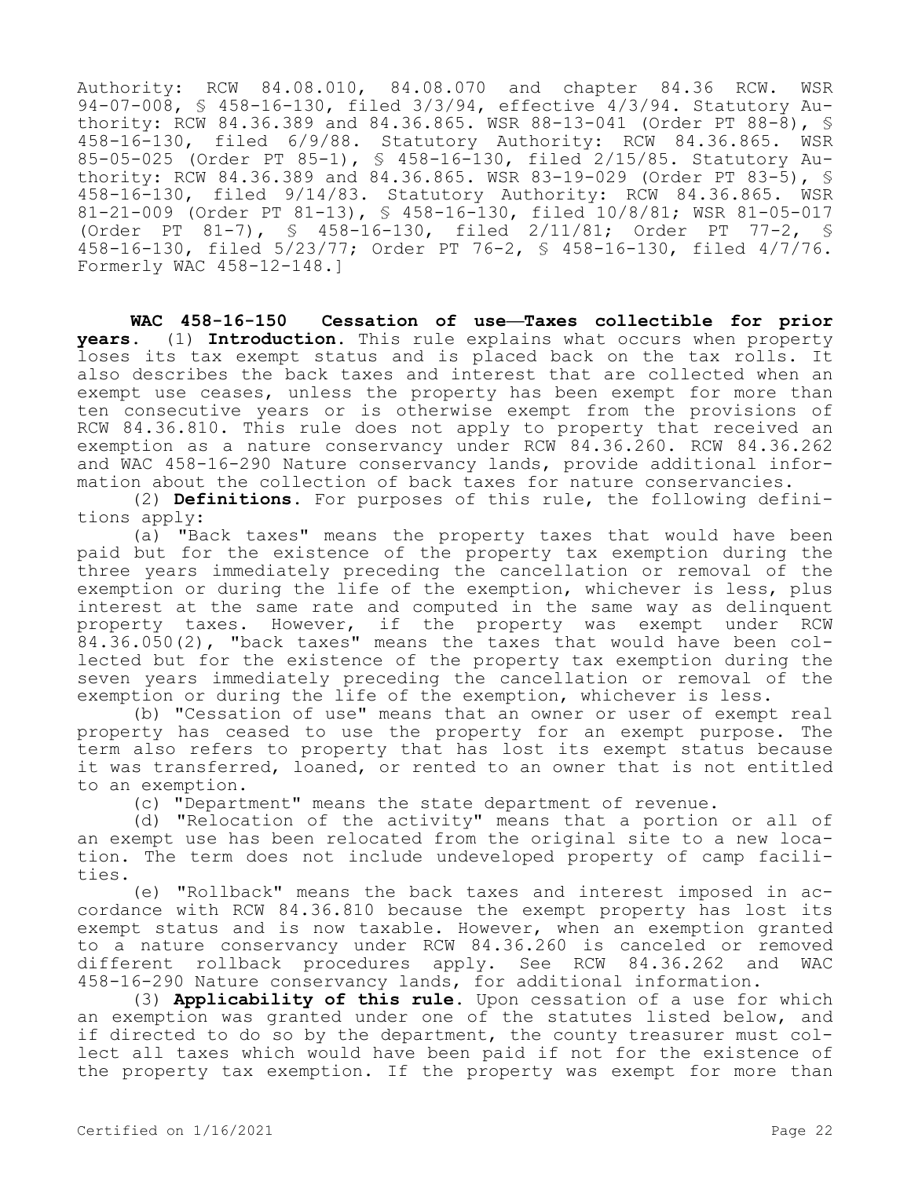Authority: RCW 84.08.010, 84.08.070 and chapter 84.36 RCW. WSR 94-07-008, § 458-16-130, filed 3/3/94, effective 4/3/94. Statutory Authority: RCW 84.36.389 and 84.36.865. WSR 88-13-041 (Order PT 88-8), § 458-16-130, filed 6/9/88. Statutory Authority: RCW 84.36.865. WSR 85-05-025 (Order PT 85-1), § 458-16-130, filed 2/15/85. Statutory Authority: RCW 84.36.389 and 84.36.865. WSR 83-19-029 (Order PT 83-5), § 458-16-130, filed 9/14/83. Statutory Authority: RCW 84.36.865. WSR 81-21-009 (Order PT 81-13), § 458-16-130, filed 10/8/81; WSR 81-05-017 (Order PT 81-7), § 458-16-130, filed 2/11/81; Order PT 77-2, § 458-16-130, filed 5/23/77; Order PT 76-2, § 458-16-130, filed 4/7/76. Formerly WAC 458-12-148.]

**WAC 458-16-150 Cessation of use—Taxes collectible for prior years.** (1) **Introduction.** This rule explains what occurs when property loses its tax exempt status and is placed back on the tax rolls. It also describes the back taxes and interest that are collected when an exempt use ceases, unless the property has been exempt for more than ten consecutive years or is otherwise exempt from the provisions of RCW 84.36.810. This rule does not apply to property that received an exemption as a nature conservancy under RCW 84.36.260. RCW 84.36.262 and WAC 458-16-290 Nature conservancy lands, provide additional information about the collection of back taxes for nature conservancies.

(2) **Definitions.** For purposes of this rule, the following definitions apply:

(a) "Back taxes" means the property taxes that would have been paid but for the existence of the property tax exemption during the three years immediately preceding the cancellation or removal of the exemption or during the life of the exemption, whichever is less, plus interest at the same rate and computed in the same way as delinquent property taxes. However, if the property was exempt under RCW 84.36.050(2), "back taxes" means the taxes that would have been collected but for the existence of the property tax exemption during the seven years immediately preceding the cancellation or removal of the exemption or during the life of the exemption, whichever is less.

(b) "Cessation of use" means that an owner or user of exempt real property has ceased to use the property for an exempt purpose. The term also refers to property that has lost its exempt status because it was transferred, loaned, or rented to an owner that is not entitled to an exemption.

(c) "Department" means the state department of revenue.

(d) "Relocation of the activity" means that a portion or all of an exempt use has been relocated from the original site to a new location. The term does not include undeveloped property of camp facilities.

(e) "Rollback" means the back taxes and interest imposed in accordance with RCW 84.36.810 because the exempt property has lost its exempt status and is now taxable. However, when an exemption granted to a nature conservancy under RCW 84.36.260 is canceled or removed different rollback procedures apply. See RCW 84.36.262 and WAC 458-16-290 Nature conservancy lands, for additional information.

(3) **Applicability of this rule.** Upon cessation of a use for which an exemption was granted under one of the statutes listed below, and if directed to do so by the department, the county treasurer must collect all taxes which would have been paid if not for the existence of the property tax exemption. If the property was exempt for more than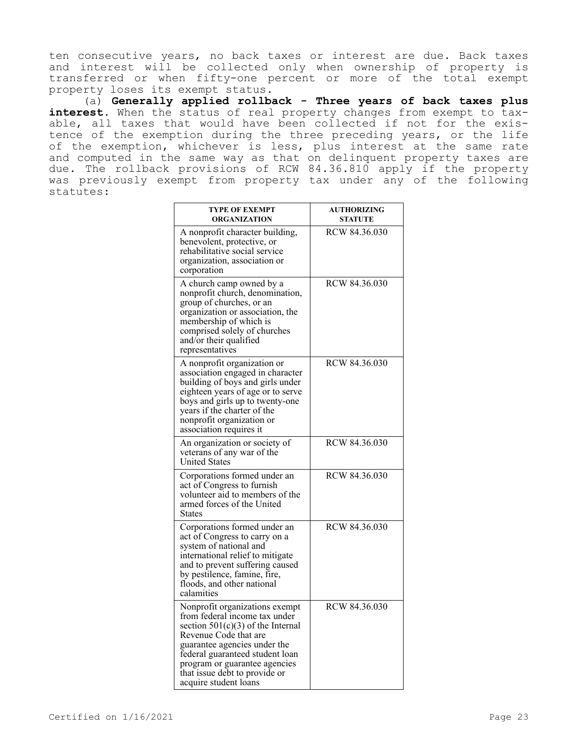ten consecutive years, no back taxes or interest are due. Back taxes and interest will be collected only when ownership of property is transferred or when fifty-one percent or more of the total exempt property loses its exempt status.

(a) **Generally applied rollback - Three years of back taxes plus interest.** When the status of real property changes from exempt to taxable, all taxes that would have been collected if not for the existence of the exemption during the three preceding years, or the life of the exemption, whichever is less, plus interest at the same rate and computed in the same way as that on delinquent property taxes are due. The rollback provisions of RCW 84.36.810 apply if the property was previously exempt from property tax under any of the following statutes:

| TYPE OF EXEMPT ORGANIZATION | AUTHORIZING STATUTE |
|---|---|
| A nonprofit character building, benevolent, protective, or rehabilitative social service organization, association or corporation | RCW 84.36.030 |
| A church camp owned by a nonprofit church, denomination, group of churches, or an organization or association, the membership of which is comprised solely of churches and/or their qualified representatives | RCW 84.36.030 |
| A nonprofit organization or association engaged in character building of boys and girls under eighteen years of age or to serve boys and girls up to twenty-one years if the charter of the nonprofit organization or association requires it | RCW 84.36.030 |
| An organization or society of veterans of any war of the United States | RCW 84.36.030 |
| Corporations formed under an act of Congress to furnish volunteer aid to members of the armed forces of the United States | RCW 84.36.030 |
| Corporations formed under an act of Congress to carry on a system of national and international relief to mitigate and to prevent suffering caused by pestilence, famine, fire, floods, and other national calamities | RCW 84.36.030 |
| Nonprofit organizations exempt from federal income tax under section 501(c)(3) of the Internal Revenue Code that are guarantee agencies under the federal guaranteed student loan program or guarantee agencies that issue debt to provide or acquire student loans | RCW 84.36.030 |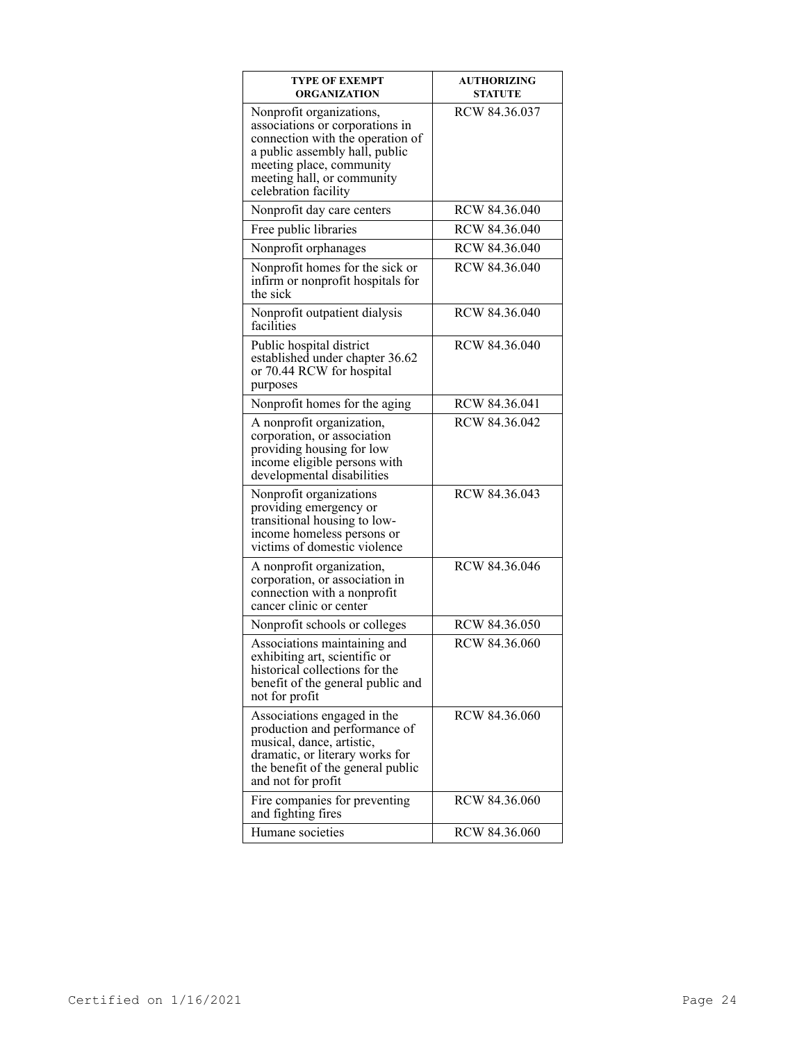| TYPE OF EXEMPT ORGANIZATION | AUTHORIZING STATUTE |
| --- | --- |
| Nonprofit organizations, associations or corporations in connection with the operation of a public assembly hall, public meeting place, community meeting hall, or community celebration facility | RCW 84.36.037 |
| Nonprofit day care centers | RCW 84.36.040 |
| Free public libraries | RCW 84.36.040 |
| Nonprofit orphanages | RCW 84.36.040 |
| Nonprofit homes for the sick or infirm or nonprofit hospitals for the sick | RCW 84.36.040 |
| Nonprofit outpatient dialysis facilities | RCW 84.36.040 |
| Public hospital district established under chapter 36.62 or 70.44 RCW for hospital purposes | RCW 84.36.040 |
| Nonprofit homes for the aging | RCW 84.36.041 |
| A nonprofit organization, corporation, or association providing housing for low income eligible persons with developmental disabilities | RCW 84.36.042 |
| Nonprofit organizations providing emergency or transitional housing to low-income homeless persons or victims of domestic violence | RCW 84.36.043 |
| A nonprofit organization, corporation, or association in connection with a nonprofit cancer clinic or center | RCW 84.36.046 |
| Nonprofit schools or colleges | RCW 84.36.050 |
| Associations maintaining and exhibiting art, scientific or historical collections for the benefit of the general public and not for profit | RCW 84.36.060 |
| Associations engaged in the production and performance of musical, dance, artistic, dramatic, or literary works for the benefit of the general public and not for profit | RCW 84.36.060 |
| Fire companies for preventing and fighting fires | RCW 84.36.060 |
| Humane societies | RCW 84.36.060 |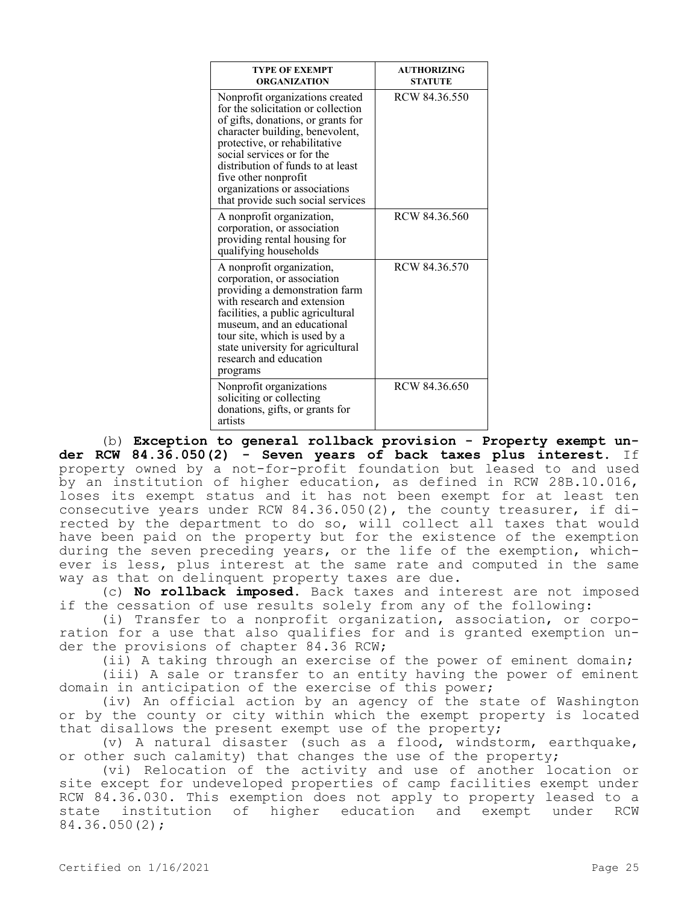| TYPE OF EXEMPT ORGANIZATION | AUTHORIZING STATUTE |
|---|---|
| Nonprofit organizations created for the solicitation or collection of gifts, donations, or grants for character building, benevolent, protective, or rehabilitative social services or for the distribution of funds to at least five other nonprofit organizations or associations that provide such social services | RCW 84.36.550 |
| A nonprofit organization, corporation, or association providing rental housing for qualifying households | RCW 84.36.560 |
| A nonprofit organization, corporation, or association providing a demonstration farm with research and extension facilities, a public agricultural museum, and an educational tour site, which is used by a state university for agricultural research and education programs | RCW 84.36.570 |
| Nonprofit organizations soliciting or collecting donations, gifts, or grants for artists | RCW 84.36.650 |

(b) **Exception to general rollback provision - Property exempt under RCW 84.36.050(2) - Seven years of back taxes plus interest.** If property owned by a not-for-profit foundation but leased to and used by an institution of higher education, as defined in RCW 28B.10.016, loses its exempt status and it has not been exempt for at least ten consecutive years under RCW 84.36.050(2), the county treasurer, if directed by the department to do so, will collect all taxes that would have been paid on the property but for the existence of the exemption during the seven preceding years, or the life of the exemption, whichever is less, plus interest at the same rate and computed in the same way as that on delinquent property taxes are due.

(c) **No rollback imposed.** Back taxes and interest are not imposed if the cessation of use results solely from any of the following:

(i) Transfer to a nonprofit organization, association, or corporation for a use that also qualifies for and is granted exemption under the provisions of chapter 84.36 RCW;

(ii) A taking through an exercise of the power of eminent domain;

(iii) A sale or transfer to an entity having the power of eminent domain in anticipation of the exercise of this power;

(iv) An official action by an agency of the state of Washington or by the county or city within which the exempt property is located that disallows the present exempt use of the property;

(v) A natural disaster (such as a flood, windstorm, earthquake, or other such calamity) that changes the use of the property;

(vi) Relocation of the activity and use of another location or site except for undeveloped properties of camp facilities exempt under RCW 84.36.030. This exemption does not apply to property leased to a state institution of higher education and exempt under RCW 84.36.050(2);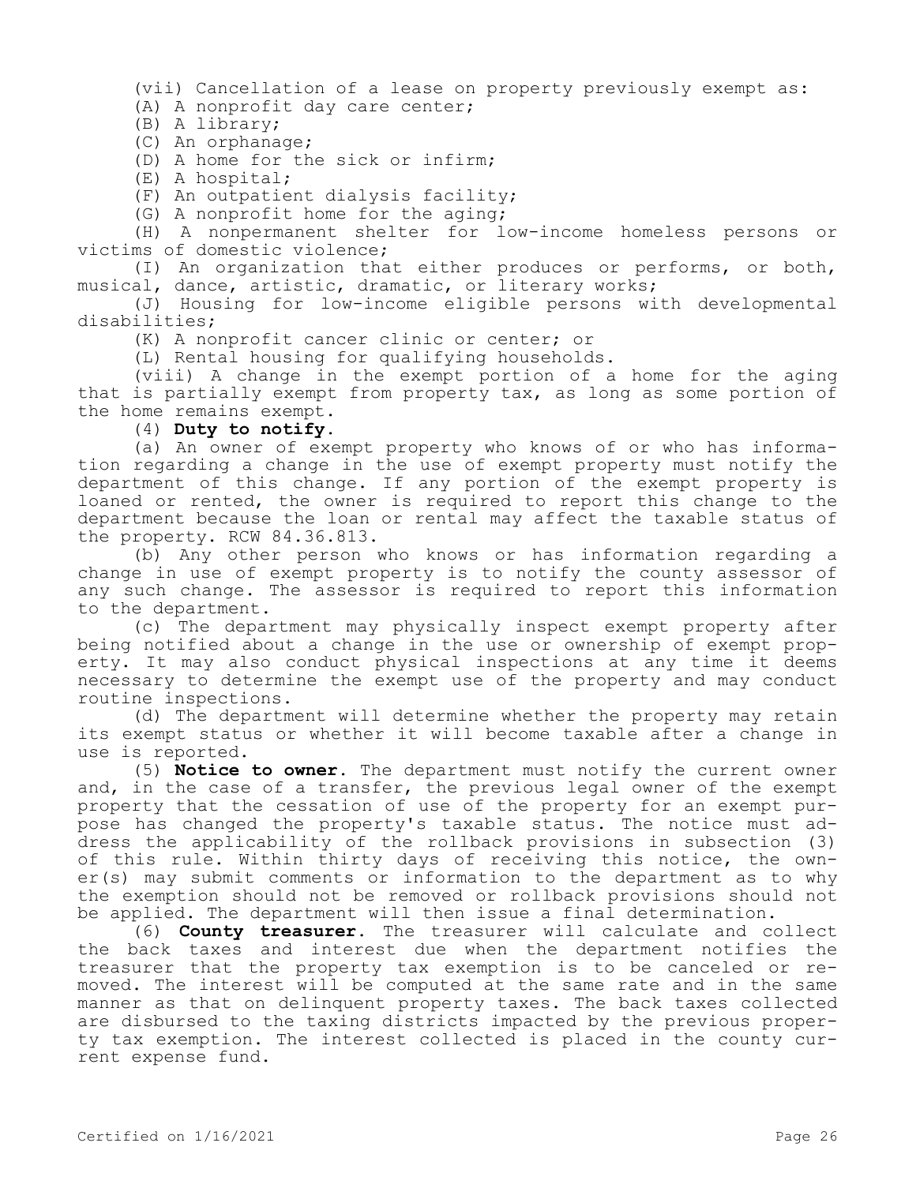(vii) Cancellation of a lease on property previously exempt as:

(A) A nonprofit day care center;

(B) A library;

(C) An orphanage;

(D) A home for the sick or infirm;

(E) A hospital;

(F) An outpatient dialysis facility;

(G) A nonprofit home for the aging;

(H) A nonpermanent shelter for low-income homeless persons or victims of domestic violence;

(I) An organization that either produces or performs, or both, musical, dance, artistic, dramatic, or literary works;

(J) Housing for low-income eligible persons with developmental disabilities;

(K) A nonprofit cancer clinic or center; or

(L) Rental housing for qualifying households.

(viii) A change in the exempt portion of a home for the aging that is partially exempt from property tax, as long as some portion of the home remains exempt.

(4) **Duty to notify.**

(a) An owner of exempt property who knows of or who has information regarding a change in the use of exempt property must notify the department of this change. If any portion of the exempt property is loaned or rented, the owner is required to report this change to the department because the loan or rental may affect the taxable status of the property. RCW 84.36.813.

(b) Any other person who knows or has information regarding a change in use of exempt property is to notify the county assessor of any such change. The assessor is required to report this information to the department.

(c) The department may physically inspect exempt property after being notified about a change in the use or ownership of exempt property. It may also conduct physical inspections at any time it deems necessary to determine the exempt use of the property and may conduct routine inspections.

(d) The department will determine whether the property may retain its exempt status or whether it will become taxable after a change in use is reported.

(5) **Notice to owner.** The department must notify the current owner and, in the case of a transfer, the previous legal owner of the exempt property that the cessation of use of the property for an exempt purpose has changed the property's taxable status. The notice must address the applicability of the rollback provisions in subsection (3) of this rule. Within thirty days of receiving this notice, the owner(s) may submit comments or information to the department as to why the exemption should not be removed or rollback provisions should not be applied. The department will then issue a final determination.

(6) **County treasurer.** The treasurer will calculate and collect the back taxes and interest due when the department notifies the treasurer that the property tax exemption is to be canceled or removed. The interest will be computed at the same rate and in the same manner as that on delinquent property taxes. The back taxes collected are disbursed to the taxing districts impacted by the previous property tax exemption. The interest collected is placed in the county current expense fund.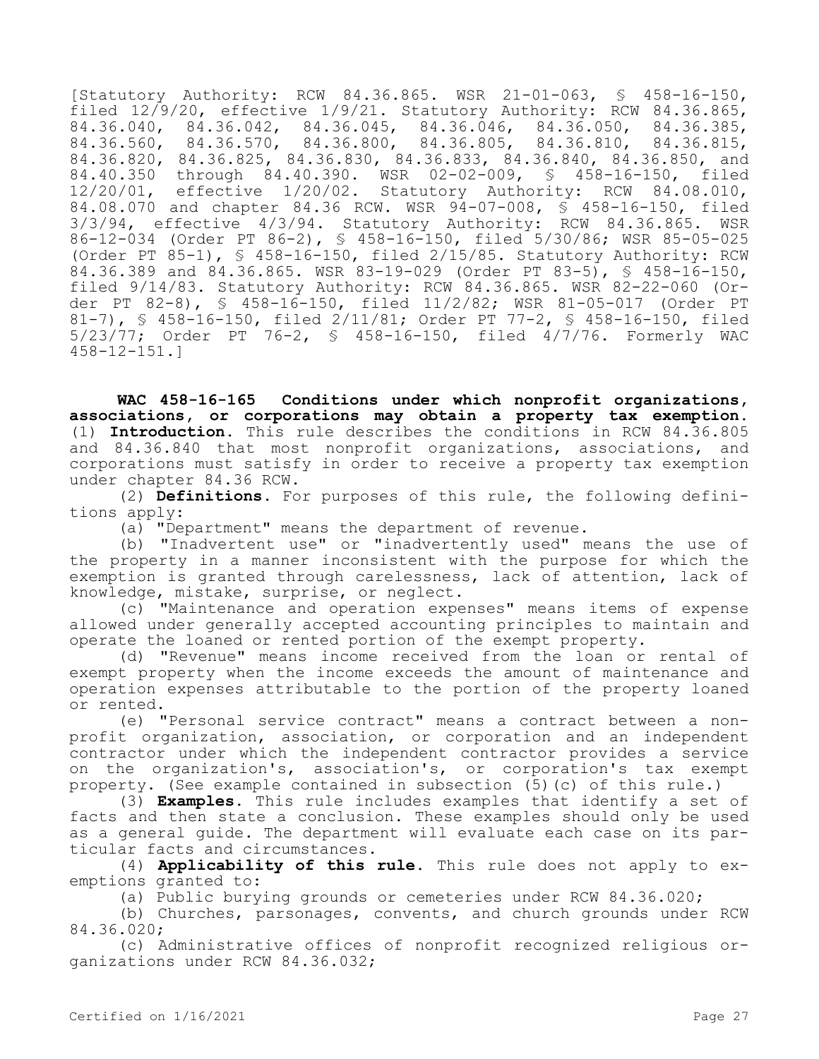[Statutory Authority: RCW 84.36.865. WSR 21-01-063, § 458-16-150, filed 12/9/20, effective 1/9/21. Statutory Authority: RCW 84.36.865, 84.36.040, 84.36.042, 84.36.045, 84.36.046, 84.36.050, 84.36.385, 84.36.560, 84.36.570, 84.36.800, 84.36.805, 84.36.810, 84.36.815, 84.36.820, 84.36.825, 84.36.830, 84.36.833, 84.36.840, 84.36.850, and 84.40.350 through 84.40.390. WSR 02-02-009, § 458-16-150, filed 12/20/01, effective 1/20/02. Statutory Authority: RCW 84.08.010, 84.08.070 and chapter 84.36 RCW. WSR 94-07-008, § 458-16-150, filed 3/3/94, effective 4/3/94. Statutory Authority: RCW 84.36.865. WSR 86-12-034 (Order PT 86-2), § 458-16-150, filed 5/30/86; WSR 85-05-025 (Order PT 85-1), § 458-16-150, filed 2/15/85. Statutory Authority: RCW 84.36.389 and 84.36.865. WSR 83-19-029 (Order PT 83-5), § 458-16-150, filed 9/14/83. Statutory Authority: RCW 84.36.865. WSR 82-22-060 (Order PT 82-8), § 458-16-150, filed 11/2/82; WSR 81-05-017 (Order PT 81-7), § 458-16-150, filed 2/11/81; Order PT 77-2, § 458-16-150, filed 5/23/77; Order PT 76-2, § 458-16-150, filed 4/7/76. Formerly WAC 458-12-151.]

**WAC 458-16-165 Conditions under which nonprofit organizations, associations, or corporations may obtain a property tax exemption.** (1) **Introduction.** This rule describes the conditions in RCW 84.36.805 and 84.36.840 that most nonprofit organizations, associations, and corporations must satisfy in order to receive a property tax exemption under chapter 84.36 RCW.

(2) **Definitions.** For purposes of this rule, the following definitions apply:

(a) "Department" means the department of revenue.

(b) "Inadvertent use" or "inadvertently used" means the use of the property in a manner inconsistent with the purpose for which the exemption is granted through carelessness, lack of attention, lack of knowledge, mistake, surprise, or neglect.

(c) "Maintenance and operation expenses" means items of expense allowed under generally accepted accounting principles to maintain and operate the loaned or rented portion of the exempt property.

(d) "Revenue" means income received from the loan or rental of exempt property when the income exceeds the amount of maintenance and operation expenses attributable to the portion of the property loaned or rented.

(e) "Personal service contract" means a contract between a nonprofit organization, association, or corporation and an independent contractor under which the independent contractor provides a service on the organization's, association's, or corporation's tax exempt property. (See example contained in subsection (5)(c) of this rule.)

(3) **Examples.** This rule includes examples that identify a set of facts and then state a conclusion. These examples should only be used as a general guide. The department will evaluate each case on its particular facts and circumstances.

(4) **Applicability of this rule.** This rule does not apply to exemptions granted to:

(a) Public burying grounds or cemeteries under RCW 84.36.020;

(b) Churches, parsonages, convents, and church grounds under RCW 84.36.020;

(c) Administrative offices of nonprofit recognized religious organizations under RCW 84.36.032;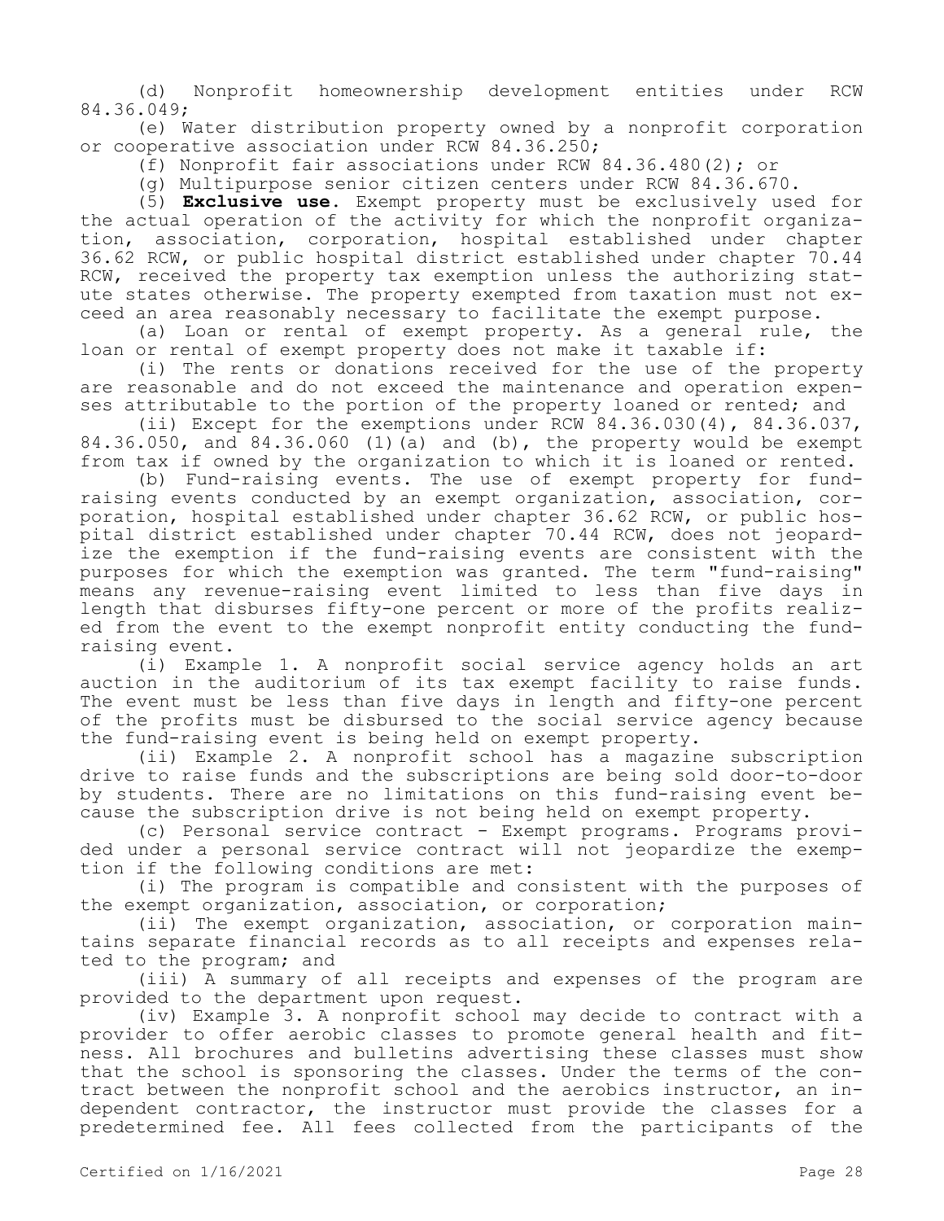(d) Nonprofit homeownership development entities under RCW 84.36.049;

(e) Water distribution property owned by a nonprofit corporation or cooperative association under RCW 84.36.250;

(f) Nonprofit fair associations under RCW 84.36.480(2); or

(g) Multipurpose senior citizen centers under RCW 84.36.670.

(5) **Exclusive use.** Exempt property must be exclusively used for the actual operation of the activity for which the nonprofit organization, association, corporation, hospital established under chapter 36.62 RCW, or public hospital district established under chapter 70.44 RCW, received the property tax exemption unless the authorizing statute states otherwise. The property exempted from taxation must not exceed an area reasonably necessary to facilitate the exempt purpose.

(a) Loan or rental of exempt property. As a general rule, the loan or rental of exempt property does not make it taxable if:

(i) The rents or donations received for the use of the property are reasonable and do not exceed the maintenance and operation expenses attributable to the portion of the property loaned or rented; and

(ii) Except for the exemptions under RCW 84.36.030(4), 84.36.037, 84.36.050, and 84.36.060 (1)(a) and (b), the property would be exempt from tax if owned by the organization to which it is loaned or rented.

(b) Fund-raising events. The use of exempt property for fund-raising events conducted by an exempt organization, association, corporation, hospital established under chapter 36.62 RCW, or public hospital district established under chapter 70.44 RCW, does not jeopardize the exemption if the fund-raising events are consistent with the purposes for which the exemption was granted. The term "fund-raising" means any revenue-raising event limited to less than five days in length that disburses fifty-one percent or more of the profits realized from the event to the exempt nonprofit entity conducting the fund-raising event.

(i) Example 1. A nonprofit social service agency holds an art auction in the auditorium of its tax exempt facility to raise funds. The event must be less than five days in length and fifty-one percent of the profits must be disbursed to the social service agency because the fund-raising event is being held on exempt property.

(ii) Example 2. A nonprofit school has a magazine subscription drive to raise funds and the subscriptions are being sold door-to-door by students. There are no limitations on this fund-raising event because the subscription drive is not being held on exempt property.

(c) Personal service contract - Exempt programs. Programs provided under a personal service contract will not jeopardize the exemption if the following conditions are met:

(i) The program is compatible and consistent with the purposes of the exempt organization, association, or corporation;

(ii) The exempt organization, association, or corporation maintains separate financial records as to all receipts and expenses related to the program; and

(iii) A summary of all receipts and expenses of the program are provided to the department upon request.

(iv) Example 3. A nonprofit school may decide to contract with a provider to offer aerobic classes to promote general health and fitness. All brochures and bulletins advertising these classes must show that the school is sponsoring the classes. Under the terms of the contract between the nonprofit school and the aerobics instructor, an independent contractor, the instructor must provide the classes for a predetermined fee. All fees collected from the participants of the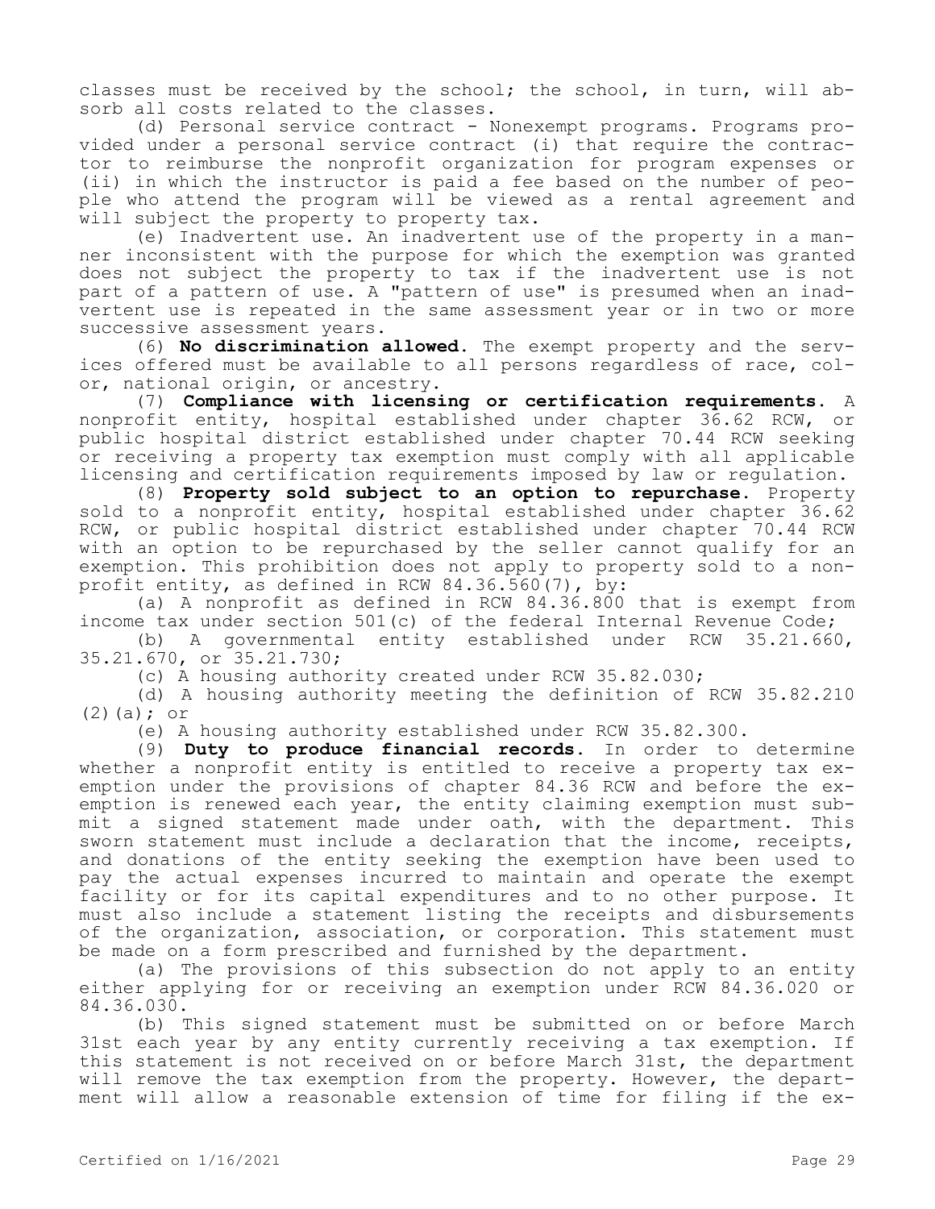classes must be received by the school; the school, in turn, will absorb all costs related to the classes.

(d) Personal service contract - Nonexempt programs. Programs provided under a personal service contract (i) that require the contractor to reimburse the nonprofit organization for program expenses or (ii) in which the instructor is paid a fee based on the number of people who attend the program will be viewed as a rental agreement and will subject the property to property tax.

(e) Inadvertent use. An inadvertent use of the property in a manner inconsistent with the purpose for which the exemption was granted does not subject the property to tax if the inadvertent use is not part of a pattern of use. A "pattern of use" is presumed when an inadvertent use is repeated in the same assessment year or in two or more successive assessment years.

(6) **No discrimination allowed.** The exempt property and the services offered must be available to all persons regardless of race, color, national origin, or ancestry.

(7) **Compliance with licensing or certification requirements.** A nonprofit entity, hospital established under chapter 36.62 RCW, or public hospital district established under chapter 70.44 RCW seeking or receiving a property tax exemption must comply with all applicable licensing and certification requirements imposed by law or regulation.

(8) **Property sold subject to an option to repurchase.** Property sold to a nonprofit entity, hospital established under chapter 36.62 RCW, or public hospital district established under chapter 70.44 RCW with an option to be repurchased by the seller cannot qualify for an exemption. This prohibition does not apply to property sold to a nonprofit entity, as defined in RCW 84.36.560(7), by:

(a) A nonprofit as defined in RCW 84.36.800 that is exempt from income tax under section 501(c) of the federal Internal Revenue Code;

(b) A governmental entity established under RCW 35.21.660, 35.21.670, or 35.21.730;

(c) A housing authority created under RCW 35.82.030;

(d) A housing authority meeting the definition of RCW 35.82.210 (2)(a); or

(e) A housing authority established under RCW 35.82.300.

(9) **Duty to produce financial records.** In order to determine whether a nonprofit entity is entitled to receive a property tax exemption under the provisions of chapter 84.36 RCW and before the exemption is renewed each year, the entity claiming exemption must submit a signed statement made under oath, with the department. This sworn statement must include a declaration that the income, receipts, and donations of the entity seeking the exemption have been used to pay the actual expenses incurred to maintain and operate the exempt facility or for its capital expenditures and to no other purpose. It must also include a statement listing the receipts and disbursements of the organization, association, or corporation. This statement must be made on a form prescribed and furnished by the department.

(a) The provisions of this subsection do not apply to an entity either applying for or receiving an exemption under RCW 84.36.020 or 84.36.030.

(b) This signed statement must be submitted on or before March 31st each year by any entity currently receiving a tax exemption. If this statement is not received on or before March 31st, the department will remove the tax exemption from the property. However, the department will allow a reasonable extension of time for filing if the ex-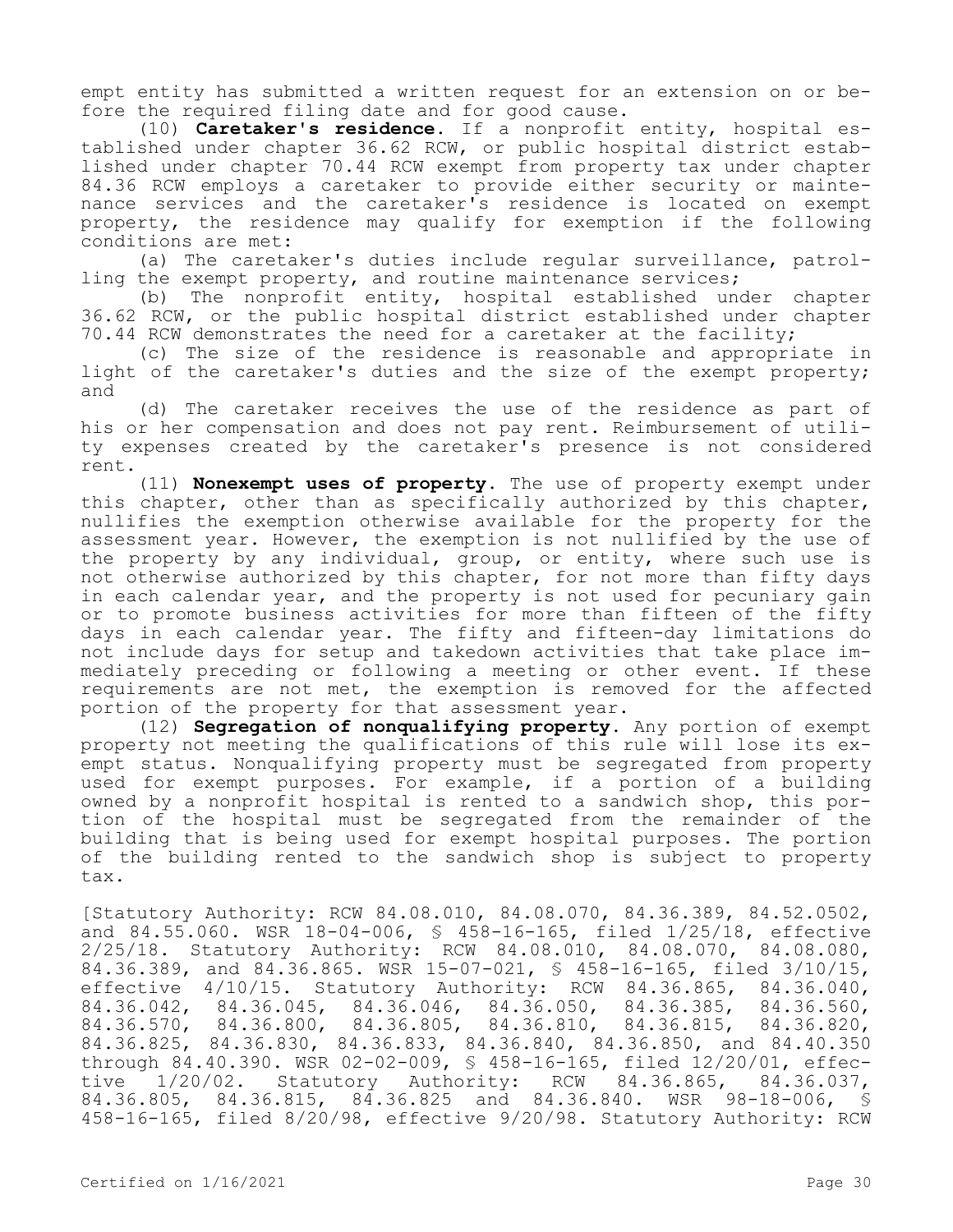empt entity has submitted a written request for an extension on or before the required filing date and for good cause.

(10) **Caretaker's residence.** If a nonprofit entity, hospital established under chapter 36.62 RCW, or public hospital district established under chapter 70.44 RCW exempt from property tax under chapter 84.36 RCW employs a caretaker to provide either security or maintenance services and the caretaker's residence is located on exempt property, the residence may qualify for exemption if the following conditions are met:

(a) The caretaker's duties include regular surveillance, patrolling the exempt property, and routine maintenance services;

(b) The nonprofit entity, hospital established under chapter 36.62 RCW, or the public hospital district established under chapter 70.44 RCW demonstrates the need for a caretaker at the facility;

(c) The size of the residence is reasonable and appropriate in light of the caretaker's duties and the size of the exempt property; and

(d) The caretaker receives the use of the residence as part of his or her compensation and does not pay rent. Reimbursement of utility expenses created by the caretaker's presence is not considered rent.

(11) **Nonexempt uses of property.** The use of property exempt under this chapter, other than as specifically authorized by this chapter, nullifies the exemption otherwise available for the property for the assessment year. However, the exemption is not nullified by the use of the property by any individual, group, or entity, where such use is not otherwise authorized by this chapter, for not more than fifty days in each calendar year, and the property is not used for pecuniary gain or to promote business activities for more than fifteen of the fifty days in each calendar year. The fifty and fifteen-day limitations do not include days for setup and takedown activities that take place immediately preceding or following a meeting or other event. If these requirements are not met, the exemption is removed for the affected portion of the property for that assessment year.

(12) **Segregation of nonqualifying property.** Any portion of exempt property not meeting the qualifications of this rule will lose its exempt status. Nonqualifying property must be segregated from property used for exempt purposes. For example, if a portion of a building owned by a nonprofit hospital is rented to a sandwich shop, this portion of the hospital must be segregated from the remainder of the building that is being used for exempt hospital purposes. The portion of the building rented to the sandwich shop is subject to property tax.

[Statutory Authority: RCW 84.08.010, 84.08.070, 84.36.389, 84.52.0502, and 84.55.060. WSR 18-04-006, § 458-16-165, filed 1/25/18, effective 2/25/18. Statutory Authority: RCW 84.08.010, 84.08.070, 84.08.080, 84.36.389, and 84.36.865. WSR 15-07-021, § 458-16-165, filed 3/10/15, effective 4/10/15. Statutory Authority: RCW 84.36.865, 84.36.040, 84.36.042, 84.36.045, 84.36.046, 84.36.050, 84.36.385, 84.36.560, 84.36.570, 84.36.800, 84.36.805, 84.36.810, 84.36.815, 84.36.820, 84.36.825, 84.36.830, 84.36.833, 84.36.840, 84.36.850, and 84.40.350 through 84.40.390. WSR 02-02-009, § 458-16-165, filed 12/20/01, effective 1/20/02. Statutory Authority: RCW 84.36.865, 84.36.037, 84.36.805, 84.36.815, 84.36.825 and 84.36.840. WSR 98-18-006, § 458-16-165, filed 8/20/98, effective 9/20/98. Statutory Authority: RCW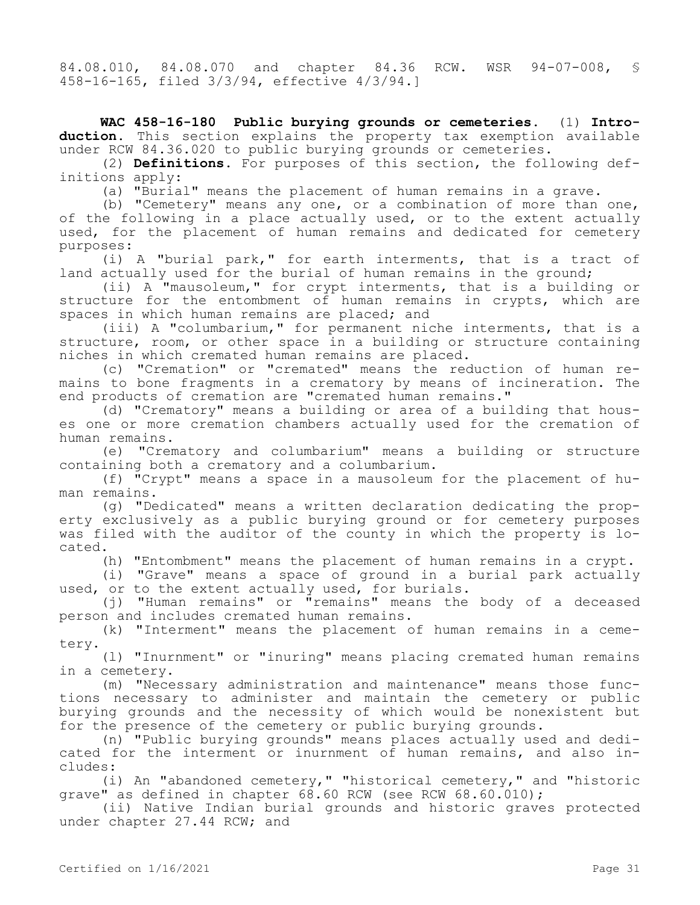84.08.010, 84.08.070 and chapter 84.36 RCW. WSR 94-07-008, § 458-16-165, filed 3/3/94, effective 4/3/94.]

**WAC 458-16-180 Public burying grounds or cemeteries.** (1) **Introduction.** This section explains the property tax exemption available under RCW 84.36.020 to public burying grounds or cemeteries.

(2) **Definitions.** For purposes of this section, the following definitions apply:

(a) "Burial" means the placement of human remains in a grave.

(b) "Cemetery" means any one, or a combination of more than one, of the following in a place actually used, or to the extent actually used, for the placement of human remains and dedicated for cemetery purposes:

(i) A "burial park," for earth interments, that is a tract of land actually used for the burial of human remains in the ground;

(ii) A "mausoleum," for crypt interments, that is a building or structure for the entombment of human remains in crypts, which are spaces in which human remains are placed; and

(iii) A "columbarium," for permanent niche interments, that is a structure, room, or other space in a building or structure containing niches in which cremated human remains are placed.

(c) "Cremation" or "cremated" means the reduction of human remains to bone fragments in a crematory by means of incineration. The end products of cremation are "cremated human remains."

(d) "Crematory" means a building or area of a building that houses one or more cremation chambers actually used for the cremation of human remains.

(e) "Crematory and columbarium" means a building or structure containing both a crematory and a columbarium.

(f) "Crypt" means a space in a mausoleum for the placement of human remains.

(g) "Dedicated" means a written declaration dedicating the property exclusively as a public burying ground or for cemetery purposes was filed with the auditor of the county in which the property is located.

(h) "Entombment" means the placement of human remains in a crypt.

(i) "Grave" means a space of ground in a burial park actually used, or to the extent actually used, for burials.

(j) "Human remains" or "remains" means the body of a deceased person and includes cremated human remains.

(k) "Interment" means the placement of human remains in a cemetery.

(l) "Inurnment" or "inuring" means placing cremated human remains in a cemetery.

(m) "Necessary administration and maintenance" means those functions necessary to administer and maintain the cemetery or public burying grounds and the necessity of which would be nonexistent but for the presence of the cemetery or public burying grounds.

(n) "Public burying grounds" means places actually used and dedicated for the interment or inurnment of human remains, and also includes:

(i) An "abandoned cemetery," "historical cemetery," and "historic grave" as defined in chapter 68.60 RCW (see RCW 68.60.010);

(ii) Native Indian burial grounds and historic graves protected under chapter 27.44 RCW; and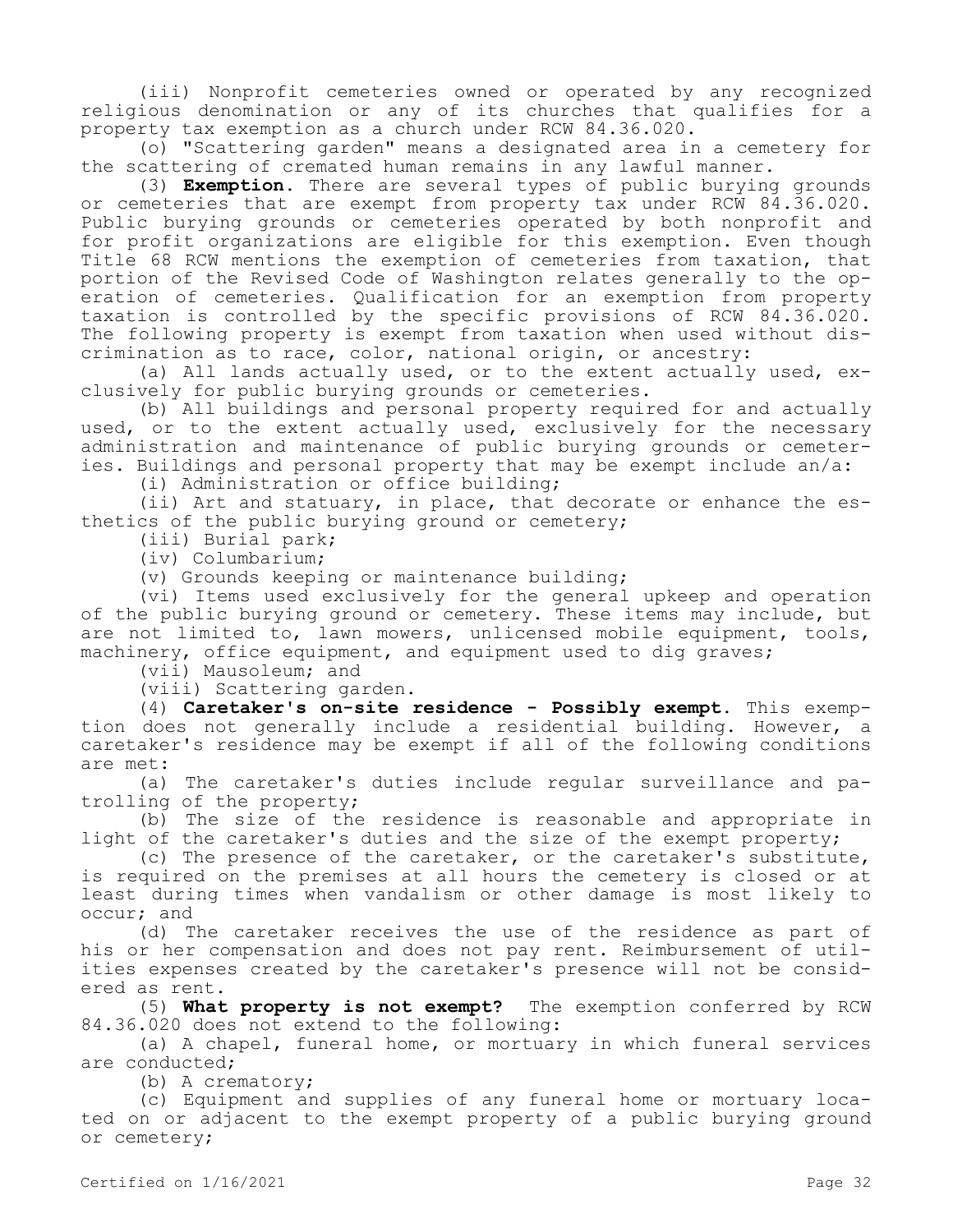(iii) Nonprofit cemeteries owned or operated by any recognized religious denomination or any of its churches that qualifies for a property tax exemption as a church under RCW 84.36.020.

(o) "Scattering garden" means a designated area in a cemetery for the scattering of cremated human remains in any lawful manner.

(3) **Exemption.** There are several types of public burying grounds or cemeteries that are exempt from property tax under RCW 84.36.020. Public burying grounds or cemeteries operated by both nonprofit and for profit organizations are eligible for this exemption. Even though Title 68 RCW mentions the exemption of cemeteries from taxation, that portion of the Revised Code of Washington relates generally to the operation of cemeteries. Qualification for an exemption from property taxation is controlled by the specific provisions of RCW 84.36.020. The following property is exempt from taxation when used without discrimination as to race, color, national origin, or ancestry:

(a) All lands actually used, or to the extent actually used, exclusively for public burying grounds or cemeteries.

(b) All buildings and personal property required for and actually used, or to the extent actually used, exclusively for the necessary administration and maintenance of public burying grounds or cemeteries. Buildings and personal property that may be exempt include an/a:

(i) Administration or office building;

(ii) Art and statuary, in place, that decorate or enhance the esthetics of the public burying ground or cemetery;

(iii) Burial park;

(iv) Columbarium;

(v) Grounds keeping or maintenance building;

(vi) Items used exclusively for the general upkeep and operation of the public burying ground or cemetery. These items may include, but are not limited to, lawn mowers, unlicensed mobile equipment, tools, machinery, office equipment, and equipment used to dig graves;

(vii) Mausoleum; and

(viii) Scattering garden.

(4) **Caretaker's on-site residence - Possibly exempt.** This exemption does not generally include a residential building. However, a caretaker's residence may be exempt if all of the following conditions are met:

(a) The caretaker's duties include regular surveillance and patrolling of the property;

(b) The size of the residence is reasonable and appropriate in light of the caretaker's duties and the size of the exempt property;

(c) The presence of the caretaker, or the caretaker's substitute, is required on the premises at all hours the cemetery is closed or at least during times when vandalism or other damage is most likely to occur; and

(d) The caretaker receives the use of the residence as part of his or her compensation and does not pay rent. Reimbursement of utilities expenses created by the caretaker's presence will not be considered as rent.

(5) **What property is not exempt?** The exemption conferred by RCW 84.36.020 does not extend to the following:

(a) A chapel, funeral home, or mortuary in which funeral services are conducted;

(b) A crematory;

(c) Equipment and supplies of any funeral home or mortuary located on or adjacent to the exempt property of a public burying ground or cemetery;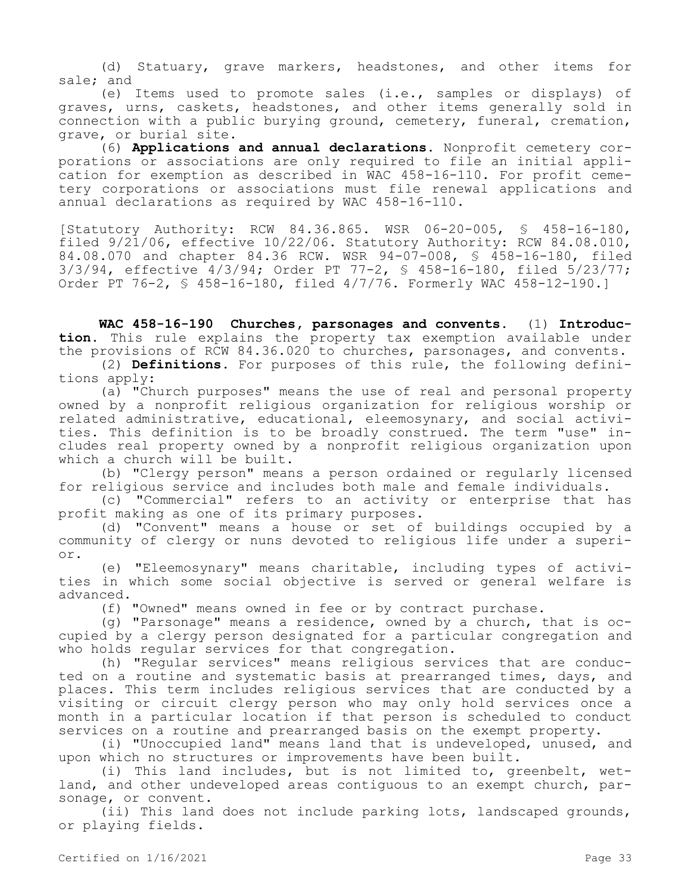(d) Statuary, grave markers, headstones, and other items for sale; and

(e) Items used to promote sales (i.e., samples or displays) of graves, urns, caskets, headstones, and other items generally sold in connection with a public burying ground, cemetery, funeral, cremation, grave, or burial site.

(6) **Applications and annual declarations.** Nonprofit cemetery corporations or associations are only required to file an initial application for exemption as described in WAC 458-16-110. For profit cemetery corporations or associations must file renewal applications and annual declarations as required by WAC 458-16-110.

[Statutory Authority: RCW 84.36.865. WSR 06-20-005, § 458-16-180, filed 9/21/06, effective 10/22/06. Statutory Authority: RCW 84.08.010, 84.08.070 and chapter 84.36 RCW. WSR 94-07-008, § 458-16-180, filed 3/3/94, effective 4/3/94; Order PT 77-2, § 458-16-180, filed 5/23/77; Order PT 76-2, § 458-16-180, filed 4/7/76. Formerly WAC 458-12-190.]

**WAC 458-16-190 Churches, parsonages and convents.** (1) **Introduction.** This rule explains the property tax exemption available under the provisions of RCW 84.36.020 to churches, parsonages, and convents.

(2) **Definitions.** For purposes of this rule, the following definitions apply:

(a) "Church purposes" means the use of real and personal property owned by a nonprofit religious organization for religious worship or related administrative, educational, eleemosynary, and social activities. This definition is to be broadly construed. The term "use" includes real property owned by a nonprofit religious organization upon which a church will be built.

(b) "Clergy person" means a person ordained or regularly licensed for religious service and includes both male and female individuals.

(c) "Commercial" refers to an activity or enterprise that has profit making as one of its primary purposes.

(d) "Convent" means a house or set of buildings occupied by a community of clergy or nuns devoted to religious life under a superior.

(e) "Eleemosynary" means charitable, including types of activities in which some social objective is served or general welfare is advanced.

(f) "Owned" means owned in fee or by contract purchase.

(g) "Parsonage" means a residence, owned by a church, that is occupied by a clergy person designated for a particular congregation and who holds regular services for that congregation.

(h) "Regular services" means religious services that are conducted on a routine and systematic basis at prearranged times, days, and places. This term includes religious services that are conducted by a visiting or circuit clergy person who may only hold services once a month in a particular location if that person is scheduled to conduct services on a routine and prearranged basis on the exempt property.

(i) "Unoccupied land" means land that is undeveloped, unused, and upon which no structures or improvements have been built.

(i) This land includes, but is not limited to, greenbelt, wetland, and other undeveloped areas contiguous to an exempt church, parsonage, or convent.

(ii) This land does not include parking lots, landscaped grounds, or playing fields.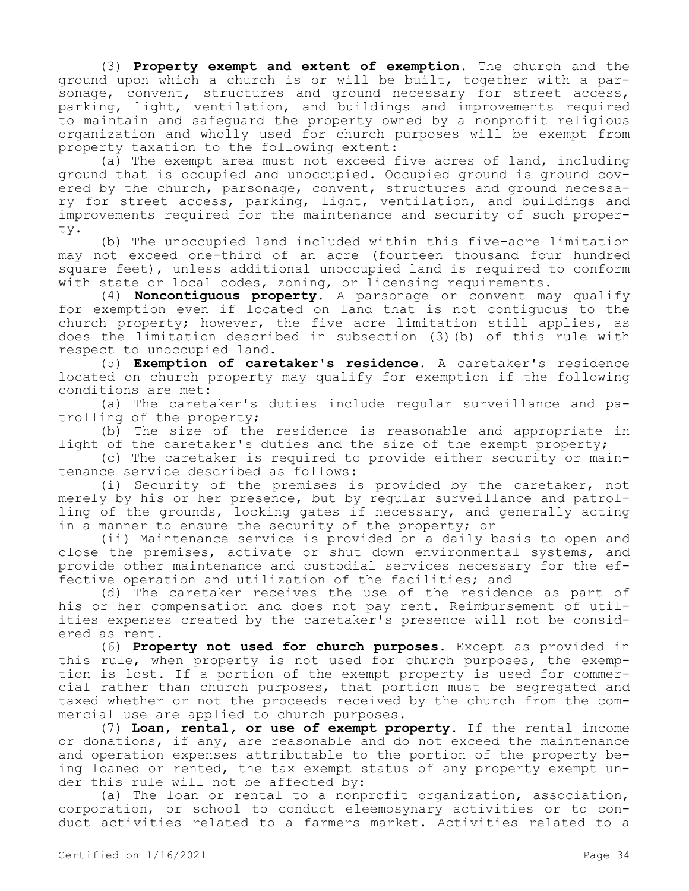(3) **Property exempt and extent of exemption.** The church and the ground upon which a church is or will be built, together with a parsonage, convent, structures and ground necessary for street access, parking, light, ventilation, and buildings and improvements required to maintain and safeguard the property owned by a nonprofit religious organization and wholly used for church purposes will be exempt from property taxation to the following extent:

(a) The exempt area must not exceed five acres of land, including ground that is occupied and unoccupied. Occupied ground is ground covered by the church, parsonage, convent, structures and ground necessary for street access, parking, light, ventilation, and buildings and improvements required for the maintenance and security of such property.

(b) The unoccupied land included within this five-acre limitation may not exceed one-third of an acre (fourteen thousand four hundred square feet), unless additional unoccupied land is required to conform with state or local codes, zoning, or licensing requirements.

(4) **Noncontiguous property.** A parsonage or convent may qualify for exemption even if located on land that is not contiguous to the church property; however, the five acre limitation still applies, as does the limitation described in subsection (3)(b) of this rule with respect to unoccupied land.

(5) **Exemption of caretaker's residence.** A caretaker's residence located on church property may qualify for exemption if the following conditions are met:

(a) The caretaker's duties include regular surveillance and patrolling of the property;

(b) The size of the residence is reasonable and appropriate in light of the caretaker's duties and the size of the exempt property;

(c) The caretaker is required to provide either security or maintenance service described as follows:

(i) Security of the premises is provided by the caretaker, not merely by his or her presence, but by regular surveillance and patrolling of the grounds, locking gates if necessary, and generally acting in a manner to ensure the security of the property; or

(ii) Maintenance service is provided on a daily basis to open and close the premises, activate or shut down environmental systems, and provide other maintenance and custodial services necessary for the effective operation and utilization of the facilities; and

(d) The caretaker receives the use of the residence as part of his or her compensation and does not pay rent. Reimbursement of utilities expenses created by the caretaker's presence will not be considered as rent.

(6) **Property not used for church purposes.** Except as provided in this rule, when property is not used for church purposes, the exemption is lost. If a portion of the exempt property is used for commercial rather than church purposes, that portion must be segregated and taxed whether or not the proceeds received by the church from the commercial use are applied to church purposes.

(7) **Loan, rental, or use of exempt property.** If the rental income or donations, if any, are reasonable and do not exceed the maintenance and operation expenses attributable to the portion of the property being loaned or rented, the tax exempt status of any property exempt under this rule will not be affected by:

(a) The loan or rental to a nonprofit organization, association, corporation, or school to conduct eleemosynary activities or to conduct activities related to a farmers market. Activities related to a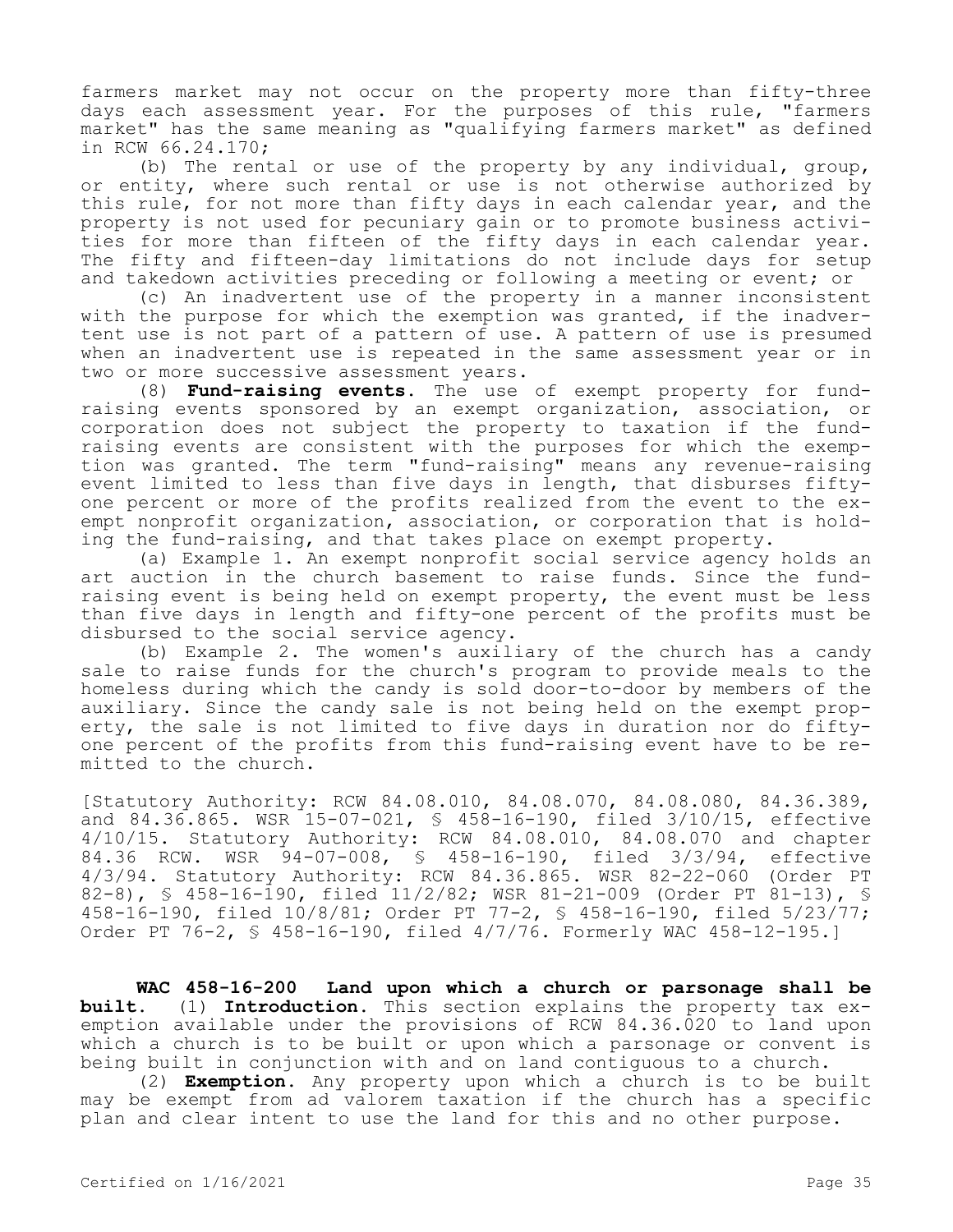farmers market may not occur on the property more than fifty-three days each assessment year. For the purposes of this rule, "farmers market" has the same meaning as "qualifying farmers market" as defined in RCW 66.24.170;

(b) The rental or use of the property by any individual, group, or entity, where such rental or use is not otherwise authorized by this rule, for not more than fifty days in each calendar year, and the property is not used for pecuniary gain or to promote business activities for more than fifteen of the fifty days in each calendar year. The fifty and fifteen-day limitations do not include days for setup and takedown activities preceding or following a meeting or event; or

(c) An inadvertent use of the property in a manner inconsistent with the purpose for which the exemption was granted, if the inadvertent use is not part of a pattern of use. A pattern of use is presumed when an inadvertent use is repeated in the same assessment year or in two or more successive assessment years.

(8) **Fund-raising events.** The use of exempt property for fund-raising events sponsored by an exempt organization, association, or corporation does not subject the property to taxation if the fund-raising events are consistent with the purposes for which the exemption was granted. The term "fund-raising" means any revenue-raising event limited to less than five days in length, that disburses fifty-one percent or more of the profits realized from the event to the exempt nonprofit organization, association, or corporation that is holding the fund-raising, and that takes place on exempt property.

(a) Example 1. An exempt nonprofit social service agency holds an art auction in the church basement to raise funds. Since the fund-raising event is being held on exempt property, the event must be less than five days in length and fifty-one percent of the profits must be disbursed to the social service agency.

(b) Example 2. The women's auxiliary of the church has a candy sale to raise funds for the church's program to provide meals to the homeless during which the candy is sold door-to-door by members of the auxiliary. Since the candy sale is not being held on the exempt property, the sale is not limited to five days in duration nor do fifty-one percent of the profits from this fund-raising event have to be remitted to the church.

[Statutory Authority: RCW 84.08.010, 84.08.070, 84.08.080, 84.36.389, and 84.36.865. WSR 15-07-021, § 458-16-190, filed 3/10/15, effective 4/10/15. Statutory Authority: RCW 84.08.010, 84.08.070 and chapter 84.36 RCW. WSR 94-07-008, § 458-16-190, filed 3/3/94, effective 4/3/94. Statutory Authority: RCW 84.36.865. WSR 82-22-060 (Order PT 82-8), § 458-16-190, filed 11/2/82; WSR 81-21-009 (Order PT 81-13), § 458-16-190, filed 10/8/81; Order PT 77-2, § 458-16-190, filed 5/23/77; Order PT 76-2, § 458-16-190, filed 4/7/76. Formerly WAC 458-12-195.]

**WAC 458-16-200 Land upon which a church or parsonage shall be built.** (1) **Introduction.** This section explains the property tax exemption available under the provisions of RCW 84.36.020 to land upon which a church is to be built or upon which a parsonage or convent is being built in conjunction with and on land contiguous to a church.

(2) **Exemption.** Any property upon which a church is to be built may be exempt from ad valorem taxation if the church has a specific plan and clear intent to use the land for this and no other purpose.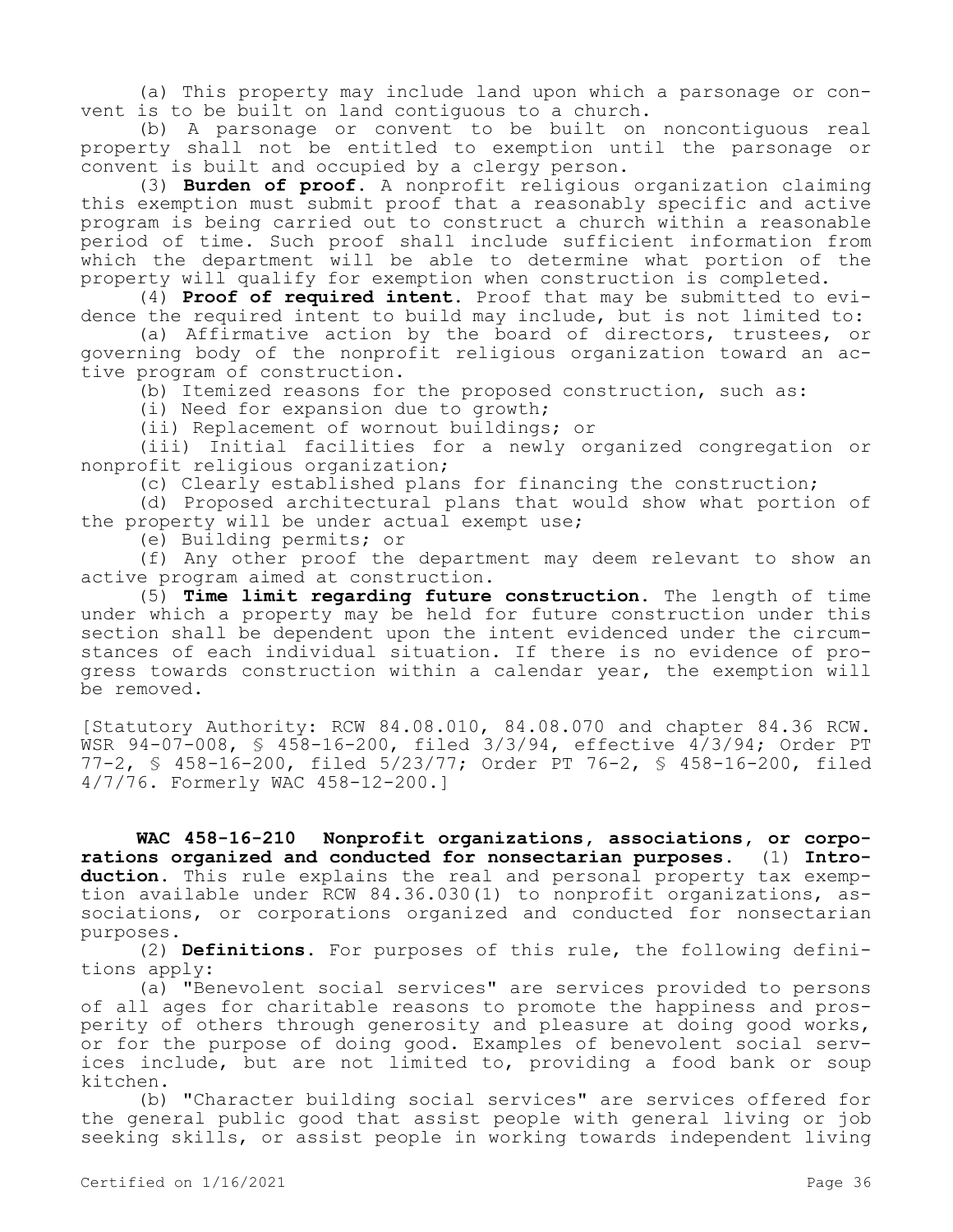(a) This property may include land upon which a parsonage or convent is to be built on land contiguous to a church.

(b) A parsonage or convent to be built on noncontiguous real property shall not be entitled to exemption until the parsonage or convent is built and occupied by a clergy person.

(3) **Burden of proof.** A nonprofit religious organization claiming this exemption must submit proof that a reasonably specific and active program is being carried out to construct a church within a reasonable period of time. Such proof shall include sufficient information from which the department will be able to determine what portion of the property will qualify for exemption when construction is completed.

(4) **Proof of required intent.** Proof that may be submitted to evidence the required intent to build may include, but is not limited to:

(a) Affirmative action by the board of directors, trustees, or governing body of the nonprofit religious organization toward an active program of construction.

(b) Itemized reasons for the proposed construction, such as:

(i) Need for expansion due to growth;

(ii) Replacement of wornout buildings; or

(iii) Initial facilities for a newly organized congregation or nonprofit religious organization;

(c) Clearly established plans for financing the construction;

(d) Proposed architectural plans that would show what portion of the property will be under actual exempt use;

(e) Building permits; or

(f) Any other proof the department may deem relevant to show an active program aimed at construction.

(5) **Time limit regarding future construction.** The length of time under which a property may be held for future construction under this section shall be dependent upon the intent evidenced under the circumstances of each individual situation. If there is no evidence of progress towards construction within a calendar year, the exemption will be removed.

[Statutory Authority: RCW 84.08.010, 84.08.070 and chapter 84.36 RCW. WSR 94-07-008, § 458-16-200, filed 3/3/94, effective 4/3/94; Order PT 77-2, § 458-16-200, filed 5/23/77; Order PT 76-2, § 458-16-200, filed 4/7/76. Formerly WAC 458-12-200.]

**WAC 458-16-210 Nonprofit organizations, associations, or corporations organized and conducted for nonsectarian purposes.** (1) **Introduction.** This rule explains the real and personal property tax exemption available under RCW 84.36.030(1) to nonprofit organizations, associations, or corporations organized and conducted for nonsectarian purposes.

(2) **Definitions.** For purposes of this rule, the following definitions apply:

(a) "Benevolent social services" are services provided to persons of all ages for charitable reasons to promote the happiness and prosperity of others through generosity and pleasure at doing good works, or for the purpose of doing good. Examples of benevolent social services include, but are not limited to, providing a food bank or soup kitchen.

(b) "Character building social services" are services offered for the general public good that assist people with general living or job seeking skills, or assist people in working towards independent living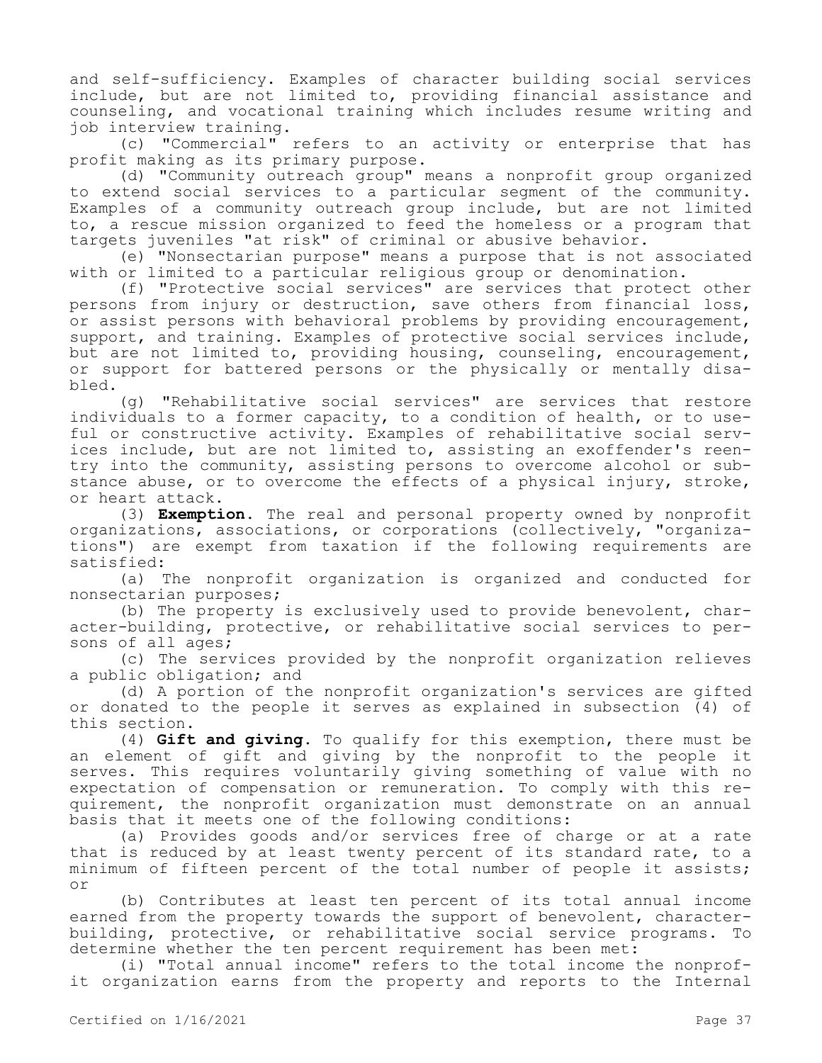and self-sufficiency. Examples of character building social services include, but are not limited to, providing financial assistance and counseling, and vocational training which includes resume writing and job interview training.

(c) "Commercial" refers to an activity or enterprise that has profit making as its primary purpose.

(d) "Community outreach group" means a nonprofit group organized to extend social services to a particular segment of the community. Examples of a community outreach group include, but are not limited to, a rescue mission organized to feed the homeless or a program that targets juveniles "at risk" of criminal or abusive behavior.

(e) "Nonsectarian purpose" means a purpose that is not associated with or limited to a particular religious group or denomination.

(f) "Protective social services" are services that protect other persons from injury or destruction, save others from financial loss, or assist persons with behavioral problems by providing encouragement, support, and training. Examples of protective social services include, but are not limited to, providing housing, counseling, encouragement, or support for battered persons or the physically or mentally disabled.

(g) "Rehabilitative social services" are services that restore individuals to a former capacity, to a condition of health, or to useful or constructive activity. Examples of rehabilitative social services include, but are not limited to, assisting an exoffender's reentry into the community, assisting persons to overcome alcohol or substance abuse, or to overcome the effects of a physical injury, stroke, or heart attack.

(3) **Exemption.** The real and personal property owned by nonprofit organizations, associations, or corporations (collectively, "organizations") are exempt from taxation if the following requirements are satisfied:

(a) The nonprofit organization is organized and conducted for nonsectarian purposes;

(b) The property is exclusively used to provide benevolent, character-building, protective, or rehabilitative social services to persons of all ages;

(c) The services provided by the nonprofit organization relieves a public obligation; and

(d) A portion of the nonprofit organization's services are gifted or donated to the people it serves as explained in subsection (4) of this section.

(4) **Gift and giving.** To qualify for this exemption, there must be an element of gift and giving by the nonprofit to the people it serves. This requires voluntarily giving something of value with no expectation of compensation or remuneration. To comply with this requirement, the nonprofit organization must demonstrate on an annual basis that it meets one of the following conditions:

(a) Provides goods and/or services free of charge or at a rate that is reduced by at least twenty percent of its standard rate, to a minimum of fifteen percent of the total number of people it assists; or

(b) Contributes at least ten percent of its total annual income earned from the property towards the support of benevolent, character-building, protective, or rehabilitative social service programs. To determine whether the ten percent requirement has been met:

(i) "Total annual income" refers to the total income the nonprofit organization earns from the property and reports to the Internal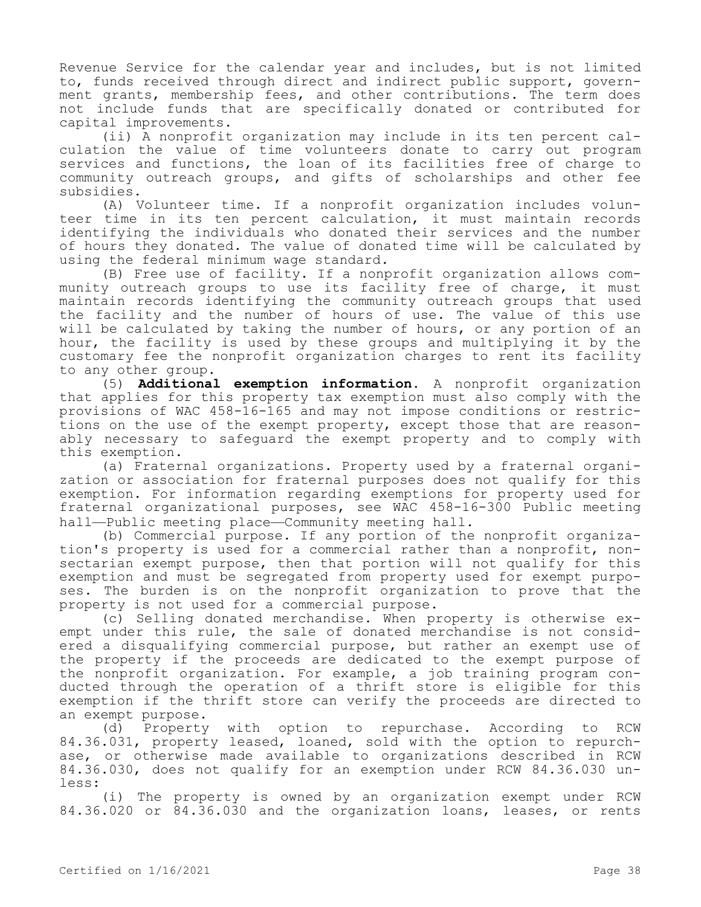Revenue Service for the calendar year and includes, but is not limited to, funds received through direct and indirect public support, government grants, membership fees, and other contributions. The term does not include funds that are specifically donated or contributed for capital improvements.

(ii) A nonprofit organization may include in its ten percent calculation the value of time volunteers donate to carry out program services and functions, the loan of its facilities free of charge to community outreach groups, and gifts of scholarships and other fee subsidies.

(A) Volunteer time. If a nonprofit organization includes volunteer time in its ten percent calculation, it must maintain records identifying the individuals who donated their services and the number of hours they donated. The value of donated time will be calculated by using the federal minimum wage standard.

(B) Free use of facility. If a nonprofit organization allows community outreach groups to use its facility free of charge, it must maintain records identifying the community outreach groups that used the facility and the number of hours of use. The value of this use will be calculated by taking the number of hours, or any portion of an hour, the facility is used by these groups and multiplying it by the customary fee the nonprofit organization charges to rent its facility to any other group.

(5) **Additional exemption information.** A nonprofit organization that applies for this property tax exemption must also comply with the provisions of WAC 458-16-165 and may not impose conditions or restrictions on the use of the exempt property, except those that are reasonably necessary to safeguard the exempt property and to comply with this exemption.

(a) Fraternal organizations. Property used by a fraternal organization or association for fraternal purposes does not qualify for this exemption. For information regarding exemptions for property used for fraternal organizational purposes, see WAC 458-16-300 Public meeting hall—Public meeting place—Community meeting hall.

(b) Commercial purpose. If any portion of the nonprofit organization's property is used for a commercial rather than a nonprofit, nonsectarian exempt purpose, then that portion will not qualify for this exemption and must be segregated from property used for exempt purposes. The burden is on the nonprofit organization to prove that the property is not used for a commercial purpose.

(c) Selling donated merchandise. When property is otherwise exempt under this rule, the sale of donated merchandise is not considered a disqualifying commercial purpose, but rather an exempt use of the property if the proceeds are dedicated to the exempt purpose of the nonprofit organization. For example, a job training program conducted through the operation of a thrift store is eligible for this exemption if the thrift store can verify the proceeds are directed to an exempt purpose.

(d) Property with option to repurchase. According to RCW 84.36.031, property leased, loaned, sold with the option to repurchase, or otherwise made available to organizations described in RCW 84.36.030, does not qualify for an exemption under RCW 84.36.030 unless:

(i) The property is owned by an organization exempt under RCW 84.36.020 or 84.36.030 and the organization loans, leases, or rents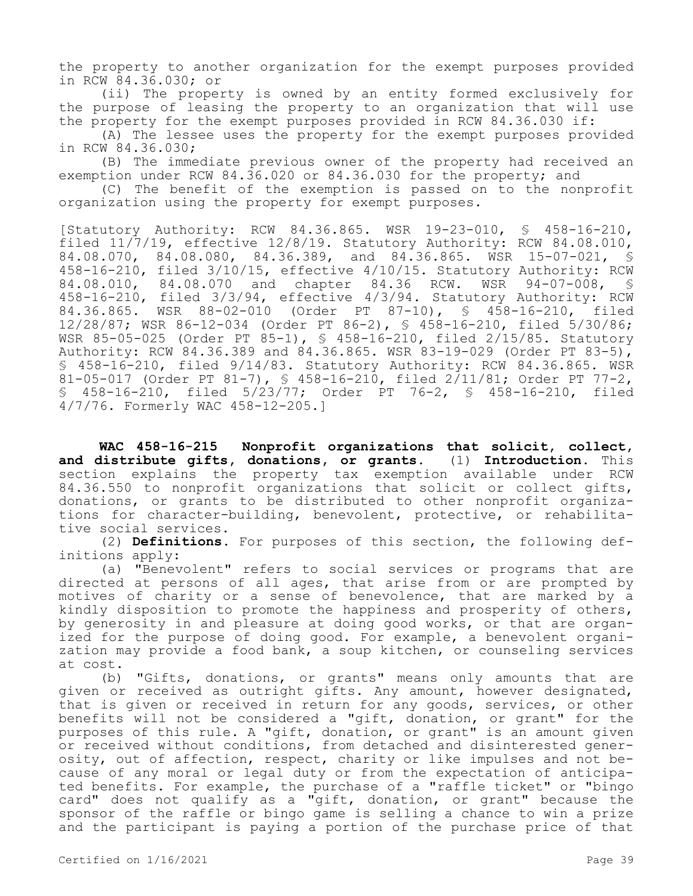the property to another organization for the exempt purposes provided in RCW 84.36.030; or

(ii) The property is owned by an entity formed exclusively for the purpose of leasing the property to an organization that will use the property for the exempt purposes provided in RCW 84.36.030 if:

(A) The lessee uses the property for the exempt purposes provided in RCW 84.36.030;

(B) The immediate previous owner of the property had received an exemption under RCW 84.36.020 or 84.36.030 for the property; and

(C) The benefit of the exemption is passed on to the nonprofit organization using the property for exempt purposes.

[Statutory Authority: RCW 84.36.865. WSR 19-23-010, § 458-16-210, filed 11/7/19, effective 12/8/19. Statutory Authority: RCW 84.08.010, 84.08.070, 84.08.080, 84.36.389, and 84.36.865. WSR 15-07-021, § 458-16-210, filed 3/10/15, effective 4/10/15. Statutory Authority: RCW 84.08.010, 84.08.070 and chapter 84.36 RCW. WSR 94-07-008, § 458-16-210, filed 3/3/94, effective 4/3/94. Statutory Authority: RCW 84.36.865. WSR 88-02-010 (Order PT 87-10), § 458-16-210, filed 12/28/87; WSR 86-12-034 (Order PT 86-2), § 458-16-210, filed 5/30/86; WSR 85-05-025 (Order PT 85-1), § 458-16-210, filed 2/15/85. Statutory Authority: RCW 84.36.389 and 84.36.865. WSR 83-19-029 (Order PT 83-5), § 458-16-210, filed 9/14/83. Statutory Authority: RCW 84.36.865. WSR 81-05-017 (Order PT 81-7), § 458-16-210, filed 2/11/81; Order PT 77-2, § 458-16-210, filed 5/23/77; Order PT 76-2, § 458-16-210, filed 4/7/76. Formerly WAC 458-12-205.]

**WAC 458-16-215 Nonprofit organizations that solicit, collect, and distribute gifts, donations, or grants.** (1) **Introduction.** This section explains the property tax exemption available under RCW 84.36.550 to nonprofit organizations that solicit or collect gifts, donations, or grants to be distributed to other nonprofit organizations for character-building, benevolent, protective, or rehabilitative social services.

(2) **Definitions.** For purposes of this section, the following definitions apply:

(a) "Benevolent" refers to social services or programs that are directed at persons of all ages, that arise from or are prompted by motives of charity or a sense of benevolence, that are marked by a kindly disposition to promote the happiness and prosperity of others, by generosity in and pleasure at doing good works, or that are organized for the purpose of doing good. For example, a benevolent organization may provide a food bank, a soup kitchen, or counseling services at cost.

(b) "Gifts, donations, or grants" means only amounts that are given or received as outright gifts. Any amount, however designated, that is given or received in return for any goods, services, or other benefits will not be considered a "gift, donation, or grant" for the purposes of this rule. A "gift, donation, or grant" is an amount given or received without conditions, from detached and disinterested generosity, out of affection, respect, charity or like impulses and not because of any moral or legal duty or from the expectation of anticipated benefits. For example, the purchase of a "raffle ticket" or "bingo card" does not qualify as a "gift, donation, or grant" because the sponsor of the raffle or bingo game is selling a chance to win a prize and the participant is paying a portion of the purchase price of that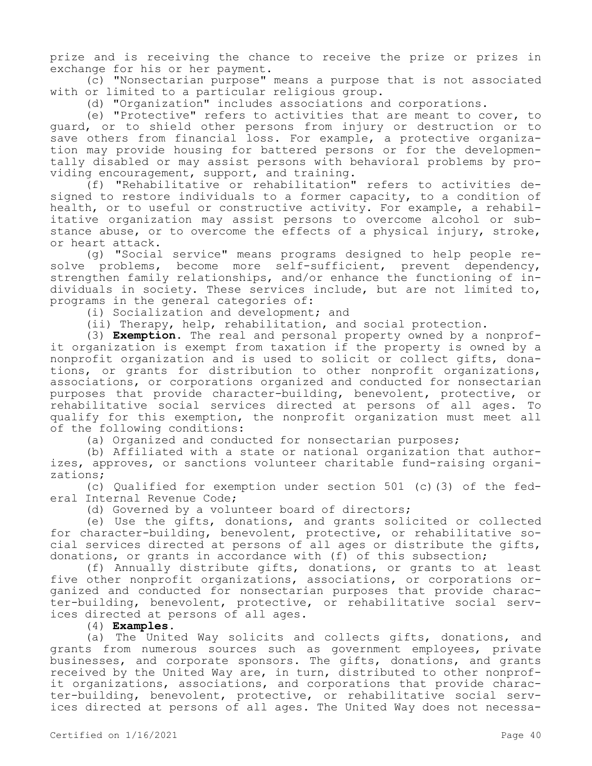prize and is receiving the chance to receive the prize or prizes in exchange for his or her payment.

(c) "Nonsectarian purpose" means a purpose that is not associated with or limited to a particular religious group.

(d) "Organization" includes associations and corporations.

(e) "Protective" refers to activities that are meant to cover, to guard, or to shield other persons from injury or destruction or to save others from financial loss. For example, a protective organization may provide housing for battered persons or for the developmentally disabled or may assist persons with behavioral problems by providing encouragement, support, and training.

(f) "Rehabilitative or rehabilitation" refers to activities designed to restore individuals to a former capacity, to a condition of health, or to useful or constructive activity. For example, a rehabilitative organization may assist persons to overcome alcohol or substance abuse, or to overcome the effects of a physical injury, stroke, or heart attack.

(g) "Social service" means programs designed to help people resolve problems, become more self-sufficient, prevent dependency, strengthen family relationships, and/or enhance the functioning of individuals in society. These services include, but are not limited to, programs in the general categories of:

(i) Socialization and development; and

(ii) Therapy, help, rehabilitation, and social protection.

(3) **Exemption.** The real and personal property owned by a nonprofit organization is exempt from taxation if the property is owned by a nonprofit organization and is used to solicit or collect gifts, donations, or grants for distribution to other nonprofit organizations, associations, or corporations organized and conducted for nonsectarian purposes that provide character-building, benevolent, protective, or rehabilitative social services directed at persons of all ages. To qualify for this exemption, the nonprofit organization must meet all of the following conditions:

(a) Organized and conducted for nonsectarian purposes;

(b) Affiliated with a state or national organization that authorizes, approves, or sanctions volunteer charitable fund-raising organizations;

(c) Qualified for exemption under section 501 (c)(3) of the federal Internal Revenue Code;

(d) Governed by a volunteer board of directors;

(e) Use the gifts, donations, and grants solicited or collected for character-building, benevolent, protective, or rehabilitative social services directed at persons of all ages or distribute the gifts, donations, or grants in accordance with (f) of this subsection;

(f) Annually distribute gifts, donations, or grants to at least five other nonprofit organizations, associations, or corporations organized and conducted for nonsectarian purposes that provide character-building, benevolent, protective, or rehabilitative social services directed at persons of all ages.

(4) **Examples.**

(a) The United Way solicits and collects gifts, donations, and grants from numerous sources such as government employees, private businesses, and corporate sponsors. The gifts, donations, and grants received by the United Way are, in turn, distributed to other nonprofit organizations, associations, and corporations that provide character-building, benevolent, protective, or rehabilitative social services directed at persons of all ages. The United Way does not necessa-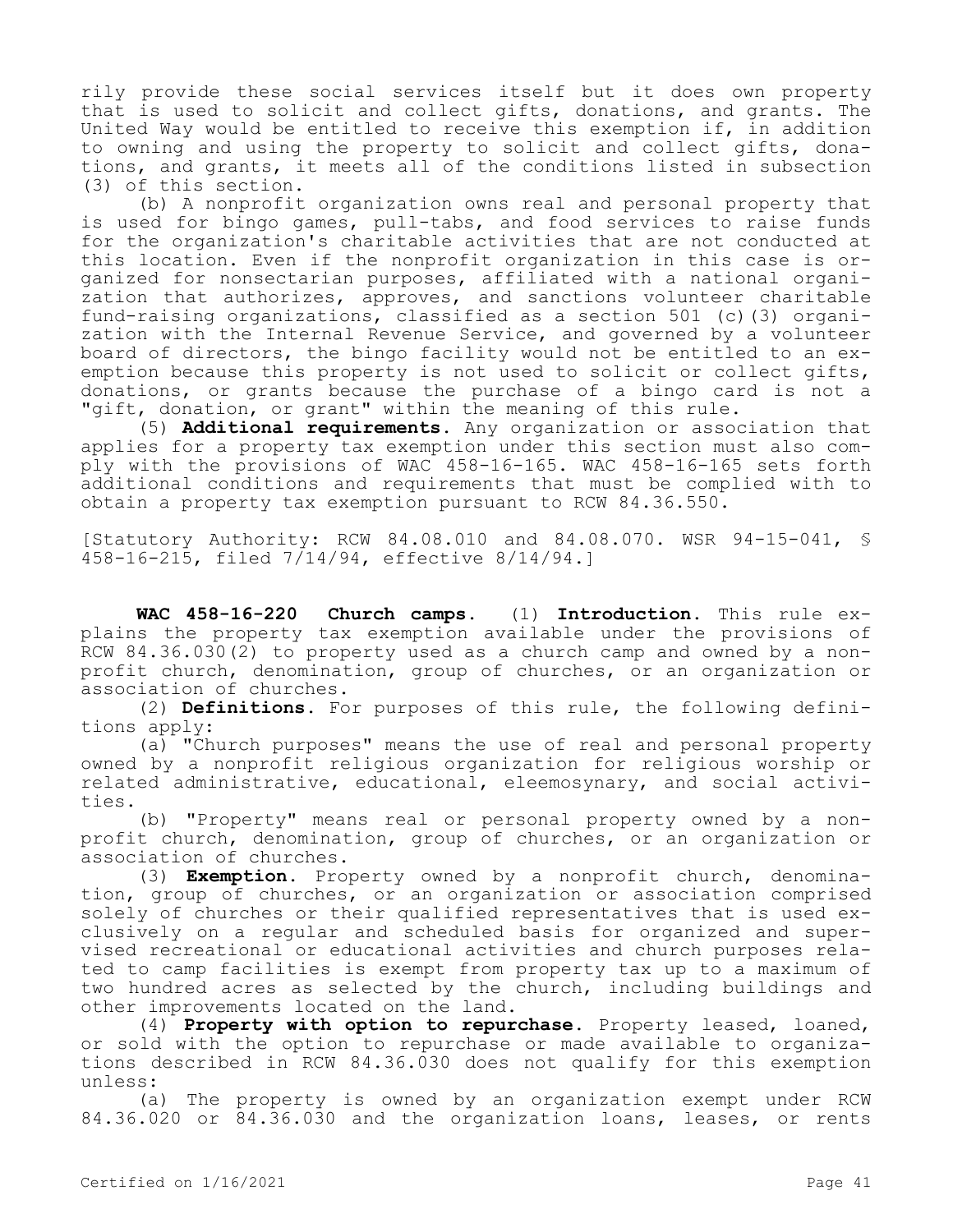rily provide these social services itself but it does own property that is used to solicit and collect gifts, donations, and grants. The United Way would be entitled to receive this exemption if, in addition to owning and using the property to solicit and collect gifts, donations, and grants, it meets all of the conditions listed in subsection (3) of this section.

(b) A nonprofit organization owns real and personal property that is used for bingo games, pull-tabs, and food services to raise funds for the organization's charitable activities that are not conducted at this location. Even if the nonprofit organization in this case is organized for nonsectarian purposes, affiliated with a national organization that authorizes, approves, and sanctions volunteer charitable fund-raising organizations, classified as a section 501 (c)(3) organization with the Internal Revenue Service, and governed by a volunteer board of directors, the bingo facility would not be entitled to an exemption because this property is not used to solicit or collect gifts, donations, or grants because the purchase of a bingo card is not a "gift, donation, or grant" within the meaning of this rule.

(5) **Additional requirements.** Any organization or association that applies for a property tax exemption under this section must also comply with the provisions of WAC 458-16-165. WAC 458-16-165 sets forth additional conditions and requirements that must be complied with to obtain a property tax exemption pursuant to RCW 84.36.550.

[Statutory Authority: RCW 84.08.010 and 84.08.070. WSR 94-15-041, § 458-16-215, filed 7/14/94, effective 8/14/94.]

**WAC 458-16-220 Church camps.** (1) **Introduction.** This rule explains the property tax exemption available under the provisions of RCW 84.36.030(2) to property used as a church camp and owned by a nonprofit church, denomination, group of churches, or an organization or association of churches.

(2) **Definitions.** For purposes of this rule, the following definitions apply:

(a) "Church purposes" means the use of real and personal property owned by a nonprofit religious organization for religious worship or related administrative, educational, eleemosynary, and social activities.

(b) "Property" means real or personal property owned by a nonprofit church, denomination, group of churches, or an organization or association of churches.

(3) **Exemption.** Property owned by a nonprofit church, denomination, group of churches, or an organization or association comprised solely of churches or their qualified representatives that is used exclusively on a regular and scheduled basis for organized and supervised recreational or educational activities and church purposes related to camp facilities is exempt from property tax up to a maximum of two hundred acres as selected by the church, including buildings and other improvements located on the land.

(4) **Property with option to repurchase.** Property leased, loaned, or sold with the option to repurchase or made available to organizations described in RCW 84.36.030 does not qualify for this exemption unless:

(a) The property is owned by an organization exempt under RCW 84.36.020 or 84.36.030 and the organization loans, leases, or rents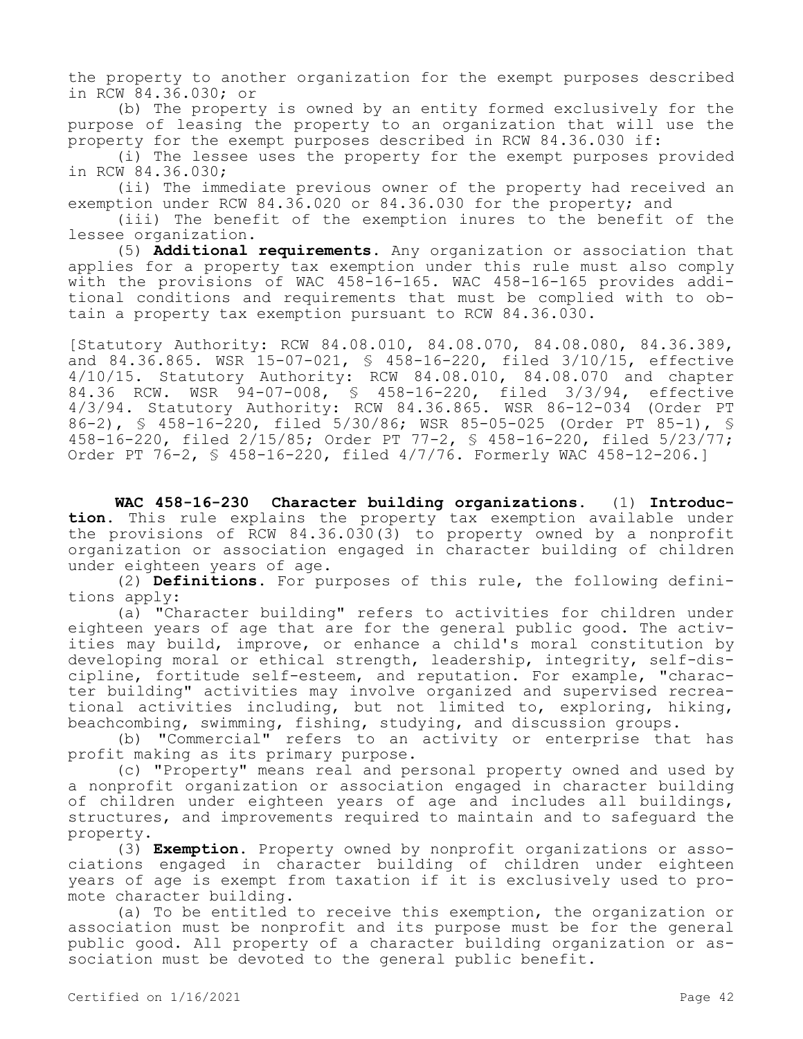the property to another organization for the exempt purposes described in RCW 84.36.030; or

(b) The property is owned by an entity formed exclusively for the purpose of leasing the property to an organization that will use the property for the exempt purposes described in RCW 84.36.030 if:

(i) The lessee uses the property for the exempt purposes provided in RCW 84.36.030;

(ii) The immediate previous owner of the property had received an exemption under RCW 84.36.020 or 84.36.030 for the property; and

(iii) The benefit of the exemption inures to the benefit of the lessee organization.

(5) **Additional requirements.** Any organization or association that applies for a property tax exemption under this rule must also comply with the provisions of WAC 458-16-165. WAC 458-16-165 provides additional conditions and requirements that must be complied with to obtain a property tax exemption pursuant to RCW 84.36.030.

[Statutory Authority: RCW 84.08.010, 84.08.070, 84.08.080, 84.36.389, and 84.36.865. WSR 15-07-021, § 458-16-220, filed 3/10/15, effective 4/10/15. Statutory Authority: RCW 84.08.010, 84.08.070 and chapter 84.36 RCW. WSR 94-07-008, § 458-16-220, filed 3/3/94, effective 4/3/94. Statutory Authority: RCW 84.36.865. WSR 86-12-034 (Order PT 86-2), § 458-16-220, filed 5/30/86; WSR 85-05-025 (Order PT 85-1), § 458-16-220, filed 2/15/85; Order PT 77-2, § 458-16-220, filed 5/23/77; Order PT 76-2, § 458-16-220, filed 4/7/76. Formerly WAC 458-12-206.]

**WAC 458-16-230 Character building organizations.** (1) **Introduction.** This rule explains the property tax exemption available under the provisions of RCW 84.36.030(3) to property owned by a nonprofit organization or association engaged in character building of children under eighteen years of age.

(2) **Definitions.** For purposes of this rule, the following definitions apply:

(a) "Character building" refers to activities for children under eighteen years of age that are for the general public good. The activities may build, improve, or enhance a child's moral constitution by developing moral or ethical strength, leadership, integrity, self-discipline, fortitude self-esteem, and reputation. For example, "character building" activities may involve organized and supervised recreational activities including, but not limited to, exploring, hiking, beachcombing, swimming, fishing, studying, and discussion groups.

(b) "Commercial" refers to an activity or enterprise that has profit making as its primary purpose.

(c) "Property" means real and personal property owned and used by a nonprofit organization or association engaged in character building of children under eighteen years of age and includes all buildings, structures, and improvements required to maintain and to safeguard the property.

(3) **Exemption.** Property owned by nonprofit organizations or associations engaged in character building of children under eighteen years of age is exempt from taxation if it is exclusively used to promote character building.

(a) To be entitled to receive this exemption, the organization or association must be nonprofit and its purpose must be for the general public good. All property of a character building organization or association must be devoted to the general public benefit.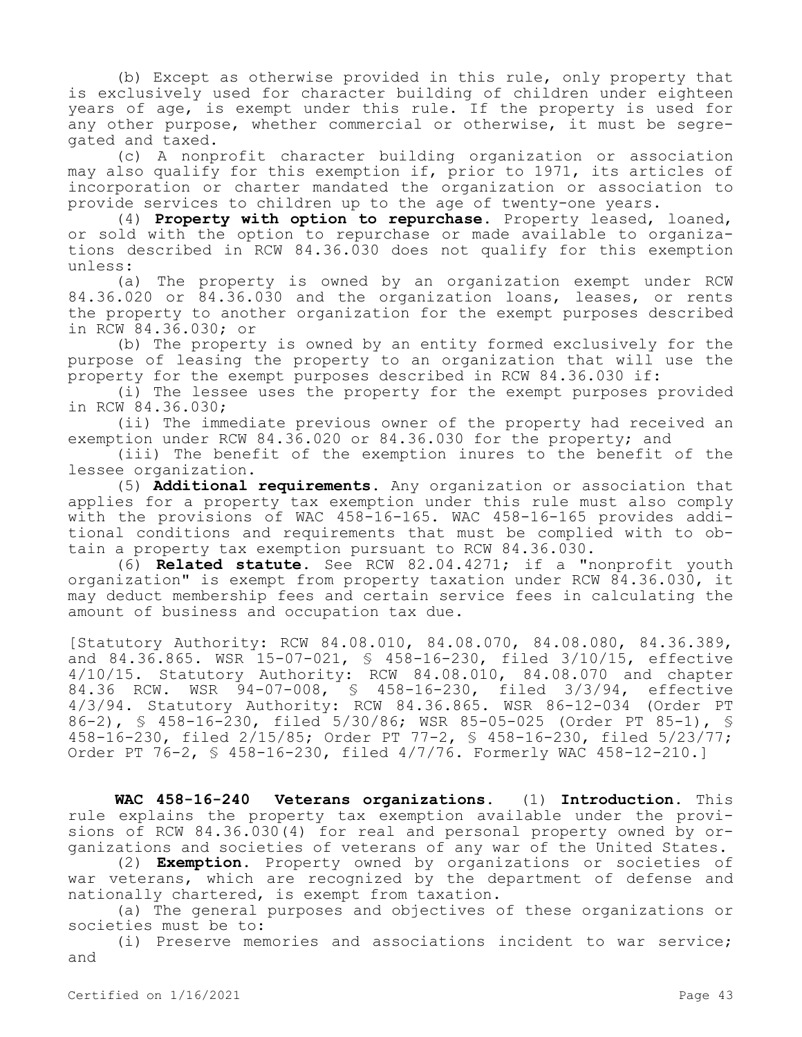(b) Except as otherwise provided in this rule, only property that is exclusively used for character building of children under eighteen years of age, is exempt under this rule. If the property is used for any other purpose, whether commercial or otherwise, it must be segregated and taxed.

(c) A nonprofit character building organization or association may also qualify for this exemption if, prior to 1971, its articles of incorporation or charter mandated the organization or association to provide services to children up to the age of twenty-one years.

(4) **Property with option to repurchase.** Property leased, loaned, or sold with the option to repurchase or made available to organizations described in RCW 84.36.030 does not qualify for this exemption unless:

(a) The property is owned by an organization exempt under RCW 84.36.020 or 84.36.030 and the organization loans, leases, or rents the property to another organization for the exempt purposes described in RCW 84.36.030; or

(b) The property is owned by an entity formed exclusively for the purpose of leasing the property to an organization that will use the property for the exempt purposes described in RCW 84.36.030 if:

(i) The lessee uses the property for the exempt purposes provided in RCW 84.36.030;

(ii) The immediate previous owner of the property had received an exemption under RCW 84.36.020 or 84.36.030 for the property; and

(iii) The benefit of the exemption inures to the benefit of the lessee organization.

(5) **Additional requirements.** Any organization or association that applies for a property tax exemption under this rule must also comply with the provisions of WAC 458-16-165. WAC 458-16-165 provides additional conditions and requirements that must be complied with to obtain a property tax exemption pursuant to RCW 84.36.030.

(6) **Related statute.** See RCW 82.04.4271; if a "nonprofit youth organization" is exempt from property taxation under RCW 84.36.030, it may deduct membership fees and certain service fees in calculating the amount of business and occupation tax due.

[Statutory Authority: RCW 84.08.010, 84.08.070, 84.08.080, 84.36.389, and 84.36.865. WSR 15-07-021, § 458-16-230, filed 3/10/15, effective 4/10/15. Statutory Authority: RCW 84.08.010, 84.08.070 and chapter 84.36 RCW. WSR 94-07-008, § 458-16-230, filed 3/3/94, effective 4/3/94. Statutory Authority: RCW 84.36.865. WSR 86-12-034 (Order PT 86-2), § 458-16-230, filed 5/30/86; WSR 85-05-025 (Order PT 85-1), § 458-16-230, filed 2/15/85; Order PT 77-2, § 458-16-230, filed 5/23/77; Order PT 76-2, § 458-16-230, filed 4/7/76. Formerly WAC 458-12-210.]

**WAC 458-16-240 Veterans organizations.** (1) **Introduction.** This rule explains the property tax exemption available under the provisions of RCW 84.36.030(4) for real and personal property owned by organizations and societies of veterans of any war of the United States.

(2) **Exemption.** Property owned by organizations or societies of war veterans, which are recognized by the department of defense and nationally chartered, is exempt from taxation.

(a) The general purposes and objectives of these organizations or societies must be to:

(i) Preserve memories and associations incident to war service; and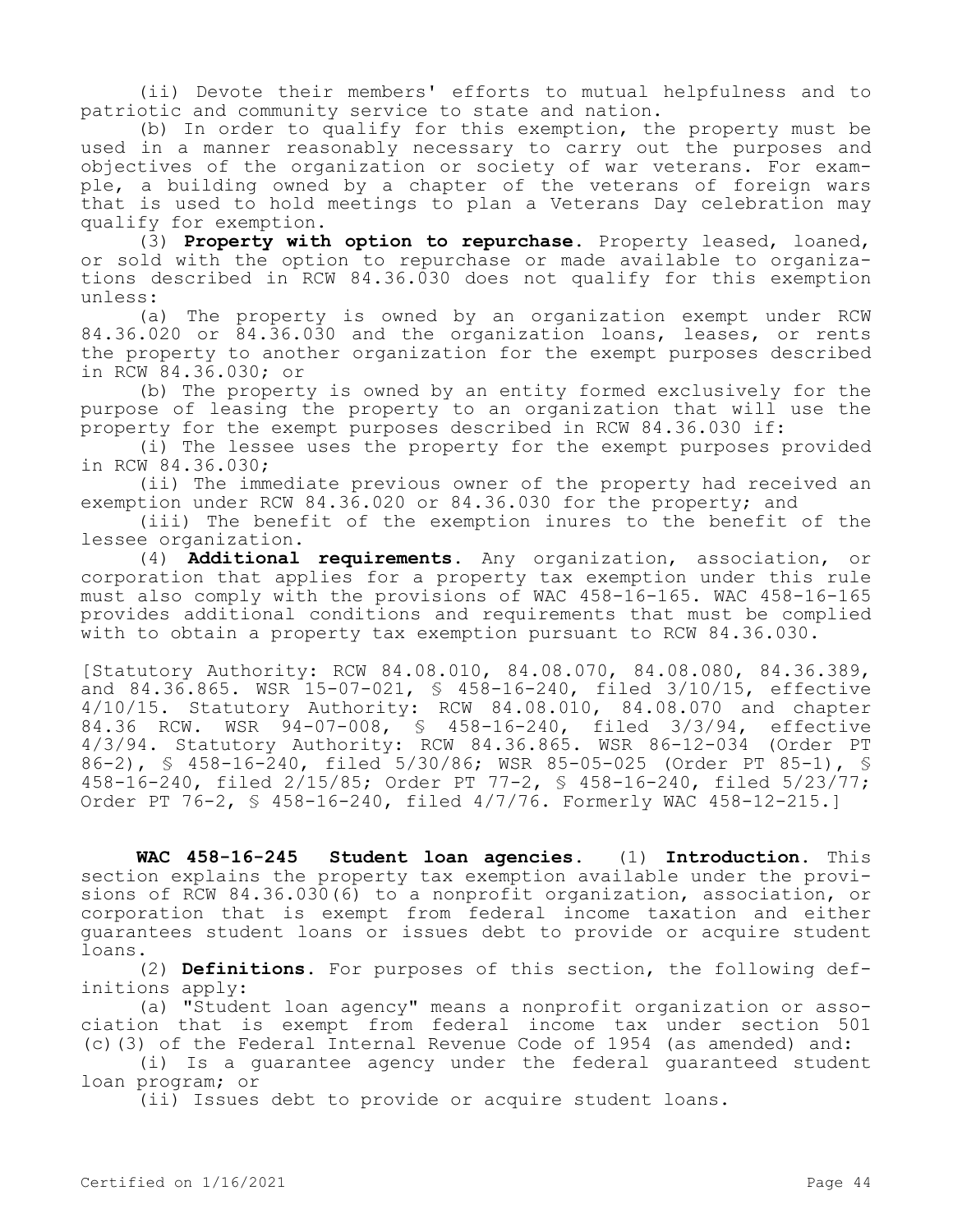(ii) Devote their members' efforts to mutual helpfulness and to patriotic and community service to state and nation.

(b) In order to qualify for this exemption, the property must be used in a manner reasonably necessary to carry out the purposes and objectives of the organization or society of war veterans. For example, a building owned by a chapter of the veterans of foreign wars that is used to hold meetings to plan a Veterans Day celebration may qualify for exemption.

(3) **Property with option to repurchase.** Property leased, loaned, or sold with the option to repurchase or made available to organizations described in RCW 84.36.030 does not qualify for this exemption unless:

(a) The property is owned by an organization exempt under RCW 84.36.020 or 84.36.030 and the organization loans, leases, or rents the property to another organization for the exempt purposes described in RCW 84.36.030; or

(b) The property is owned by an entity formed exclusively for the purpose of leasing the property to an organization that will use the property for the exempt purposes described in RCW 84.36.030 if:

(i) The lessee uses the property for the exempt purposes provided in RCW 84.36.030;

(ii) The immediate previous owner of the property had received an exemption under RCW 84.36.020 or 84.36.030 for the property; and

(iii) The benefit of the exemption inures to the benefit of the lessee organization.

(4) **Additional requirements.** Any organization, association, or corporation that applies for a property tax exemption under this rule must also comply with the provisions of WAC 458-16-165. WAC 458-16-165 provides additional conditions and requirements that must be complied with to obtain a property tax exemption pursuant to RCW 84.36.030.

[Statutory Authority: RCW 84.08.010, 84.08.070, 84.08.080, 84.36.389, and 84.36.865. WSR 15-07-021, § 458-16-240, filed 3/10/15, effective 4/10/15. Statutory Authority: RCW 84.08.010, 84.08.070 and chapter 84.36 RCW. WSR 94-07-008, § 458-16-240, filed 3/3/94, effective 4/3/94. Statutory Authority: RCW 84.36.865. WSR 86-12-034 (Order PT 86-2), § 458-16-240, filed 5/30/86; WSR 85-05-025 (Order PT 85-1), § 458-16-240, filed 2/15/85; Order PT 77-2, § 458-16-240, filed 5/23/77; Order PT 76-2, § 458-16-240, filed 4/7/76. Formerly WAC 458-12-215.]

**WAC 458-16-245 Student loan agencies.** (1) **Introduction.** This section explains the property tax exemption available under the provisions of RCW 84.36.030(6) to a nonprofit organization, association, or corporation that is exempt from federal income taxation and either guarantees student loans or issues debt to provide or acquire student loans.

(2) **Definitions.** For purposes of this section, the following definitions apply:

(a) "Student loan agency" means a nonprofit organization or association that is exempt from federal income tax under section 501 (c)(3) of the Federal Internal Revenue Code of 1954 (as amended) and:

(i) Is a guarantee agency under the federal guaranteed student loan program; or

(ii) Issues debt to provide or acquire student loans.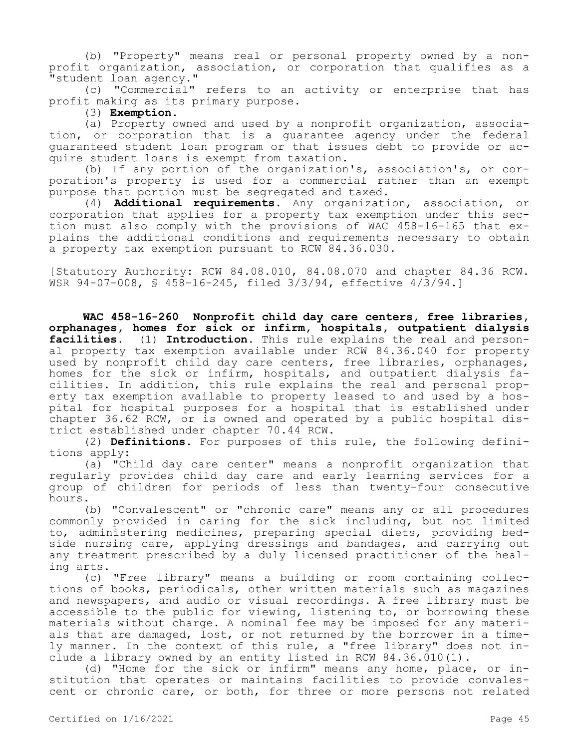(b) "Property" means real or personal property owned by a nonprofit organization, association, or corporation that qualifies as a "student loan agency."

(c) "Commercial" refers to an activity or enterprise that has profit making as its primary purpose.

(3) **Exemption.**

(a) Property owned and used by a nonprofit organization, association, or corporation that is a guarantee agency under the federal guaranteed student loan program or that issues debt to provide or acquire student loans is exempt from taxation.

(b) If any portion of the organization's, association's, or corporation's property is used for a commercial rather than an exempt purpose that portion must be segregated and taxed.

(4) **Additional requirements.** Any organization, association, or corporation that applies for a property tax exemption under this section must also comply with the provisions of WAC 458-16-165 that explains the additional conditions and requirements necessary to obtain a property tax exemption pursuant to RCW 84.36.030.

[Statutory Authority: RCW 84.08.010, 84.08.070 and chapter 84.36 RCW. WSR 94-07-008, § 458-16-245, filed 3/3/94, effective 4/3/94.]

**WAC 458-16-260 Nonprofit child day care centers, free libraries, orphanages, homes for sick or infirm, hospitals, outpatient dialysis facilities.** (1) **Introduction.** This rule explains the real and personal property tax exemption available under RCW 84.36.040 for property used by nonprofit child day care centers, free libraries, orphanages, homes for the sick or infirm, hospitals, and outpatient dialysis facilities. In addition, this rule explains the real and personal property tax exemption available to property leased to and used by a hospital for hospital purposes for a hospital that is established under chapter 36.62 RCW, or is owned and operated by a public hospital district established under chapter 70.44 RCW.

(2) **Definitions.** For purposes of this rule, the following definitions apply:

(a) "Child day care center" means a nonprofit organization that regularly provides child day care and early learning services for a group of children for periods of less than twenty-four consecutive hours.

(b) "Convalescent" or "chronic care" means any or all procedures commonly provided in caring for the sick including, but not limited to, administering medicines, preparing special diets, providing bedside nursing care, applying dressings and bandages, and carrying out any treatment prescribed by a duly licensed practitioner of the healing arts.

(c) "Free library" means a building or room containing collections of books, periodicals, other written materials such as magazines and newspapers, and audio or visual recordings. A free library must be accessible to the public for viewing, listening to, or borrowing these materials without charge. A nominal fee may be imposed for any materials that are damaged, lost, or not returned by the borrower in a timely manner. In the context of this rule, a "free library" does not include a library owned by an entity listed in RCW 84.36.010(1).

(d) "Home for the sick or infirm" means any home, place, or institution that operates or maintains facilities to provide convalescent or chronic care, or both, for three or more persons not related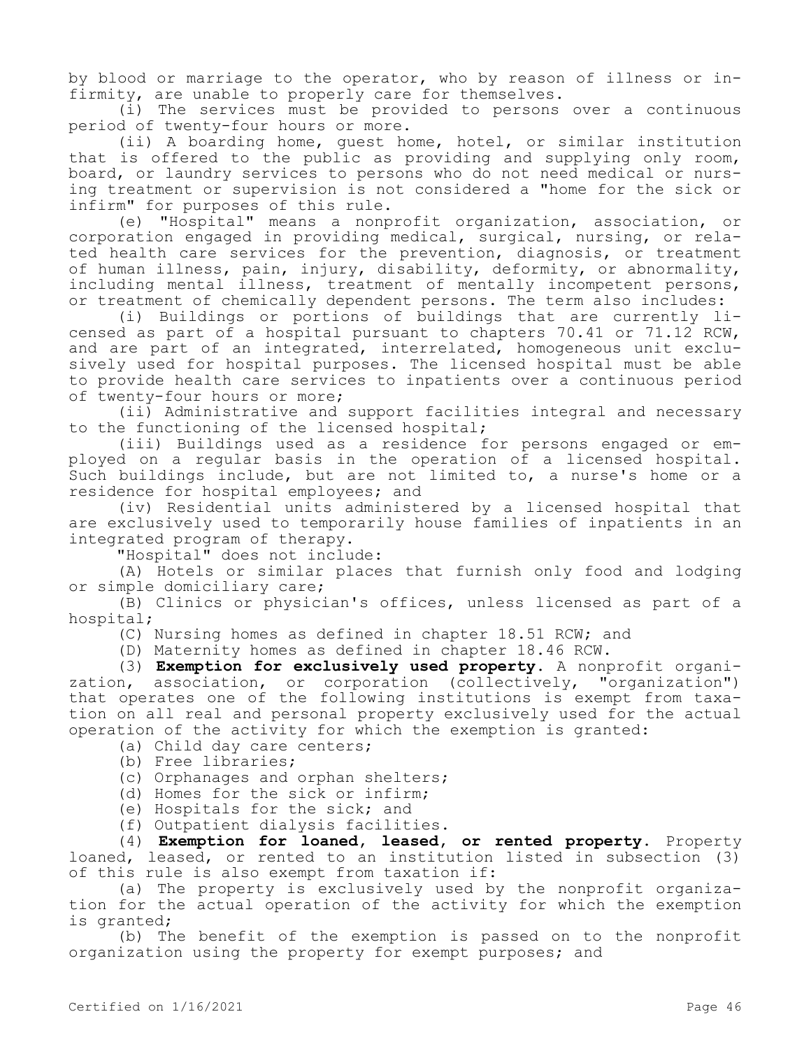by blood or marriage to the operator, who by reason of illness or infirmity, are unable to properly care for themselves.

(i) The services must be provided to persons over a continuous period of twenty-four hours or more.

(ii) A boarding home, guest home, hotel, or similar institution that is offered to the public as providing and supplying only room, board, or laundry services to persons who do not need medical or nursing treatment or supervision is not considered a "home for the sick or infirm" for purposes of this rule.

(e) "Hospital" means a nonprofit organization, association, or corporation engaged in providing medical, surgical, nursing, or related health care services for the prevention, diagnosis, or treatment of human illness, pain, injury, disability, deformity, or abnormality, including mental illness, treatment of mentally incompetent persons, or treatment of chemically dependent persons. The term also includes:

(i) Buildings or portions of buildings that are currently licensed as part of a hospital pursuant to chapters 70.41 or 71.12 RCW, and are part of an integrated, interrelated, homogeneous unit exclusively used for hospital purposes. The licensed hospital must be able to provide health care services to inpatients over a continuous period of twenty-four hours or more;

(ii) Administrative and support facilities integral and necessary to the functioning of the licensed hospital;

(iii) Buildings used as a residence for persons engaged or employed on a regular basis in the operation of a licensed hospital. Such buildings include, but are not limited to, a nurse's home or a residence for hospital employees; and

(iv) Residential units administered by a licensed hospital that are exclusively used to temporarily house families of inpatients in an integrated program of therapy.

"Hospital" does not include:

(A) Hotels or similar places that furnish only food and lodging or simple domiciliary care;

(B) Clinics or physician's offices, unless licensed as part of a hospital;

(C) Nursing homes as defined in chapter 18.51 RCW; and

(D) Maternity homes as defined in chapter 18.46 RCW.

(3) **Exemption for exclusively used property.** A nonprofit organization, association, or corporation (collectively, "organization") that operates one of the following institutions is exempt from taxation on all real and personal property exclusively used for the actual operation of the activity for which the exemption is granted:

(a) Child day care centers;

(b) Free libraries;

(c) Orphanages and orphan shelters;

(d) Homes for the sick or infirm;

(e) Hospitals for the sick; and

(f) Outpatient dialysis facilities.

(4) **Exemption for loaned, leased, or rented property.** Property loaned, leased, or rented to an institution listed in subsection (3) of this rule is also exempt from taxation if:

(a) The property is exclusively used by the nonprofit organization for the actual operation of the activity for which the exemption is granted;

(b) The benefit of the exemption is passed on to the nonprofit organization using the property for exempt purposes; and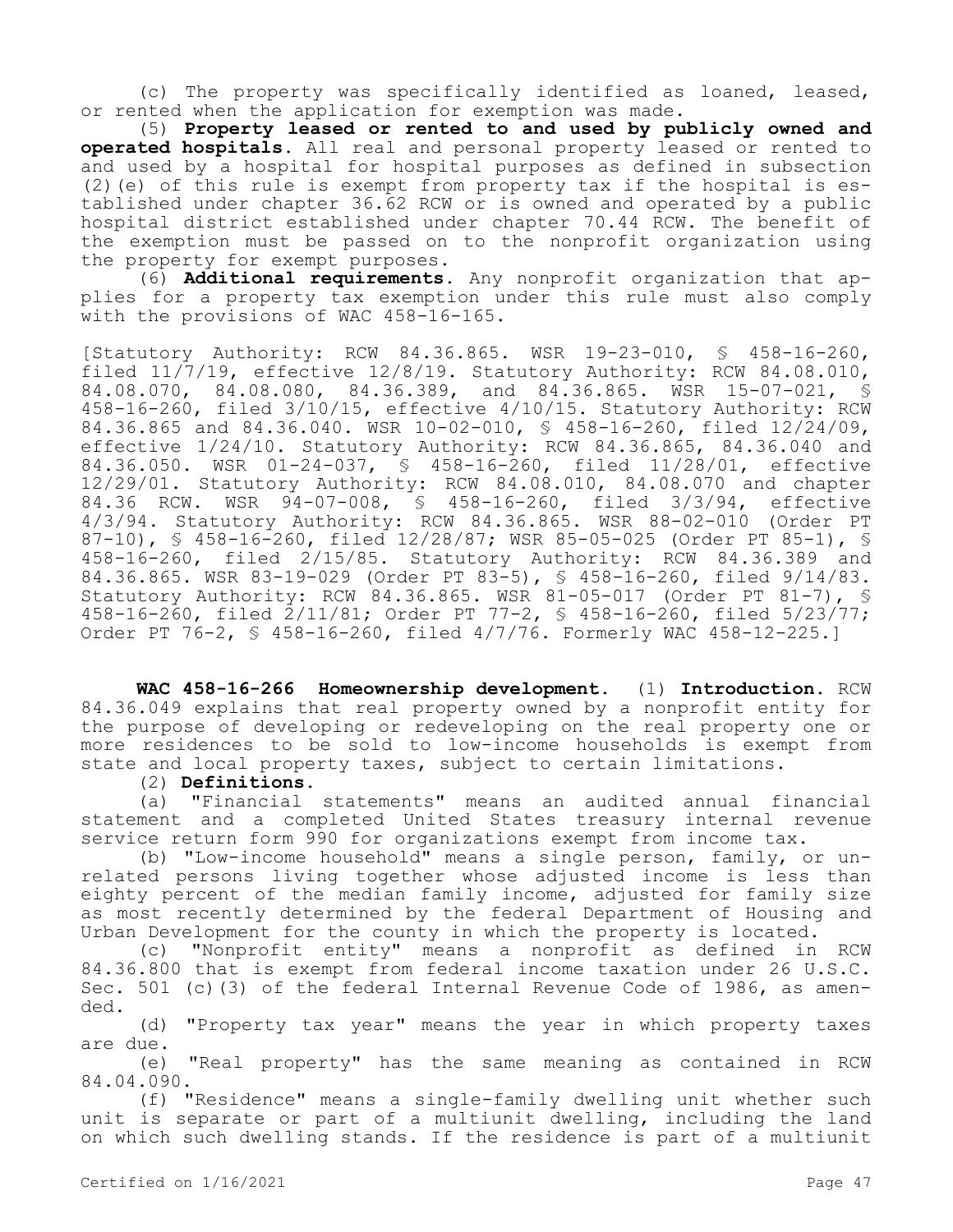(c) The property was specifically identified as loaned, leased, or rented when the application for exemption was made.

(5) **Property leased or rented to and used by publicly owned and operated hospitals.** All real and personal property leased or rented to and used by a hospital for hospital purposes as defined in subsection (2)(e) of this rule is exempt from property tax if the hospital is established under chapter 36.62 RCW or is owned and operated by a public hospital district established under chapter 70.44 RCW. The benefit of the exemption must be passed on to the nonprofit organization using the property for exempt purposes.

(6) **Additional requirements.** Any nonprofit organization that applies for a property tax exemption under this rule must also comply with the provisions of WAC 458-16-165.

[Statutory Authority: RCW 84.36.865. WSR 19-23-010, § 458-16-260, filed 11/7/19, effective 12/8/19. Statutory Authority: RCW 84.08.010, 84.08.070, 84.08.080, 84.36.389, and 84.36.865. WSR 15-07-021, § 458-16-260, filed 3/10/15, effective 4/10/15. Statutory Authority: RCW 84.36.865 and 84.36.040. WSR 10-02-010, § 458-16-260, filed 12/24/09, effective 1/24/10. Statutory Authority: RCW 84.36.865, 84.36.040 and 84.36.050. WSR 01-24-037, § 458-16-260, filed 11/28/01, effective 12/29/01. Statutory Authority: RCW 84.08.010, 84.08.070 and chapter 84.36 RCW. WSR 94-07-008, § 458-16-260, filed 3/3/94, effective 4/3/94. Statutory Authority: RCW 84.36.865. WSR 88-02-010 (Order PT 87-10), § 458-16-260, filed 12/28/87; WSR 85-05-025 (Order PT 85-1), § 458-16-260, filed 2/15/85. Statutory Authority: RCW 84.36.389 and 84.36.865. WSR 83-19-029 (Order PT 83-5), § 458-16-260, filed 9/14/83. Statutory Authority: RCW 84.36.865. WSR 81-05-017 (Order PT 81-7), § 458-16-260, filed 2/11/81; Order PT 77-2, § 458-16-260, filed 5/23/77; Order PT 76-2, § 458-16-260, filed 4/7/76. Formerly WAC 458-12-225.]

**WAC 458-16-266 Homeownership development.** (1) **Introduction.** RCW 84.36.049 explains that real property owned by a nonprofit entity for the purpose of developing or redeveloping on the real property one or more residences to be sold to low-income households is exempt from state and local property taxes, subject to certain limitations.

(2) **Definitions.**

(a) "Financial statements" means an audited annual financial statement and a completed United States treasury internal revenue service return form 990 for organizations exempt from income tax.

(b) "Low-income household" means a single person, family, or unrelated persons living together whose adjusted income is less than eighty percent of the median family income, adjusted for family size as most recently determined by the federal Department of Housing and Urban Development for the county in which the property is located.

(c) "Nonprofit entity" means a nonprofit as defined in RCW 84.36.800 that is exempt from federal income taxation under 26 U.S.C. Sec. 501 (c)(3) of the federal Internal Revenue Code of 1986, as amended.

(d) "Property tax year" means the year in which property taxes are due.

(e) "Real property" has the same meaning as contained in RCW 84.04.090.

(f) "Residence" means a single-family dwelling unit whether such unit is separate or part of a multiunit dwelling, including the land on which such dwelling stands. If the residence is part of a multiunit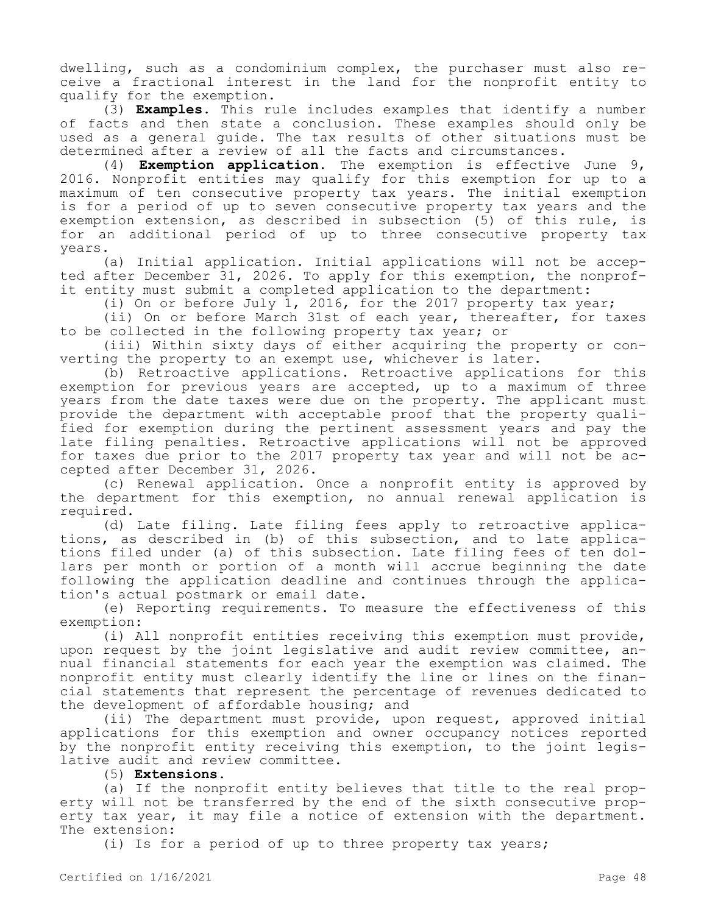dwelling, such as a condominium complex, the purchaser must also receive a fractional interest in the land for the nonprofit entity to qualify for the exemption.

(3) **Examples.** This rule includes examples that identify a number of facts and then state a conclusion. These examples should only be used as a general guide. The tax results of other situations must be determined after a review of all the facts and circumstances.

(4) **Exemption application.** The exemption is effective June 9, 2016. Nonprofit entities may qualify for this exemption for up to a maximum of ten consecutive property tax years. The initial exemption is for a period of up to seven consecutive property tax years and the exemption extension, as described in subsection (5) of this rule, is for an additional period of up to three consecutive property tax years.

(a) Initial application. Initial applications will not be accepted after December 31, 2026. To apply for this exemption, the nonprofit entity must submit a completed application to the department:

(i) On or before July 1, 2016, for the 2017 property tax year;

(ii) On or before March 31st of each year, thereafter, for taxes to be collected in the following property tax year; or

(iii) Within sixty days of either acquiring the property or converting the property to an exempt use, whichever is later.

(b) Retroactive applications. Retroactive applications for this exemption for previous years are accepted, up to a maximum of three years from the date taxes were due on the property. The applicant must provide the department with acceptable proof that the property qualified for exemption during the pertinent assessment years and pay the late filing penalties. Retroactive applications will not be approved for taxes due prior to the 2017 property tax year and will not be accepted after December 31, 2026.

(c) Renewal application. Once a nonprofit entity is approved by the department for this exemption, no annual renewal application is required.

(d) Late filing. Late filing fees apply to retroactive applications, as described in (b) of this subsection, and to late applications filed under (a) of this subsection. Late filing fees of ten dollars per month or portion of a month will accrue beginning the date following the application deadline and continues through the application's actual postmark or email date.

(e) Reporting requirements. To measure the effectiveness of this exemption:

(i) All nonprofit entities receiving this exemption must provide, upon request by the joint legislative and audit review committee, annual financial statements for each year the exemption was claimed. The nonprofit entity must clearly identify the line or lines on the financial statements that represent the percentage of revenues dedicated to the development of affordable housing; and

(ii) The department must provide, upon request, approved initial applications for this exemption and owner occupancy notices reported by the nonprofit entity receiving this exemption, to the joint legislative audit and review committee.

(5) **Extensions.**

(a) If the nonprofit entity believes that title to the real property will not be transferred by the end of the sixth consecutive property tax year, it may file a notice of extension with the department. The extension:

(i) Is for a period of up to three property tax years;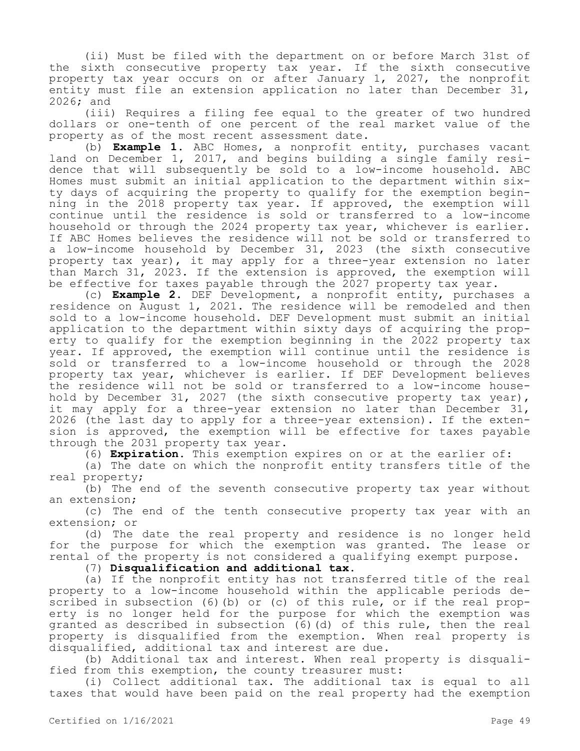(ii) Must be filed with the department on or before March 31st of the sixth consecutive property tax year. If the sixth consecutive property tax year occurs on or after January 1, 2027, the nonprofit entity must file an extension application no later than December 31, 2026; and

(iii) Requires a filing fee equal to the greater of two hundred dollars or one-tenth of one percent of the real market value of the property as of the most recent assessment date.

(b) **Example 1.** ABC Homes, a nonprofit entity, purchases vacant land on December 1, 2017, and begins building a single family residence that will subsequently be sold to a low-income household. ABC Homes must submit an initial application to the department within sixty days of acquiring the property to qualify for the exemption beginning in the 2018 property tax year. If approved, the exemption will continue until the residence is sold or transferred to a low-income household or through the 2024 property tax year, whichever is earlier. If ABC Homes believes the residence will not be sold or transferred to a low-income household by December 31, 2023 (the sixth consecutive property tax year), it may apply for a three-year extension no later than March 31, 2023. If the extension is approved, the exemption will be effective for taxes payable through the 2027 property tax year.

(c) **Example 2.** DEF Development, a nonprofit entity, purchases a residence on August 1, 2021. The residence will be remodeled and then sold to a low-income household. DEF Development must submit an initial application to the department within sixty days of acquiring the property to qualify for the exemption beginning in the 2022 property tax year. If approved, the exemption will continue until the residence is sold or transferred to a low-income household or through the 2028 property tax year, whichever is earlier. If DEF Development believes the residence will not be sold or transferred to a low-income household by December 31, 2027 (the sixth consecutive property tax year), it may apply for a three-year extension no later than December 31, 2026 (the last day to apply for a three-year extension). If the extension is approved, the exemption will be effective for taxes payable through the 2031 property tax year.

(6) **Expiration.** This exemption expires on or at the earlier of:

(a) The date on which the nonprofit entity transfers title of the real property;

(b) The end of the seventh consecutive property tax year without an extension;

(c) The end of the tenth consecutive property tax year with an extension; or

(d) The date the real property and residence is no longer held for the purpose for which the exemption was granted. The lease or rental of the property is not considered a qualifying exempt purpose.

(7) **Disqualification and additional tax.**

(a) If the nonprofit entity has not transferred title of the real property to a low-income household within the applicable periods described in subsection (6)(b) or (c) of this rule, or if the real property is no longer held for the purpose for which the exemption was granted as described in subsection (6)(d) of this rule, then the real property is disqualified from the exemption. When real property is disqualified, additional tax and interest are due.

(b) Additional tax and interest. When real property is disqualified from this exemption, the county treasurer must:

(i) Collect additional tax. The additional tax is equal to all taxes that would have been paid on the real property had the exemption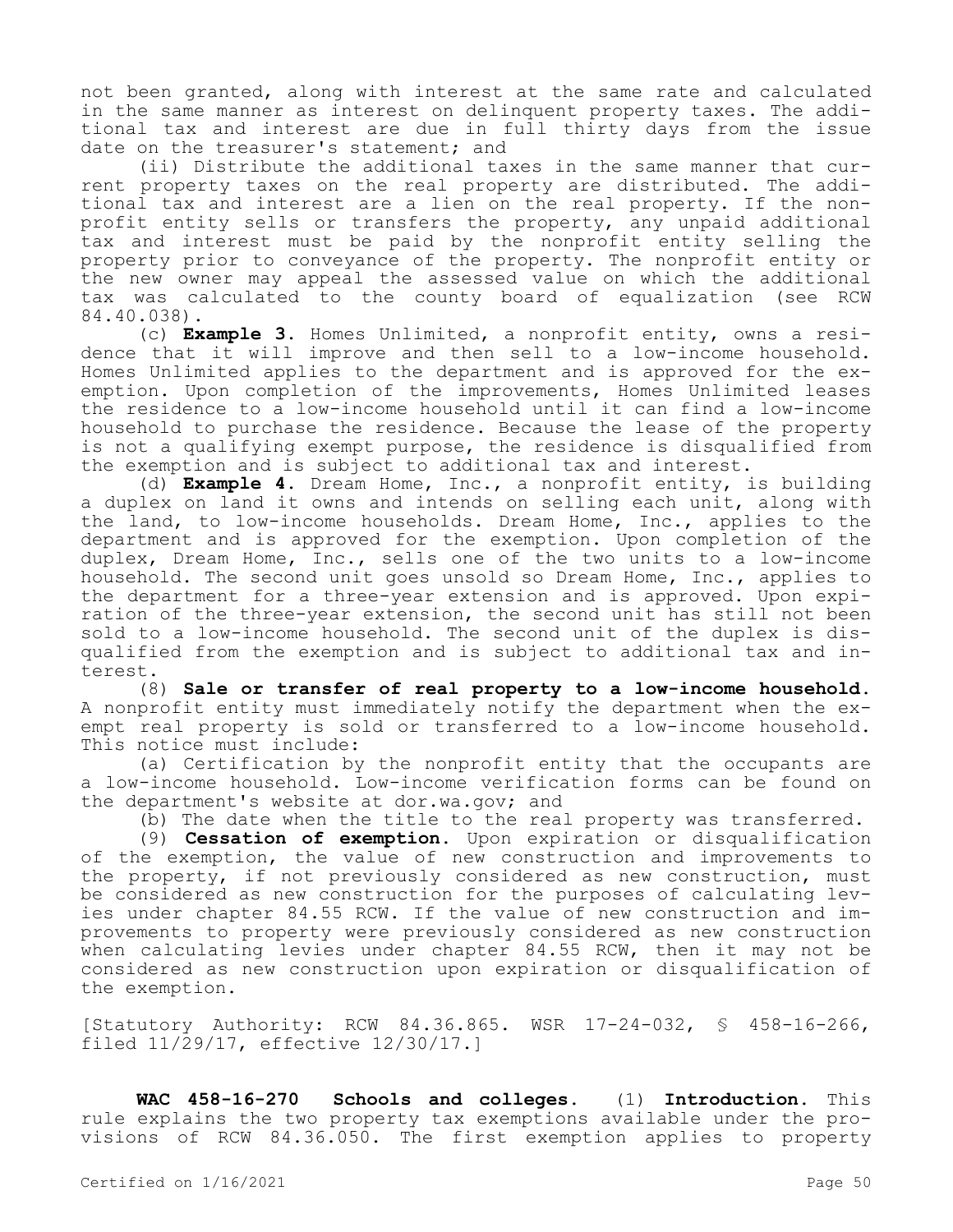not been granted, along with interest at the same rate and calculated in the same manner as interest on delinquent property taxes. The additional tax and interest are due in full thirty days from the issue date on the treasurer's statement; and

(ii) Distribute the additional taxes in the same manner that current property taxes on the real property are distributed. The additional tax and interest are a lien on the real property. If the nonprofit entity sells or transfers the property, any unpaid additional tax and interest must be paid by the nonprofit entity selling the property prior to conveyance of the property. The nonprofit entity or the new owner may appeal the assessed value on which the additional tax was calculated to the county board of equalization (see RCW 84.40.038).

(c) **Example 3.** Homes Unlimited, a nonprofit entity, owns a residence that it will improve and then sell to a low-income household. Homes Unlimited applies to the department and is approved for the exemption. Upon completion of the improvements, Homes Unlimited leases the residence to a low-income household until it can find a low-income household to purchase the residence. Because the lease of the property is not a qualifying exempt purpose, the residence is disqualified from the exemption and is subject to additional tax and interest.

(d) **Example 4.** Dream Home, Inc., a nonprofit entity, is building a duplex on land it owns and intends on selling each unit, along with the land, to low-income households. Dream Home, Inc., applies to the department and is approved for the exemption. Upon completion of the duplex, Dream Home, Inc., sells one of the two units to a low-income household. The second unit goes unsold so Dream Home, Inc., applies to the department for a three-year extension and is approved. Upon expiration of the three-year extension, the second unit has still not been sold to a low-income household. The second unit of the duplex is disqualified from the exemption and is subject to additional tax and interest.

(8) **Sale or transfer of real property to a low-income household.** A nonprofit entity must immediately notify the department when the exempt real property is sold or transferred to a low-income household. This notice must include:

(a) Certification by the nonprofit entity that the occupants are a low-income household. Low-income verification forms can be found on the department's website at dor.wa.gov; and

(b) The date when the title to the real property was transferred.

(9) **Cessation of exemption.** Upon expiration or disqualification of the exemption, the value of new construction and improvements to the property, if not previously considered as new construction, must be considered as new construction for the purposes of calculating levies under chapter 84.55 RCW. If the value of new construction and improvements to property were previously considered as new construction when calculating levies under chapter 84.55 RCW, then it may not be considered as new construction upon expiration or disqualification of the exemption.

[Statutory Authority: RCW 84.36.865. WSR 17-24-032, § 458-16-266, filed 11/29/17, effective 12/30/17.]

**WAC 458-16-270 Schools and colleges.** (1) **Introduction.** This rule explains the two property tax exemptions available under the provisions of RCW 84.36.050. The first exemption applies to property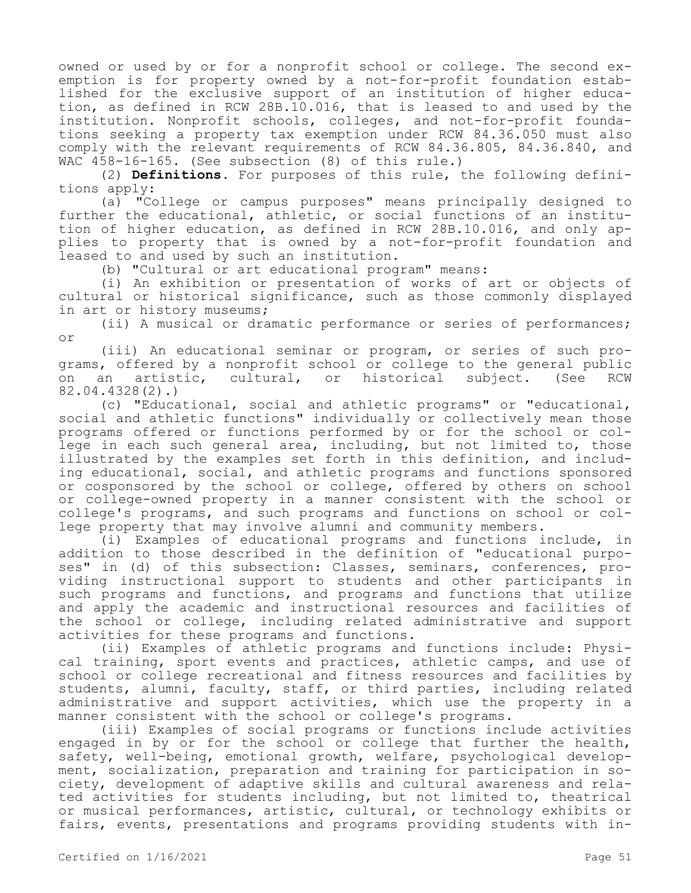owned or used by or for a nonprofit school or college. The second exemption is for property owned by a not-for-profit foundation established for the exclusive support of an institution of higher education, as defined in RCW 28B.10.016, that is leased to and used by the institution. Nonprofit schools, colleges, and not-for-profit foundations seeking a property tax exemption under RCW 84.36.050 must also comply with the relevant requirements of RCW 84.36.805, 84.36.840, and WAC 458-16-165. (See subsection (8) of this rule.)

(2) **Definitions**. For purposes of this rule, the following definitions apply:

(a) "College or campus purposes" means principally designed to further the educational, athletic, or social functions of an institution of higher education, as defined in RCW 28B.10.016, and only applies to property that is owned by a not-for-profit foundation and leased to and used by such an institution.

(b) "Cultural or art educational program" means:

(i) An exhibition or presentation of works of art or objects of cultural or historical significance, such as those commonly displayed in art or history museums;

(ii) A musical or dramatic performance or series of performances; or

(iii) An educational seminar or program, or series of such programs, offered by a nonprofit school or college to the general public on an artistic, cultural, or historical subject. (See RCW 82.04.4328(2).)

(c) "Educational, social and athletic programs" or "educational, social and athletic functions" individually or collectively mean those programs offered or functions performed by or for the school or college in each such general area, including, but not limited to, those illustrated by the examples set forth in this definition, and including educational, social, and athletic programs and functions sponsored or cosponsored by the school or college, offered by others on school or college-owned property in a manner consistent with the school or college's programs, and such programs and functions on school or college property that may involve alumni and community members.

(i) Examples of educational programs and functions include, in addition to those described in the definition of "educational purposes" in (d) of this subsection: Classes, seminars, conferences, providing instructional support to students and other participants in such programs and functions, and programs and functions that utilize and apply the academic and instructional resources and facilities of the school or college, including related administrative and support activities for these programs and functions.

(ii) Examples of athletic programs and functions include: Physical training, sport events and practices, athletic camps, and use of school or college recreational and fitness resources and facilities by students, alumni, faculty, staff, or third parties, including related administrative and support activities, which use the property in a manner consistent with the school or college's programs.

(iii) Examples of social programs or functions include activities engaged in by or for the school or college that further the health, safety, well-being, emotional growth, welfare, psychological development, socialization, preparation and training for participation in society, development of adaptive skills and cultural awareness and related activities for students including, but not limited to, theatrical or musical performances, artistic, cultural, or technology exhibits or fairs, events, presentations and programs providing students with in-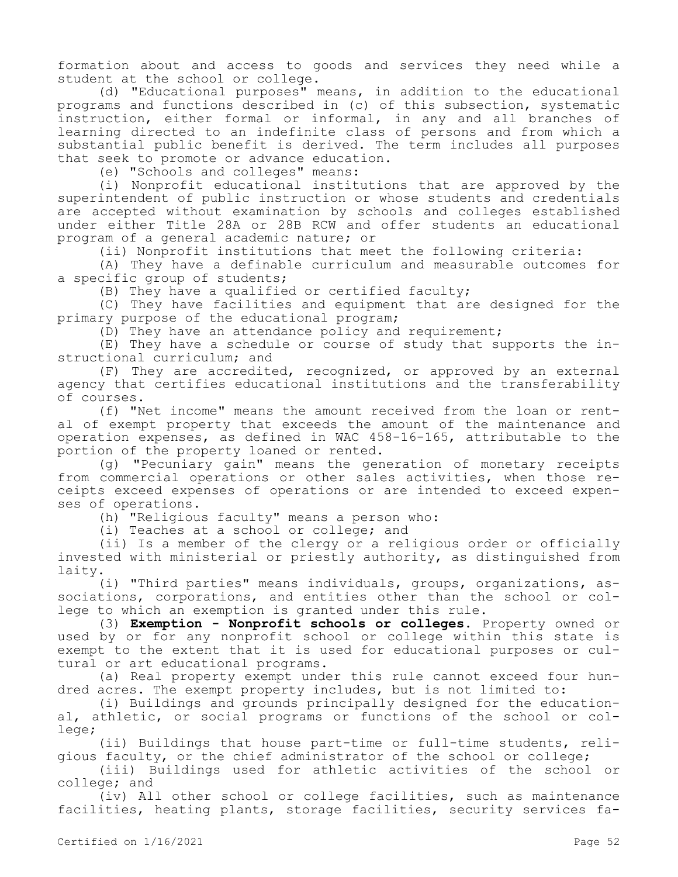formation about and access to goods and services they need while a student at the school or college.

(d) "Educational purposes" means, in addition to the educational programs and functions described in (c) of this subsection, systematic instruction, either formal or informal, in any and all branches of learning directed to an indefinite class of persons and from which a substantial public benefit is derived. The term includes all purposes that seek to promote or advance education.

(e) "Schools and colleges" means:

(i) Nonprofit educational institutions that are approved by the superintendent of public instruction or whose students and credentials are accepted without examination by schools and colleges established under either Title 28A or 28B RCW and offer students an educational program of a general academic nature; or

(ii) Nonprofit institutions that meet the following criteria:

(A) They have a definable curriculum and measurable outcomes for a specific group of students;

(B) They have a qualified or certified faculty;

(C) They have facilities and equipment that are designed for the primary purpose of the educational program;

(D) They have an attendance policy and requirement;

(E) They have a schedule or course of study that supports the instructional curriculum; and

(F) They are accredited, recognized, or approved by an external agency that certifies educational institutions and the transferability of courses.

(f) "Net income" means the amount received from the loan or rental of exempt property that exceeds the amount of the maintenance and operation expenses, as defined in WAC 458-16-165, attributable to the portion of the property loaned or rented.

(g) "Pecuniary gain" means the generation of monetary receipts from commercial operations or other sales activities, when those receipts exceed expenses of operations or are intended to exceed expenses of operations.

(h) "Religious faculty" means a person who:

(i) Teaches at a school or college; and

(ii) Is a member of the clergy or a religious order or officially invested with ministerial or priestly authority, as distinguished from laity.

(i) "Third parties" means individuals, groups, organizations, associations, corporations, and entities other than the school or college to which an exemption is granted under this rule.

(3) **Exemption - Nonprofit schools or colleges.** Property owned or used by or for any nonprofit school or college within this state is exempt to the extent that it is used for educational purposes or cultural or art educational programs.

(a) Real property exempt under this rule cannot exceed four hundred acres. The exempt property includes, but is not limited to:

(i) Buildings and grounds principally designed for the educational, athletic, or social programs or functions of the school or college;

(ii) Buildings that house part-time or full-time students, religious faculty, or the chief administrator of the school or college;

(iii) Buildings used for athletic activities of the school or college; and

(iv) All other school or college facilities, such as maintenance facilities, heating plants, storage facilities, security services fa-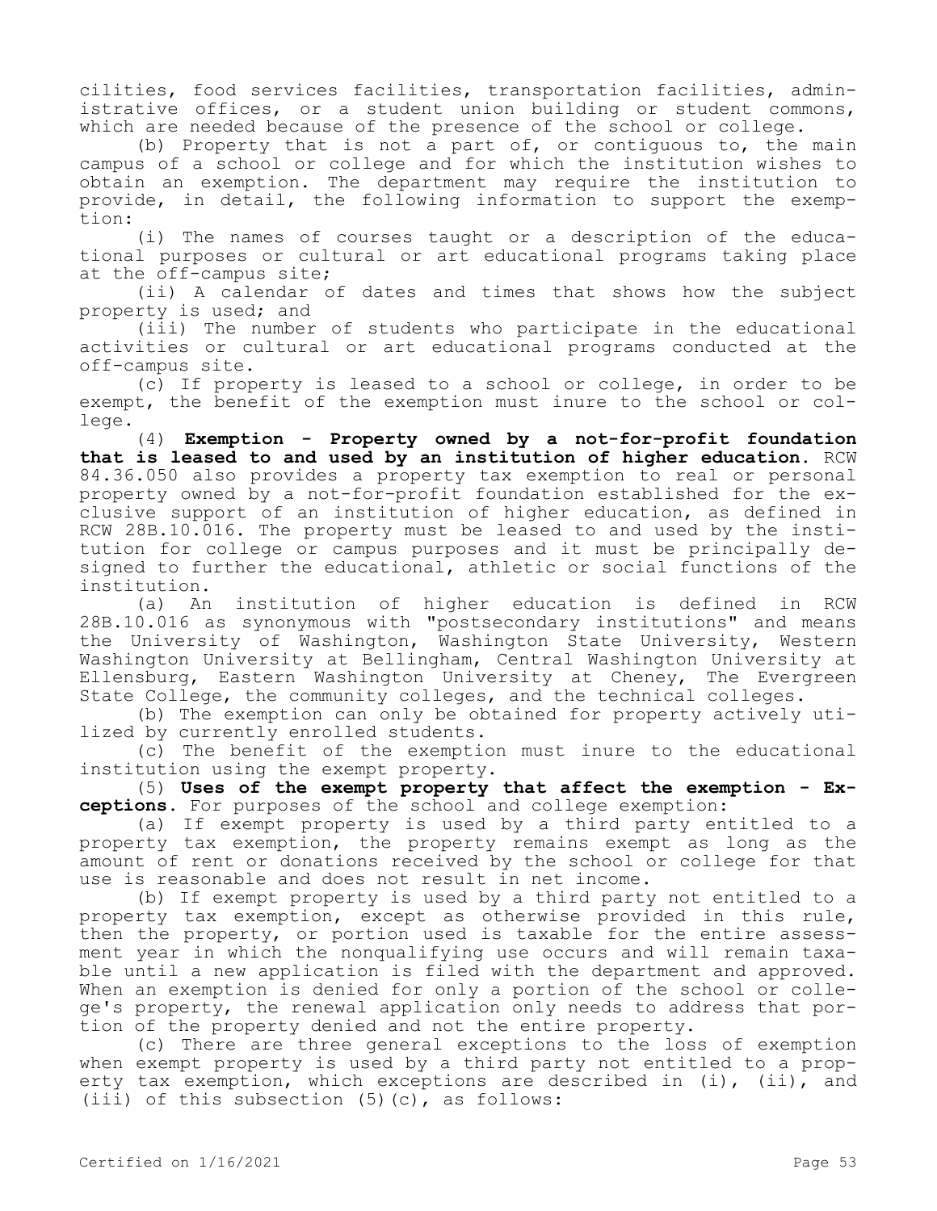cilities, food services facilities, transportation facilities, administrative offices, or a student union building or student commons, which are needed because of the presence of the school or college.

(b) Property that is not a part of, or contiguous to, the main campus of a school or college and for which the institution wishes to obtain an exemption. The department may require the institution to provide, in detail, the following information to support the exemption:

(i) The names of courses taught or a description of the educational purposes or cultural or art educational programs taking place at the off-campus site;

(ii) A calendar of dates and times that shows how the subject property is used; and

(iii) The number of students who participate in the educational activities or cultural or art educational programs conducted at the off-campus site.

(c) If property is leased to a school or college, in order to be exempt, the benefit of the exemption must inure to the school or college.

(4) **Exemption - Property owned by a not-for-profit foundation that is leased to and used by an institution of higher education.** RCW 84.36.050 also provides a property tax exemption to real or personal property owned by a not-for-profit foundation established for the exclusive support of an institution of higher education, as defined in RCW 28B.10.016. The property must be leased to and used by the institution for college or campus purposes and it must be principally designed to further the educational, athletic or social functions of the institution.

(a) An institution of higher education is defined in RCW 28B.10.016 as synonymous with "postsecondary institutions" and means the University of Washington, Washington State University, Western Washington University at Bellingham, Central Washington University at Ellensburg, Eastern Washington University at Cheney, The Evergreen State College, the community colleges, and the technical colleges.

(b) The exemption can only be obtained for property actively utilized by currently enrolled students.

(c) The benefit of the exemption must inure to the educational institution using the exempt property.

(5) **Uses of the exempt property that affect the exemption - Exceptions.** For purposes of the school and college exemption:

(a) If exempt property is used by a third party entitled to a property tax exemption, the property remains exempt as long as the amount of rent or donations received by the school or college for that use is reasonable and does not result in net income.

(b) If exempt property is used by a third party not entitled to a property tax exemption, except as otherwise provided in this rule, then the property, or portion used is taxable for the entire assessment year in which the nonqualifying use occurs and will remain taxable until a new application is filed with the department and approved. When an exemption is denied for only a portion of the school or college's property, the renewal application only needs to address that portion of the property denied and not the entire property.

(c) There are three general exceptions to the loss of exemption when exempt property is used by a third party not entitled to a property tax exemption, which exceptions are described in (i), (ii), and (iii) of this subsection (5)(c), as follows: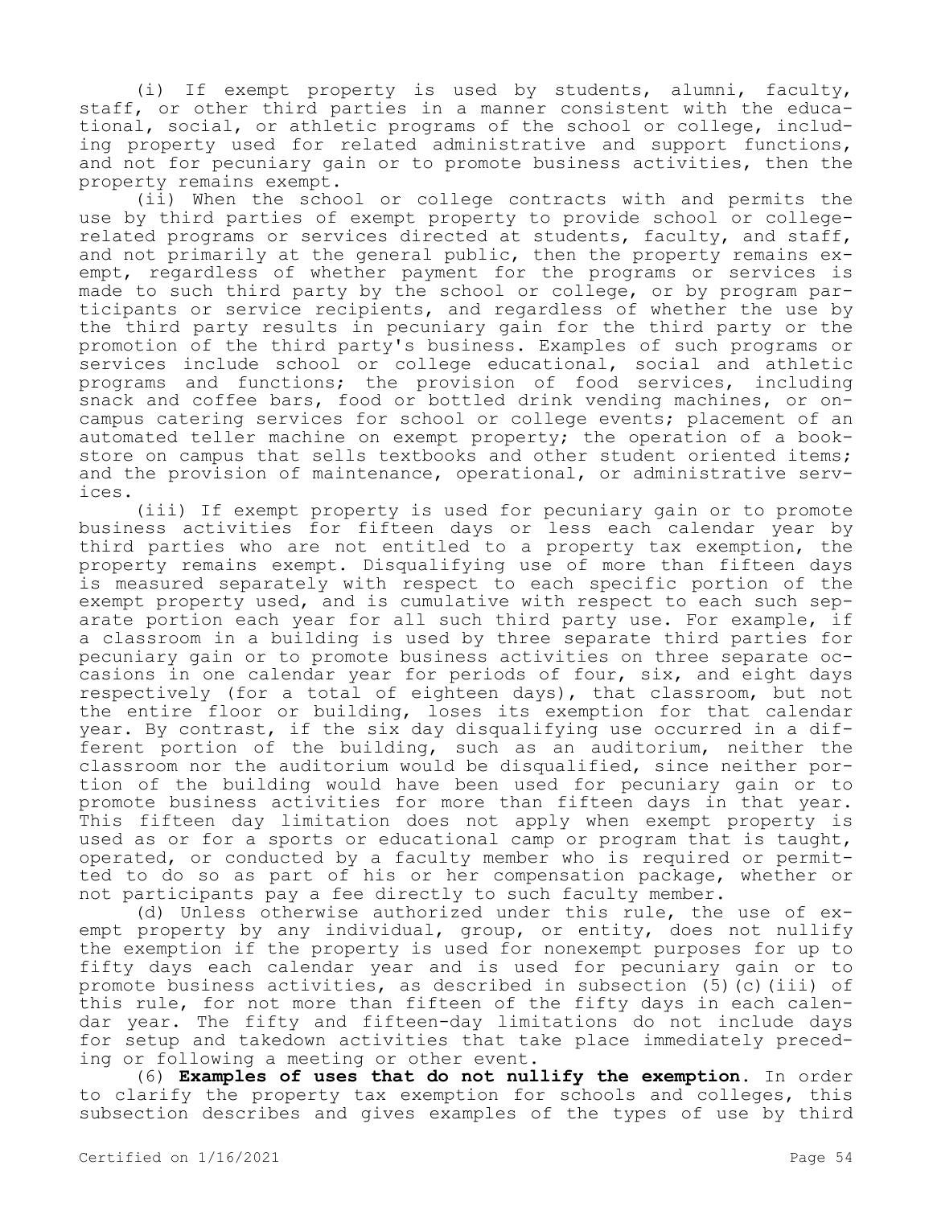(i) If exempt property is used by students, alumni, faculty, staff, or other third parties in a manner consistent with the educational, social, or athletic programs of the school or college, including property used for related administrative and support functions, and not for pecuniary gain or to promote business activities, then the property remains exempt.

(ii) When the school or college contracts with and permits the use by third parties of exempt property to provide school or college-related programs or services directed at students, faculty, and staff, and not primarily at the general public, then the property remains exempt, regardless of whether payment for the programs or services is made to such third party by the school or college, or by program participants or service recipients, and regardless of whether the use by the third party results in pecuniary gain for the third party or the promotion of the third party's business. Examples of such programs or services include school or college educational, social and athletic programs and functions; the provision of food services, including snack and coffee bars, food or bottled drink vending machines, or on-campus catering services for school or college events; placement of an automated teller machine on exempt property; the operation of a bookstore on campus that sells textbooks and other student oriented items; and the provision of maintenance, operational, or administrative services.

(iii) If exempt property is used for pecuniary gain or to promote business activities for fifteen days or less each calendar year by third parties who are not entitled to a property tax exemption, the property remains exempt. Disqualifying use of more than fifteen days is measured separately with respect to each specific portion of the exempt property used, and is cumulative with respect to each such separate portion each year for all such third party use. For example, if a classroom in a building is used by three separate third parties for pecuniary gain or to promote business activities on three separate occasions in one calendar year for periods of four, six, and eight days respectively (for a total of eighteen days), that classroom, but not the entire floor or building, loses its exemption for that calendar year. By contrast, if the six day disqualifying use occurred in a different portion of the building, such as an auditorium, neither the classroom nor the auditorium would be disqualified, since neither portion of the building would have been used for pecuniary gain or to promote business activities for more than fifteen days in that year. This fifteen day limitation does not apply when exempt property is used as or for a sports or educational camp or program that is taught, operated, or conducted by a faculty member who is required or permitted to do so as part of his or her compensation package, whether or not participants pay a fee directly to such faculty member.

(d) Unless otherwise authorized under this rule, the use of exempt property by any individual, group, or entity, does not nullify the exemption if the property is used for nonexempt purposes for up to fifty days each calendar year and is used for pecuniary gain or to promote business activities, as described in subsection (5)(c)(iii) of this rule, for not more than fifteen of the fifty days in each calendar year. The fifty and fifteen-day limitations do not include days for setup and takedown activities that take place immediately preceding or following a meeting or other event.

(6) **Examples of uses that do not nullify the exemption.** In order to clarify the property tax exemption for schools and colleges, this subsection describes and gives examples of the types of use by third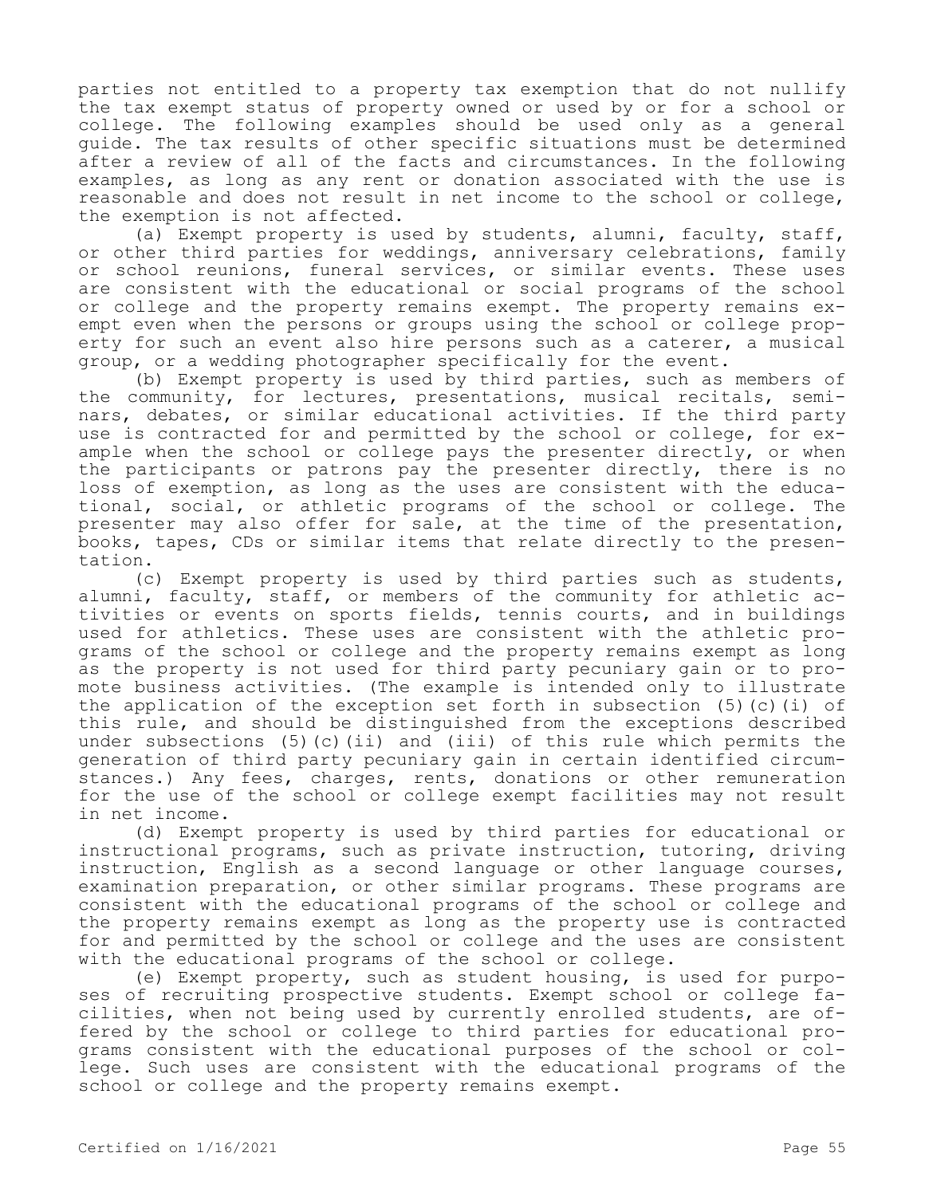parties not entitled to a property tax exemption that do not nullify the tax exempt status of property owned or used by or for a school or college. The following examples should be used only as a general guide. The tax results of other specific situations must be determined after a review of all of the facts and circumstances. In the following examples, as long as any rent or donation associated with the use is reasonable and does not result in net income to the school or college, the exemption is not affected.

(a) Exempt property is used by students, alumni, faculty, staff, or other third parties for weddings, anniversary celebrations, family or school reunions, funeral services, or similar events. These uses are consistent with the educational or social programs of the school or college and the property remains exempt. The property remains exempt even when the persons or groups using the school or college property for such an event also hire persons such as a caterer, a musical group, or a wedding photographer specifically for the event.

(b) Exempt property is used by third parties, such as members of the community, for lectures, presentations, musical recitals, seminars, debates, or similar educational activities. If the third party use is contracted for and permitted by the school or college, for example when the school or college pays the presenter directly, or when the participants or patrons pay the presenter directly, there is no loss of exemption, as long as the uses are consistent with the educational, social, or athletic programs of the school or college. The presenter may also offer for sale, at the time of the presentation, books, tapes, CDs or similar items that relate directly to the presentation.

(c) Exempt property is used by third parties such as students, alumni, faculty, staff, or members of the community for athletic activities or events on sports fields, tennis courts, and in buildings used for athletics. These uses are consistent with the athletic programs of the school or college and the property remains exempt as long as the property is not used for third party pecuniary gain or to promote business activities. (The example is intended only to illustrate the application of the exception set forth in subsection (5)(c)(i) of this rule, and should be distinguished from the exceptions described under subsections (5)(c)(ii) and (iii) of this rule which permits the generation of third party pecuniary gain in certain identified circumstances.) Any fees, charges, rents, donations or other remuneration for the use of the school or college exempt facilities may not result in net income.

(d) Exempt property is used by third parties for educational or instructional programs, such as private instruction, tutoring, driving instruction, English as a second language or other language courses, examination preparation, or other similar programs. These programs are consistent with the educational programs of the school or college and the property remains exempt as long as the property use is contracted for and permitted by the school or college and the uses are consistent with the educational programs of the school or college.

(e) Exempt property, such as student housing, is used for purposes of recruiting prospective students. Exempt school or college facilities, when not being used by currently enrolled students, are offered by the school or college to third parties for educational programs consistent with the educational purposes of the school or college. Such uses are consistent with the educational programs of the school or college and the property remains exempt.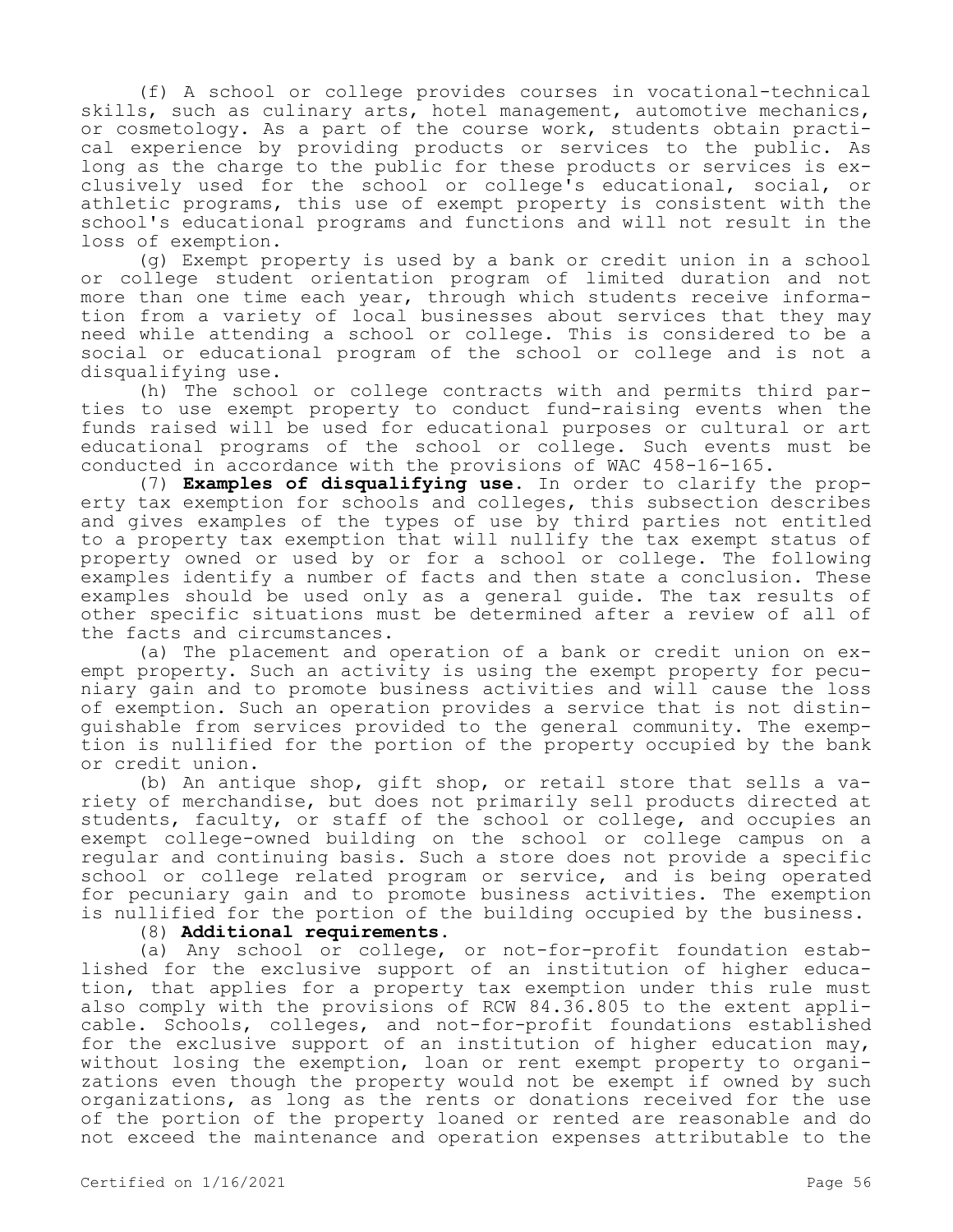(f) A school or college provides courses in vocational-technical skills, such as culinary arts, hotel management, automotive mechanics, or cosmetology. As a part of the course work, students obtain practical experience by providing products or services to the public. As long as the charge to the public for these products or services is exclusively used for the school or college's educational, social, or athletic programs, this use of exempt property is consistent with the school's educational programs and functions and will not result in the loss of exemption.

(g) Exempt property is used by a bank or credit union in a school or college student orientation program of limited duration and not more than one time each year, through which students receive information from a variety of local businesses about services that they may need while attending a school or college. This is considered to be a social or educational program of the school or college and is not a disqualifying use.

(h) The school or college contracts with and permits third parties to use exempt property to conduct fund-raising events when the funds raised will be used for educational purposes or cultural or art educational programs of the school or college. Such events must be conducted in accordance with the provisions of WAC 458-16-165.

(7) **Examples of disqualifying use.** In order to clarify the property tax exemption for schools and colleges, this subsection describes and gives examples of the types of use by third parties not entitled to a property tax exemption that will nullify the tax exempt status of property owned or used by or for a school or college. The following examples identify a number of facts and then state a conclusion. These examples should be used only as a general guide. The tax results of other specific situations must be determined after a review of all of the facts and circumstances.

(a) The placement and operation of a bank or credit union on exempt property. Such an activity is using the exempt property for pecuniary gain and to promote business activities and will cause the loss of exemption. Such an operation provides a service that is not distinguishable from services provided to the general community. The exemption is nullified for the portion of the property occupied by the bank or credit union.

(b) An antique shop, gift shop, or retail store that sells a variety of merchandise, but does not primarily sell products directed at students, faculty, or staff of the school or college, and occupies an exempt college-owned building on the school or college campus on a regular and continuing basis. Such a store does not provide a specific school or college related program or service, and is being operated for pecuniary gain and to promote business activities. The exemption is nullified for the portion of the building occupied by the business.

(8) **Additional requirements.**

(a) Any school or college, or not-for-profit foundation established for the exclusive support of an institution of higher education, that applies for a property tax exemption under this rule must also comply with the provisions of RCW 84.36.805 to the extent applicable. Schools, colleges, and not-for-profit foundations established for the exclusive support of an institution of higher education may, without losing the exemption, loan or rent exempt property to organizations even though the property would not be exempt if owned by such organizations, as long as the rents or donations received for the use of the portion of the property loaned or rented are reasonable and do not exceed the maintenance and operation expenses attributable to the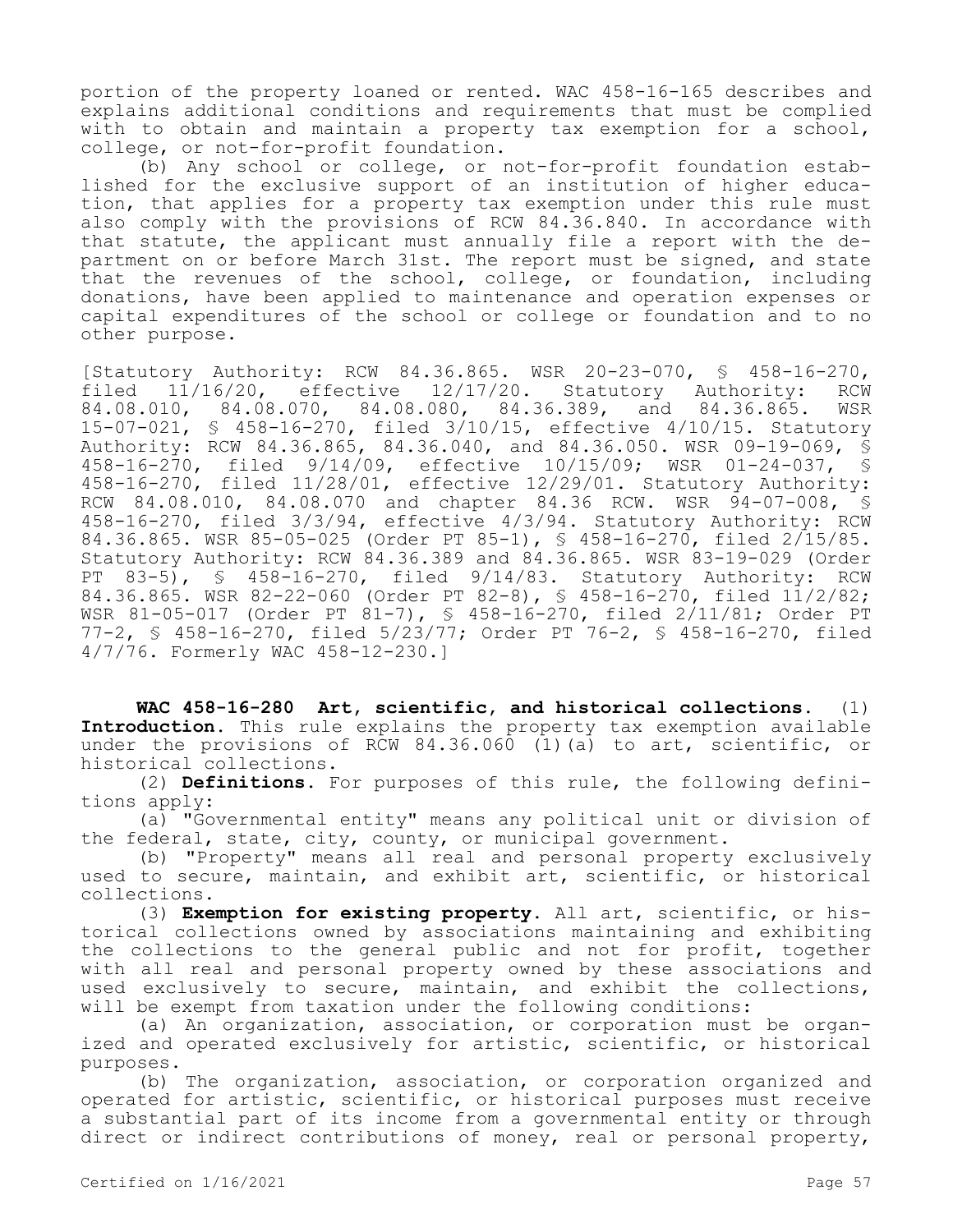portion of the property loaned or rented. WAC 458-16-165 describes and explains additional conditions and requirements that must be complied with to obtain and maintain a property tax exemption for a school, college, or not-for-profit foundation.

(b) Any school or college, or not-for-profit foundation established for the exclusive support of an institution of higher education, that applies for a property tax exemption under this rule must also comply with the provisions of RCW 84.36.840. In accordance with that statute, the applicant must annually file a report with the department on or before March 31st. The report must be signed, and state that the revenues of the school, college, or foundation, including donations, have been applied to maintenance and operation expenses or capital expenditures of the school or college or foundation and to no other purpose.

[Statutory Authority: RCW 84.36.865. WSR 20-23-070, § 458-16-270, filed 11/16/20, effective 12/17/20. Statutory Authority: RCW 84.08.010, 84.08.070, 84.08.080, 84.36.389, and 84.36.865. WSR 15-07-021, § 458-16-270, filed 3/10/15, effective 4/10/15. Statutory Authority: RCW 84.36.865, 84.36.040, and 84.36.050. WSR 09-19-069, § 458-16-270, filed 9/14/09, effective 10/15/09; WSR 01-24-037, § 458-16-270, filed 11/28/01, effective 12/29/01. Statutory Authority: RCW 84.08.010, 84.08.070 and chapter 84.36 RCW. WSR 94-07-008, § 458-16-270, filed 3/3/94, effective 4/3/94. Statutory Authority: RCW 84.36.865. WSR 85-05-025 (Order PT 85-1), § 458-16-270, filed 2/15/85. Statutory Authority: RCW 84.36.389. WSR 83-19-029 (Order PT 83-5), § 458-16-270, filed 9/14/83. Statutory Authority: RCW 84.36.865. WSR 82-22-060 (Order PT 82-8), § 458-16-270, filed 11/2/82; WSR 81-05-017 (Order PT 81-7), § 458-16-270, filed 2/11/81; Order PT 77-2, § 458-16-270, filed 5/23/77; Order PT 76-2, § 458-16-270, filed 4/7/76. Formerly WAC 458-12-230.]

**WAC 458-16-280 Art, scientific, and historical collections.** (1) **Introduction.** This rule explains the property tax exemption available under the provisions of RCW 84.36.060 (1)(a) to art, scientific, or historical collections.

(2) **Definitions.** For purposes of this rule, the following definitions apply:

(a) "Governmental entity" means any political unit or division of the federal, state, city, county, or municipal government.

(b) "Property" means all real and personal property exclusively used to secure, maintain, and exhibit art, scientific, or historical collections.

(3) **Exemption for existing property.** All art, scientific, or historical collections owned by associations maintaining and exhibiting the collections to the general public and not for profit, together with all real and personal property owned by these associations and used exclusively to secure, maintain, and exhibit the collections, will be exempt from taxation under the following conditions:

(a) An organization, association, or corporation must be organized and operated exclusively for artistic, scientific, or historical purposes.

(b) The organization, association, or corporation organized and operated for artistic, scientific, or historical purposes must receive a substantial part of its income from a governmental entity or through direct or indirect contributions of money, real or personal property,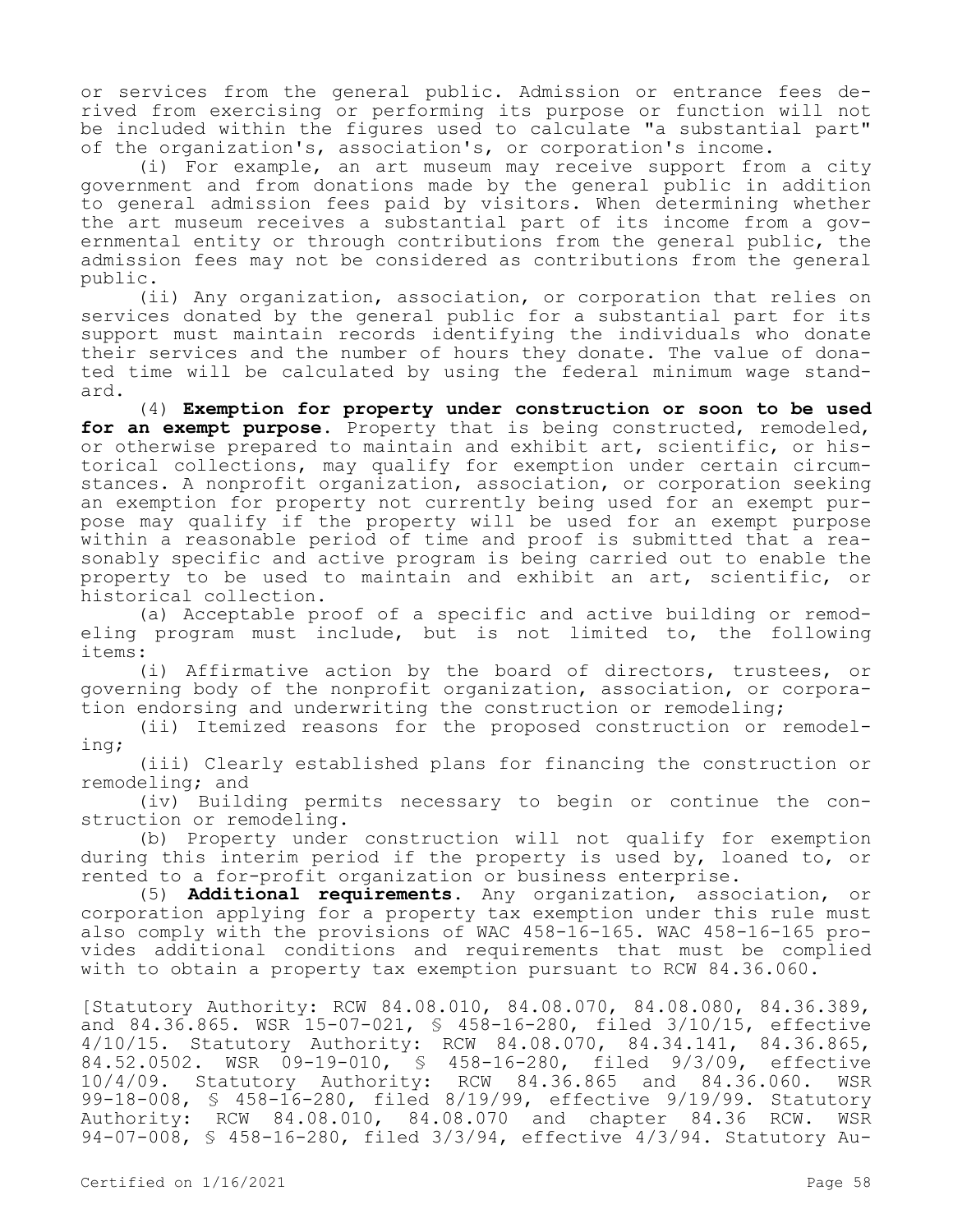or services from the general public. Admission or entrance fees derived from exercising or performing its purpose or function will not be included within the figures used to calculate "a substantial part" of the organization's, association's, or corporation's income.

(i) For example, an art museum may receive support from a city government and from donations made by the general public in addition to general admission fees paid by visitors. When determining whether the art museum receives a substantial part of its income from a governmental entity or through contributions from the general public, the admission fees may not be considered as contributions from the general public.

(ii) Any organization, association, or corporation that relies on services donated by the general public for a substantial part for its support must maintain records identifying the individuals who donate their services and the number of hours they donate. The value of donated time will be calculated by using the federal minimum wage standard.

(4) **Exemption for property under construction or soon to be used for an exempt purpose.** Property that is being constructed, remodeled, or otherwise prepared to maintain and exhibit art, scientific, or historical collections, may qualify for exemption under certain circumstances. A nonprofit organization, association, or corporation seeking an exemption for property not currently being used for an exempt purpose may qualify if the property will be used for an exempt purpose within a reasonable period of time and proof is submitted that a reasonably specific and active program is being carried out to enable the property to be used to maintain and exhibit an art, scientific, or historical collection.

(a) Acceptable proof of a specific and active building or remodeling program must include, but is not limited to, the following items:

(i) Affirmative action by the board of directors, trustees, or governing body of the nonprofit organization, association, or corporation endorsing and underwriting the construction or remodeling;

(ii) Itemized reasons for the proposed construction or remodeling;

(iii) Clearly established plans for financing the construction or remodeling; and

(iv) Building permits necessary to begin or continue the construction or remodeling.

(b) Property under construction will not qualify for exemption during this interim period if the property is used by, loaned to, or rented to a for-profit organization or business enterprise.

(5) **Additional requirements.** Any organization, association, or corporation applying for a property tax exemption under this rule must also comply with the provisions of WAC 458-16-165. WAC 458-16-165 provides additional conditions and requirements that must be complied with to obtain a property tax exemption pursuant to RCW 84.36.060.

[Statutory Authority: RCW 84.08.010, 84.08.070, 84.08.080, 84.36.389, and 84.36.865. WSR 15-07-021, § 458-16-280, filed 3/10/15, effective 4/10/15. Statutory Authority: RCW 84.08.070, 84.34.141, 84.36.865, 84.52.0502. WSR 09-19-010, § 458-16-280, filed 9/3/09, effective 10/4/09. Statutory Authority: RCW 84.36.865 and 84.36.060. WSR 99-18-008, § 458-16-280, filed 8/19/99, effective 9/19/99. Statutory Authority: RCW 84.08.010, 84.08.070 and chapter 84.36 RCW. WSR 94-07-008, § 458-16-280, filed 3/3/94, effective 4/3/94. Statutory Au-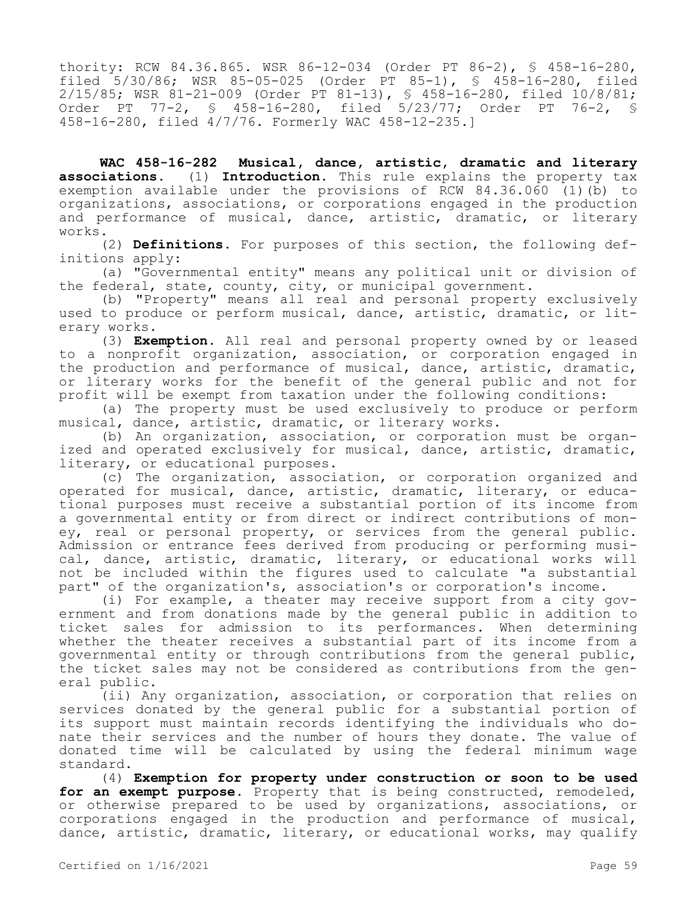thority: RCW 84.36.865. WSR 86-12-034 (Order PT 86-2), § 458-16-280, filed 5/30/86; WSR 85-05-025 (Order PT 85-1), § 458-16-280, filed 2/15/85; WSR 81-21-009 (Order PT 81-13), § 458-16-280, filed 10/8/81; Order PT 77-2, § 458-16-280, filed 5/23/77; Order PT 76-2, § 458-16-280, filed 4/7/76. Formerly WAC 458-12-235.]

**WAC 458-16-282 Musical, dance, artistic, dramatic and literary associations.** (1) **Introduction.** This rule explains the property tax exemption available under the provisions of RCW 84.36.060 (1)(b) to organizations, associations, or corporations engaged in the production and performance of musical, dance, artistic, dramatic, or literary works.

(2) **Definitions.** For purposes of this section, the following definitions apply:

(a) "Governmental entity" means any political unit or division of the federal, state, county, city, or municipal government.

(b) "Property" means all real and personal property exclusively used to produce or perform musical, dance, artistic, dramatic, or literary works.

(3) **Exemption.** All real and personal property owned by or leased to a nonprofit organization, association, or corporation engaged in the production and performance of musical, dance, artistic, dramatic, or literary works for the benefit of the general public and not for profit will be exempt from taxation under the following conditions:

(a) The property must be used exclusively to produce or perform musical, dance, artistic, dramatic, or literary works.

(b) An organization, association, or corporation must be organized and operated exclusively for musical, dance, artistic, dramatic, literary, or educational purposes.

(c) The organization, association, or corporation organized and operated for musical, dance, artistic, dramatic, literary, or educational purposes must receive a substantial portion of its income from a governmental entity or from direct or indirect contributions of money, real or personal property, or services from the general public. Admission or entrance fees derived from producing or performing musical, dance, artistic, dramatic, literary, or educational works will not be included within the figures used to calculate "a substantial part" of the organization's, association's or corporation's income.

(i) For example, a theater may receive support from a city government and from donations made by the general public in addition to ticket sales for admission to its performances. When determining whether the theater receives a substantial part of its income from a governmental entity or through contributions from the general public, the ticket sales may not be considered as contributions from the general public.

(ii) Any organization, association, or corporation that relies on services donated by the general public for a substantial portion of its support must maintain records identifying the individuals who donate their services and the number of hours they donate. The value of donated time will be calculated by using the federal minimum wage standard.

(4) **Exemption for property under construction or soon to be used for an exempt purpose.** Property that is being constructed, remodeled, or otherwise prepared to be used by organizations, associations, or corporations engaged in the production and performance of musical, dance, artistic, dramatic, literary, or educational works, may qualify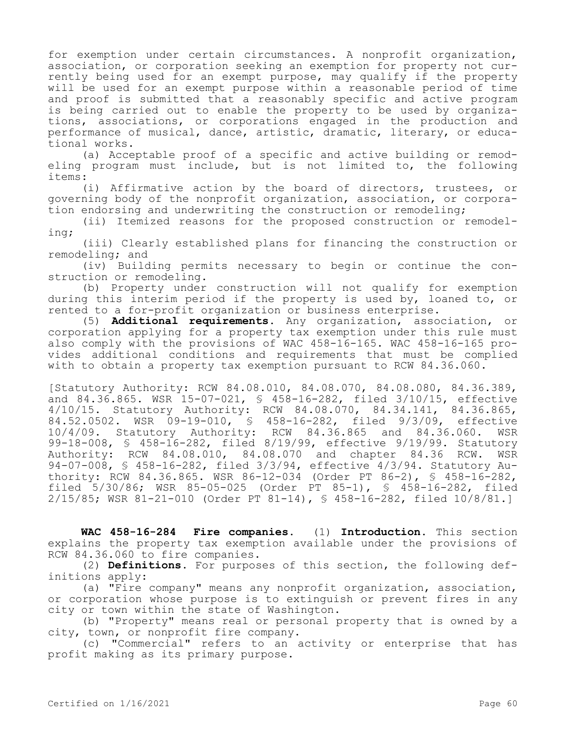for exemption under certain circumstances. A nonprofit organization, association, or corporation seeking an exemption for property not currently being used for an exempt purpose, may qualify if the property will be used for an exempt purpose within a reasonable period of time and proof is submitted that a reasonably specific and active program is being carried out to enable the property to be used by organizations, associations, or corporations engaged in the production and performance of musical, dance, artistic, dramatic, literary, or educational works.

(a) Acceptable proof of a specific and active building or remodeling program must include, but is not limited to, the following items:

(i) Affirmative action by the board of directors, trustees, or governing body of the nonprofit organization, association, or corporation endorsing and underwriting the construction or remodeling;

(ii) Itemized reasons for the proposed construction or remodeling;

(iii) Clearly established plans for financing the construction or remodeling; and

(iv) Building permits necessary to begin or continue the construction or remodeling.

(b) Property under construction will not qualify for exemption during this interim period if the property is used by, loaned to, or rented to a for-profit organization or business enterprise.

(5) **Additional requirements.** Any organization, association, or corporation applying for a property tax exemption under this rule must also comply with the provisions of WAC 458-16-165. WAC 458-16-165 provides additional conditions and requirements that must be complied with to obtain a property tax exemption pursuant to RCW 84.36.060.

[Statutory Authority: RCW 84.08.010, 84.08.070, 84.08.080, 84.36.389, and 84.36.865. WSR 15-07-021, § 458-16-282, filed 3/10/15, effective 4/10/15. Statutory Authority: RCW 84.08.070, 84.34.141, 84.36.865, 84.52.0502. WSR 09-19-010, § 458-16-282, filed 9/3/09, effective 10/4/09. Statutory Authority: RCW 84.36.865 and 84.36.060. WSR 99-18-008, § 458-16-282, filed 8/19/99, effective 9/19/99. Statutory Authority: RCW 84.08.010, 84.08.070 and chapter 84.36 RCW. WSR 94-07-008, § 458-16-282, filed 3/3/94, effective 4/3/94. Statutory Authority: RCW 84.36.865. WSR 86-12-034 (Order PT 86-2), § 458-16-282, filed 5/30/86; WSR 85-05-025 (Order PT 85-1), § 458-16-282, filed 2/15/85; WSR 81-21-010 (Order PT 81-14), § 458-16-282, filed 10/8/81.]

**WAC 458-16-284 Fire companies.** (1) **Introduction.** This section explains the property tax exemption available under the provisions of RCW 84.36.060 to fire companies.

(2) **Definitions.** For purposes of this section, the following definitions apply:

(a) "Fire company" means any nonprofit organization, association, or corporation whose purpose is to extinguish or prevent fires in any city or town within the state of Washington.

(b) "Property" means real or personal property that is owned by a city, town, or nonprofit fire company.

(c) "Commercial" refers to an activity or enterprise that has profit making as its primary purpose.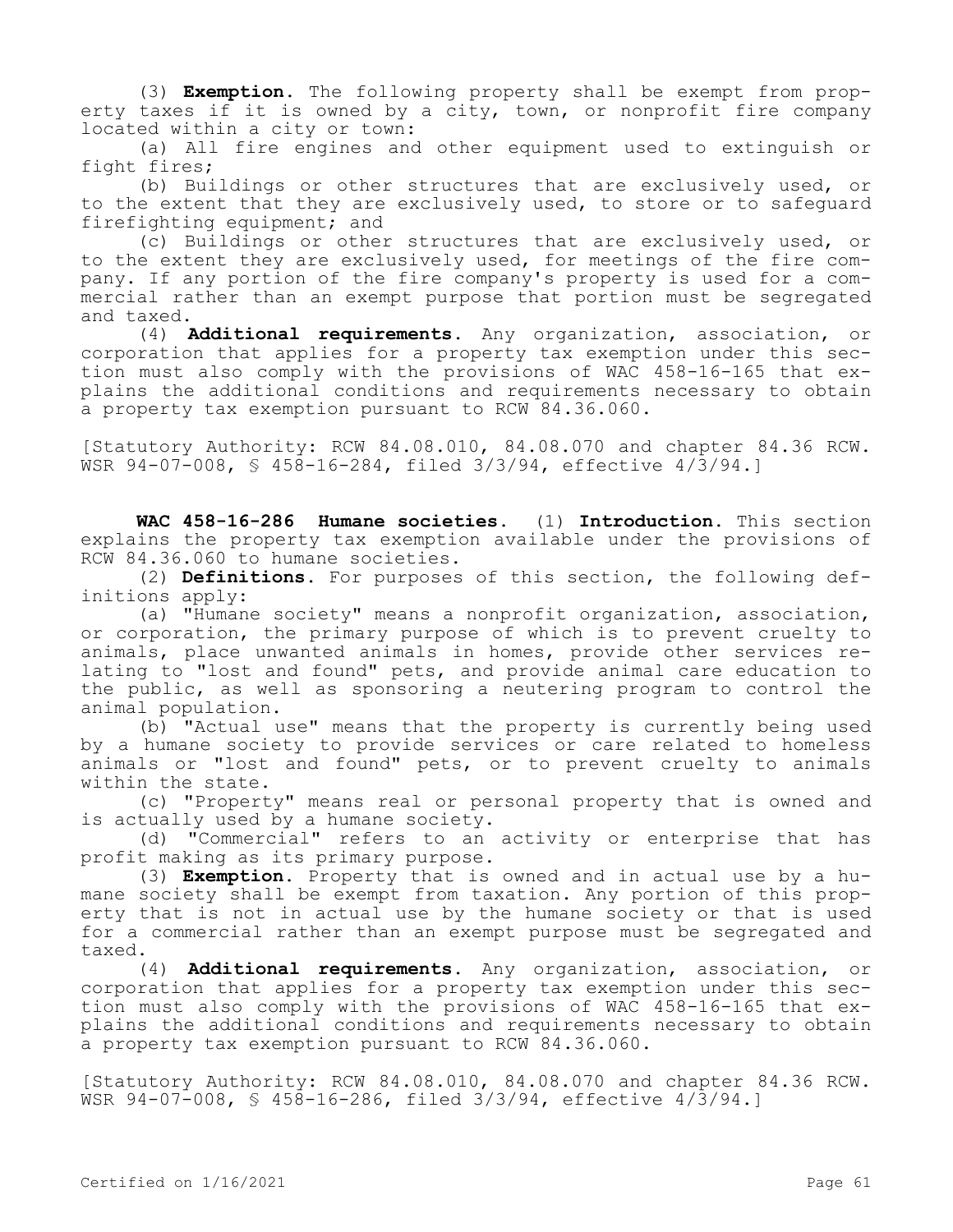(3) **Exemption.** The following property shall be exempt from property taxes if it is owned by a city, town, or nonprofit fire company located within a city or town:

(a) All fire engines and other equipment used to extinguish or fight fires;

(b) Buildings or other structures that are exclusively used, or to the extent that they are exclusively used, to store or to safeguard firefighting equipment; and

(c) Buildings or other structures that are exclusively used, or to the extent they are exclusively used, for meetings of the fire company. If any portion of the fire company's property is used for a commercial rather than an exempt purpose that portion must be segregated and taxed.

(4) **Additional requirements.** Any organization, association, or corporation that applies for a property tax exemption under this section must also comply with the provisions of WAC 458-16-165 that explains the additional conditions and requirements necessary to obtain a property tax exemption pursuant to RCW 84.36.060.

[Statutory Authority: RCW 84.08.010, 84.08.070 and chapter 84.36 RCW. WSR 94-07-008, § 458-16-284, filed 3/3/94, effective 4/3/94.]

**WAC 458-16-286 Humane societies.** (1) **Introduction.** This section explains the property tax exemption available under the provisions of RCW 84.36.060 to humane societies.

(2) **Definitions.** For purposes of this section, the following definitions apply:

(a) "Humane society" means a nonprofit organization, association, or corporation, the primary purpose of which is to prevent cruelty to animals, place unwanted animals in homes, provide other services relating to "lost and found" pets, and provide animal care education to the public, as well as sponsoring a neutering program to control the animal population.

(b) "Actual use" means that the property is currently being used by a humane society to provide services or care related to homeless animals or "lost and found" pets, or to prevent cruelty to animals within the state.

(c) "Property" means real or personal property that is owned and is actually used by a humane society.

(d) "Commercial" refers to an activity or enterprise that has profit making as its primary purpose.

(3) **Exemption.** Property that is owned and in actual use by a humane society shall be exempt from taxation. Any portion of this property that is not in actual use by the humane society or that is used for a commercial rather than an exempt purpose must be segregated and taxed.

(4) **Additional requirements.** Any organization, association, or corporation that applies for a property tax exemption under this section must also comply with the provisions of WAC 458-16-165 that explains the additional conditions and requirements necessary to obtain a property tax exemption pursuant to RCW 84.36.060.

[Statutory Authority: RCW 84.08.010, 84.08.070 and chapter 84.36 RCW. WSR 94-07-008, § 458-16-286, filed 3/3/94, effective 4/3/94.]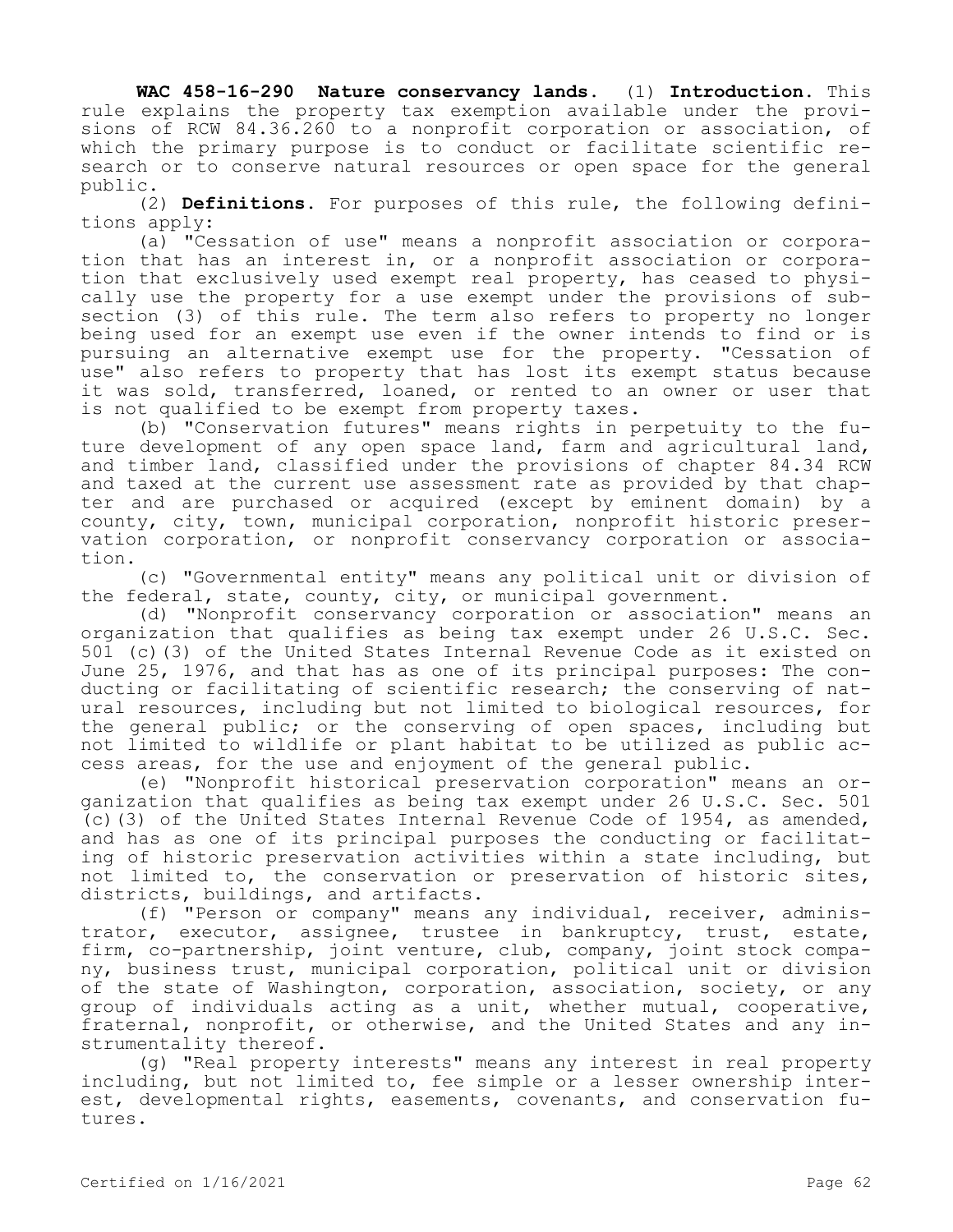**WAC 458-16-290 Nature conservancy lands.** (1) **Introduction.** This rule explains the property tax exemption available under the provisions of RCW 84.36.260 to a nonprofit corporation or association, of which the primary purpose is to conduct or facilitate scientific research or to conserve natural resources or open space for the general public.

(2) **Definitions.** For purposes of this rule, the following definitions apply:

(a) "Cessation of use" means a nonprofit association or corporation that has an interest in, or a nonprofit association or corporation that exclusively used exempt real property, has ceased to physically use the property for a use exempt under the provisions of subsection (3) of this rule. The term also refers to property no longer being used for an exempt use even if the owner intends to find or is pursuing an alternative exempt use for the property. "Cessation of use" also refers to property that has lost its exempt status because it was sold, transferred, loaned, or rented to an owner or user that is not qualified to be exempt from property taxes.

(b) "Conservation futures" means rights in perpetuity to the future development of any open space land, farm and agricultural land, and timber land, classified under the provisions of chapter 84.34 RCW and taxed at the current use assessment rate as provided by that chapter and are purchased or acquired (except by eminent domain) by a county, city, town, municipal corporation, nonprofit historic preservation corporation, or nonprofit conservancy corporation or association.

(c) "Governmental entity" means any political unit or division of the federal, state, county, city, or municipal government.

(d) "Nonprofit conservancy corporation or association" means an organization that qualifies as being tax exempt under 26 U.S.C. Sec. 501 (c)(3) of the United States Internal Revenue Code as it existed on June 25, 1976, and that has as one of its principal purposes: The conducting or facilitating of scientific research; the conserving of natural resources, including but not limited to biological resources, for the general public; or the conserving of open spaces, including but not limited to wildlife or plant habitat to be utilized as public access areas, for the use and enjoyment of the general public.

(e) "Nonprofit historical preservation corporation" means an organization that qualifies as being tax exempt under 26 U.S.C. Sec. 501 (c)(3) of the United States Internal Revenue Code of 1954, as amended, and has as one of its principal purposes the conducting or facilitating of historic preservation activities within a state including, but not limited to, the conservation or preservation of historic sites, districts, buildings, and artifacts.

(f) "Person or company" means any individual, receiver, administrator, executor, assignee, trustee in bankruptcy, trust, estate, firm, co-partnership, joint venture, club, company, joint stock company, business trust, municipal corporation, political unit or division of the state of Washington, corporation, association, society, or any group of individuals acting as a unit, whether mutual, cooperative, fraternal, nonprofit, or otherwise, and the United States and any instrumentality thereof.

(g) "Real property interests" means any interest in real property including, but not limited to, fee simple or a lesser ownership interest, developmental rights, easements, covenants, and conservation futures.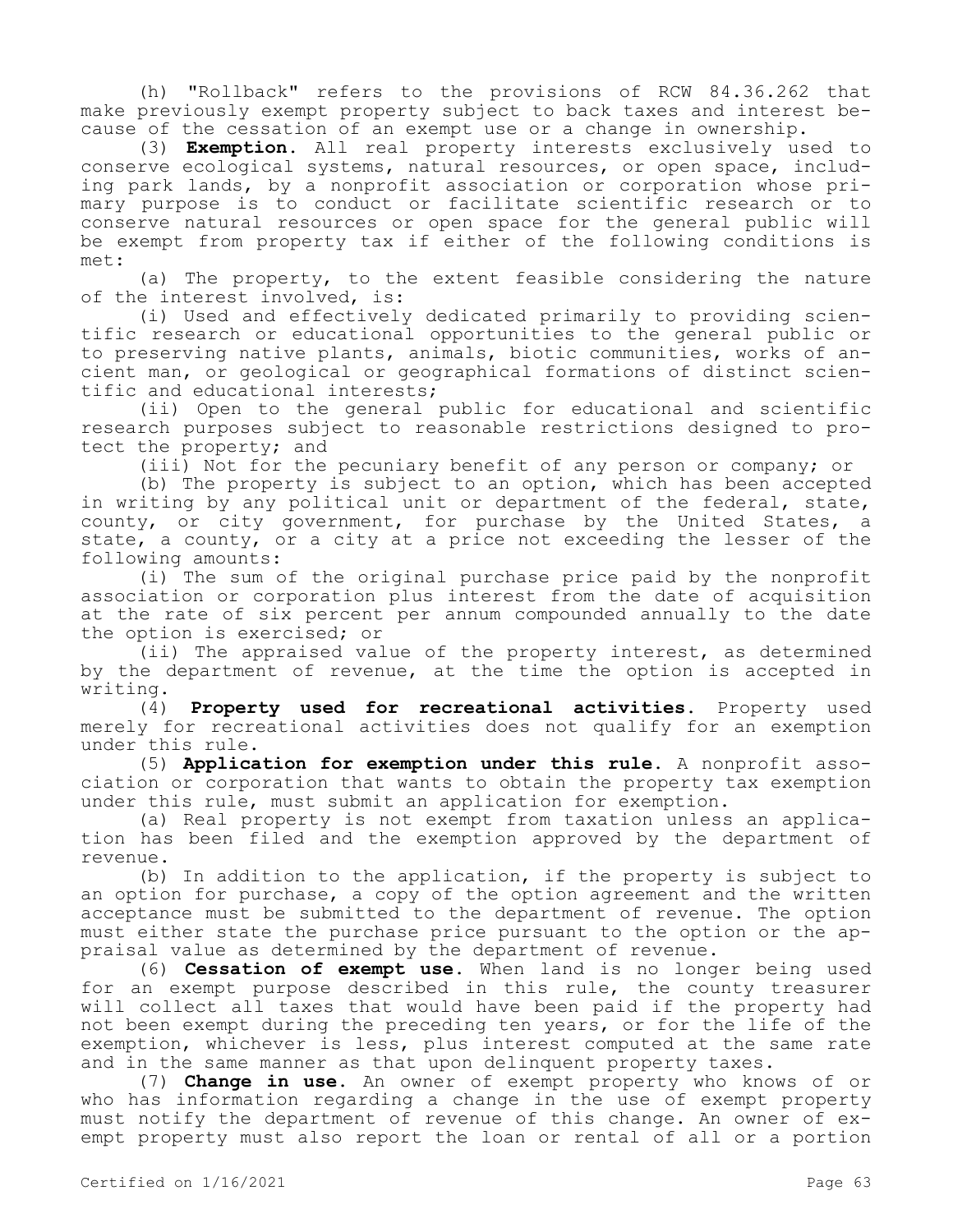(h) "Rollback" refers to the provisions of RCW 84.36.262 that make previously exempt property subject to back taxes and interest because of the cessation of an exempt use or a change in ownership.

(3) **Exemption.** All real property interests exclusively used to conserve ecological systems, natural resources, or open space, including park lands, by a nonprofit association or corporation whose primary purpose is to conduct or facilitate scientific research or to conserve natural resources or open space for the general public will be exempt from property tax if either of the following conditions is met:

(a) The property, to the extent feasible considering the nature of the interest involved, is:

(i) Used and effectively dedicated primarily to providing scientific research or educational opportunities to the general public or to preserving native plants, animals, biotic communities, works of ancient man, or geological or geographical formations of distinct scientific and educational interests;

(ii) Open to the general public for educational and scientific research purposes subject to reasonable restrictions designed to protect the property; and

(iii) Not for the pecuniary benefit of any person or company; or

(b) The property is subject to an option, which has been accepted in writing by any political unit or department of the federal, state, county, or city government, for purchase by the United States, a state, a county, or a city at a price not exceeding the lesser of the following amounts:

(i) The sum of the original purchase price paid by the nonprofit association or corporation plus interest from the date of acquisition at the rate of six percent per annum compounded annually to the date the option is exercised; or

(ii) The appraised value of the property interest, as determined by the department of revenue, at the time the option is accepted in writing.

(4) **Property used for recreational activities.** Property used merely for recreational activities does not qualify for an exemption under this rule.

(5) **Application for exemption under this rule.** A nonprofit association or corporation that wants to obtain the property tax exemption under this rule, must submit an application for exemption.

(a) Real property is not exempt from taxation unless an application has been filed and the exemption approved by the department of revenue.

(b) In addition to the application, if the property is subject to an option for purchase, a copy of the option agreement and the written acceptance must be submitted to the department of revenue. The option must either state the purchase price pursuant to the option or the appraisal value as determined by the department of revenue.

(6) **Cessation of exempt use.** When land is no longer being used for an exempt purpose described in this rule, the county treasurer will collect all taxes that would have been paid if the property had not been exempt during the preceding ten years, or for the life of the exemption, whichever is less, plus interest computed at the same rate and in the same manner as that upon delinquent property taxes.

(7) **Change in use.** An owner of exempt property who knows of or who has information regarding a change in the use of exempt property must notify the department of revenue of this change. An owner of exempt property must also report the loan or rental of all or a portion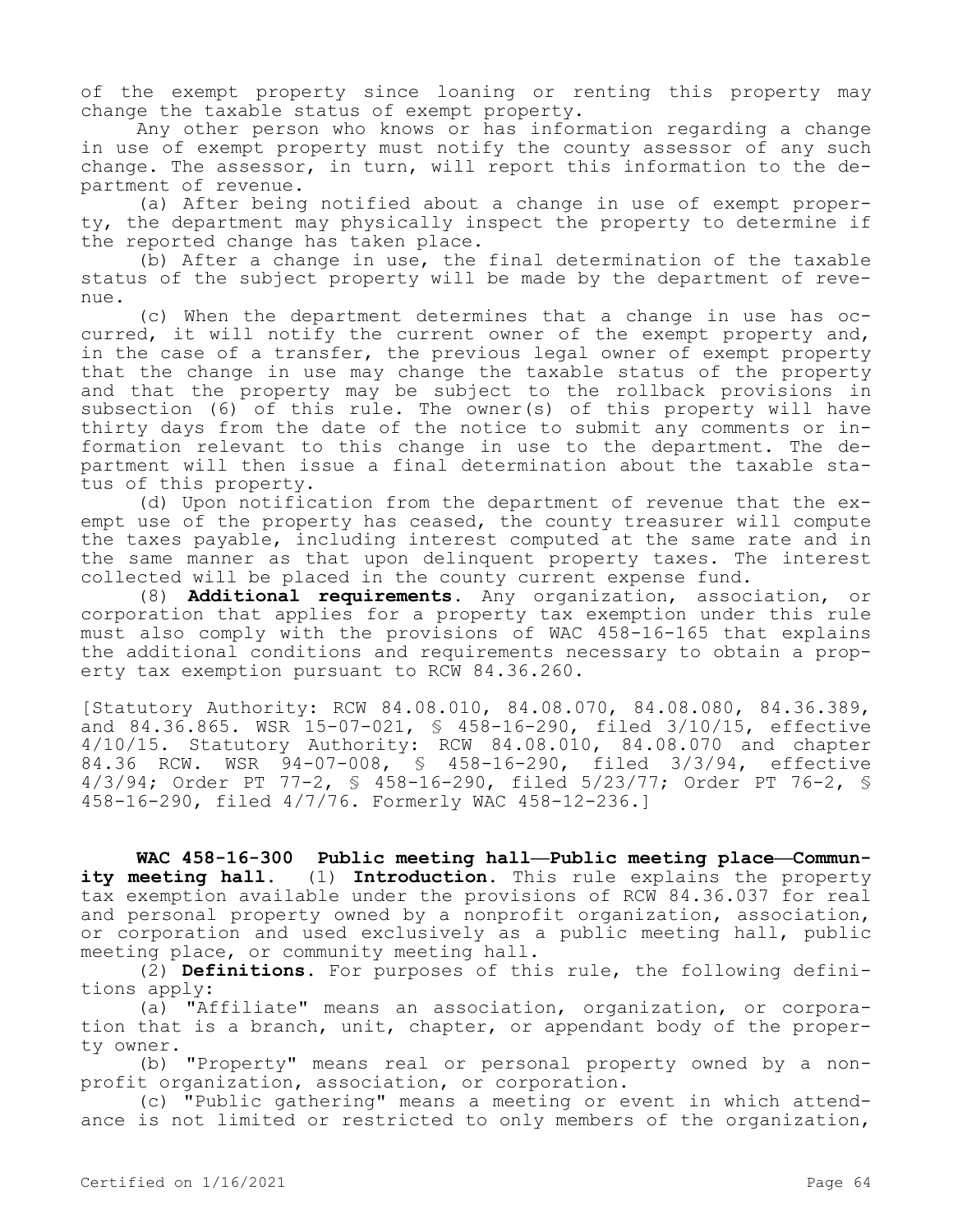of the exempt property since loaning or renting this property may change the taxable status of exempt property.

Any other person who knows or has information regarding a change in use of exempt property must notify the county assessor of any such change. The assessor, in turn, will report this information to the department of revenue.

(a) After being notified about a change in use of exempt property, the department may physically inspect the property to determine if the reported change has taken place.

(b) After a change in use, the final determination of the taxable status of the subject property will be made by the department of revenue.

(c) When the department determines that a change in use has occurred, it will notify the current owner of the exempt property and, in the case of a transfer, the previous legal owner of exempt property that the change in use may change the taxable status of the property and that the property may be subject to the rollback provisions in subsection (6) of this rule. The owner(s) of this property will have thirty days from the date of the notice to submit any comments or information relevant to this change in use to the department. The department will then issue a final determination about the taxable status of this property.

(d) Upon notification from the department of revenue that the exempt use of the property has ceased, the county treasurer will compute the taxes payable, including interest computed at the same rate and in the same manner as that upon delinquent property taxes. The interest collected will be placed in the county current expense fund.

(8) **Additional requirements.** Any organization, association, or corporation that applies for a property tax exemption under this rule must also comply with the provisions of WAC 458-16-165 that explains the additional conditions and requirements necessary to obtain a property tax exemption pursuant to RCW 84.36.260.

[Statutory Authority: RCW 84.08.010, 84.08.070, 84.08.080, 84.36.389, and 84.36.865. WSR 15-07-021, § 458-16-290, filed 3/10/15, effective 4/10/15. Statutory Authority: RCW 84.08.010, 84.08.070 and chapter 84.36 RCW. WSR 94-07-008, § 458-16-290, filed 3/3/94, effective 4/3/94; Order PT 77-2, § 458-16-290, filed 5/23/77; Order PT 76-2, § 458-16-290, filed 4/7/76. Formerly WAC 458-12-236.]

**WAC 458-16-300 Public meeting hall—Public meeting place—Community meeting hall.** (1) **Introduction.** This rule explains the property tax exemption available under the provisions of RCW 84.36.037 for real and personal property owned by a nonprofit organization, association, or corporation and used exclusively as a public meeting hall, public meeting place, or community meeting hall.

(2) **Definitions.** For purposes of this rule, the following definitions apply:

(a) "Affiliate" means an association, organization, or corporation that is a branch, unit, chapter, or appendant body of the property owner.

(b) "Property" means real or personal property owned by a nonprofit organization, association, or corporation.

(c) "Public gathering" means a meeting or event in which attendance is not limited or restricted to only members of the organization,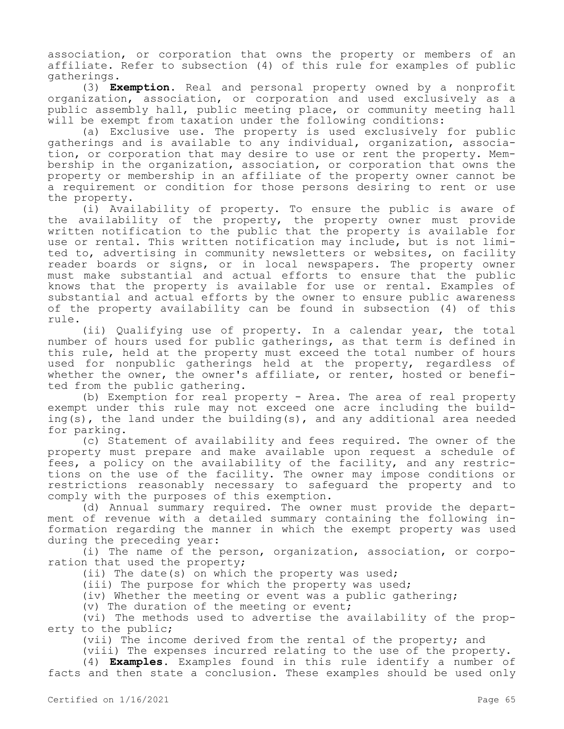association, or corporation that owns the property or members of an affiliate. Refer to subsection (4) of this rule for examples of public gatherings.

(3) **Exemption.** Real and personal property owned by a nonprofit organization, association, or corporation and used exclusively as a public assembly hall, public meeting place, or community meeting hall will be exempt from taxation under the following conditions:

(a) Exclusive use. The property is used exclusively for public gatherings and is available to any individual, organization, association, or corporation that may desire to use or rent the property. Membership in the organization, association, or corporation that owns the property or membership in an affiliate of the property owner cannot be a requirement or condition for those persons desiring to rent or use the property.

(i) Availability of property. To ensure the public is aware of the availability of the property, the property owner must provide written notification to the public that the property is available for use or rental. This written notification may include, but is not limited to, advertising in community newsletters or websites, on facility reader boards or signs, or in local newspapers. The property owner must make substantial and actual efforts to ensure that the public knows that the property is available for use or rental. Examples of substantial and actual efforts by the owner to ensure public awareness of the property availability can be found in subsection (4) of this rule.

(ii) Qualifying use of property. In a calendar year, the total number of hours used for public gatherings, as that term is defined in this rule, held at the property must exceed the total number of hours used for nonpublic gatherings held at the property, regardless of whether the owner, the owner's affiliate, or renter, hosted or benefited from the public gathering.

(b) Exemption for real property - Area. The area of real property exempt under this rule may not exceed one acre including the building(s), the land under the building(s), and any additional area needed for parking.

(c) Statement of availability and fees required. The owner of the property must prepare and make available upon request a schedule of fees, a policy on the availability of the facility, and any restrictions on the use of the facility. The owner may impose conditions or restrictions reasonably necessary to safeguard the property and to comply with the purposes of this exemption.

(d) Annual summary required. The owner must provide the department of revenue with a detailed summary containing the following information regarding the manner in which the exempt property was used during the preceding year:

(i) The name of the person, organization, association, or corporation that used the property;

(ii) The date(s) on which the property was used;

(iii) The purpose for which the property was used;

(iv) Whether the meeting or event was a public gathering;

(v) The duration of the meeting or event;

(vi) The methods used to advertise the availability of the property to the public;

(vii) The income derived from the rental of the property; and

(viii) The expenses incurred relating to the use of the property.

(4) **Examples.** Examples found in this rule identify a number of facts and then state a conclusion. These examples should be used only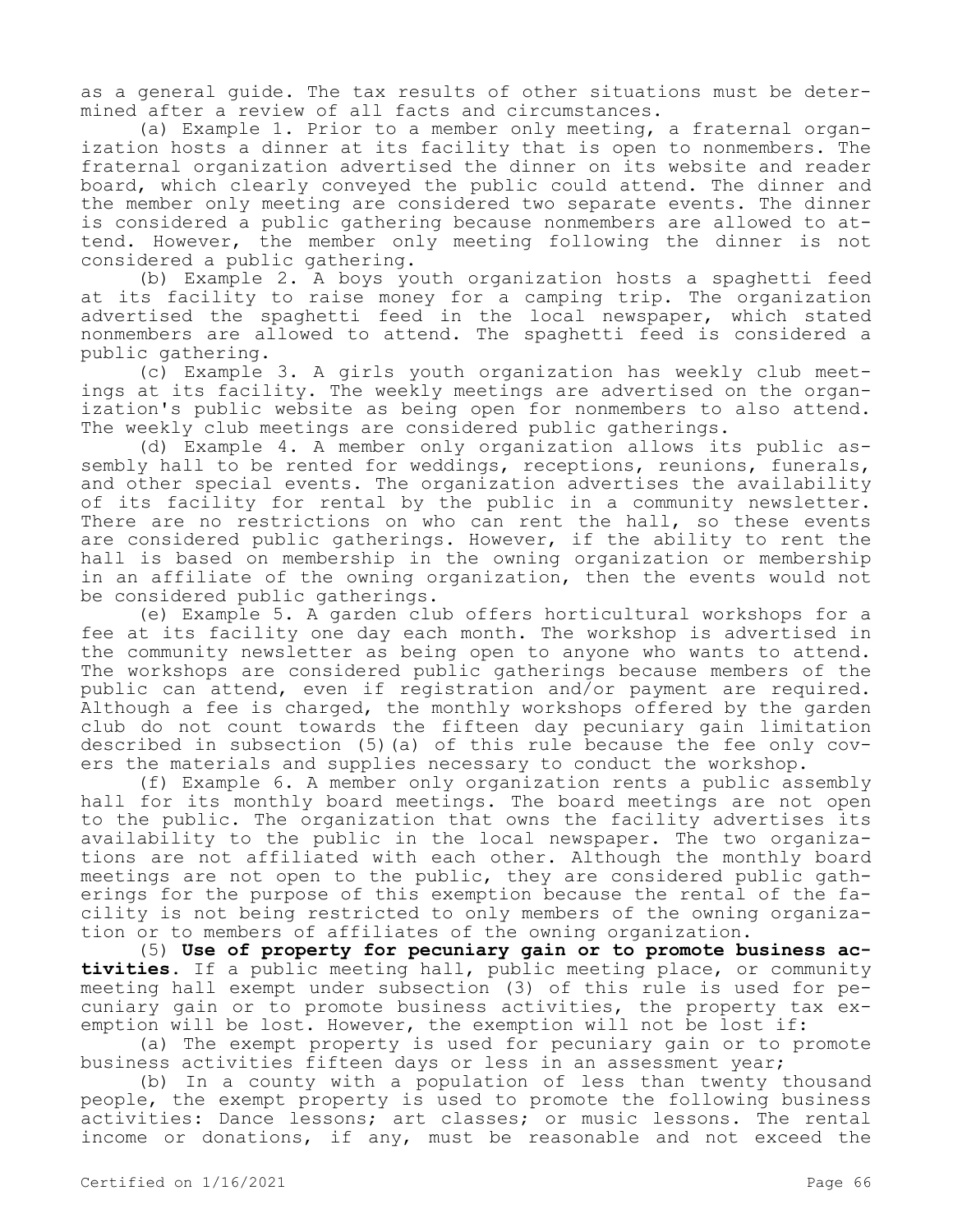as a general guide. The tax results of other situations must be determined after a review of all facts and circumstances.

(a) Example 1. Prior to a member only meeting, a fraternal organization hosts a dinner at its facility that is open to nonmembers. The fraternal organization advertised the dinner on its website and reader board, which clearly conveyed the public could attend. The dinner and the member only meeting are considered two separate events. The dinner is considered a public gathering because nonmembers are allowed to attend. However, the member only meeting following the dinner is not considered a public gathering.

(b) Example 2. A boys youth organization hosts a spaghetti feed at its facility to raise money for a camping trip. The organization advertised the spaghetti feed in the local newspaper, which stated nonmembers are allowed to attend. The spaghetti feed is considered a public gathering.

(c) Example 3. A girls youth organization has weekly club meetings at its facility. The weekly meetings are advertised on the organization's public website as being open for nonmembers to also attend. The weekly club meetings are considered public gatherings.

(d) Example 4. A member only organization allows its public assembly hall to be rented for weddings, receptions, reunions, funerals, and other special events. The organization advertises the availability of its facility for rental by the public in a community newsletter. There are no restrictions on who can rent the hall, so these events are considered public gatherings. However, if the ability to rent the hall is based on membership in the owning organization or membership in an affiliate of the owning organization, then the events would not be considered public gatherings.

(e) Example 5. A garden club offers horticultural workshops for a fee at its facility one day each month. The workshop is advertised in the community newsletter as being open to anyone who wants to attend. The workshops are considered public gatherings because members of the public can attend, even if registration and/or payment are required. Although a fee is charged, the monthly workshops offered by the garden club do not count towards the fifteen day pecuniary gain limitation described in subsection (5)(a) of this rule because the fee only covers the materials and supplies necessary to conduct the workshop.

(f) Example 6. A member only organization rents a public assembly hall for its monthly board meetings. The board meetings are not open to the public. The organization that owns the facility advertises its availability to the public in the local newspaper. The two organizations are not affiliated with each other. Although the monthly board meetings are not open to the public, they are considered public gatherings for the purpose of this exemption because the rental of the facility is not being restricted to only members of the owning organization or to members of affiliates of the owning organization.

(5) **Use of property for pecuniary gain or to promote business activities.** If a public meeting hall, public meeting place, or community meeting hall exempt under subsection (3) of this rule is used for pecuniary gain or to promote business activities, the property tax exemption will be lost. However, the exemption will not be lost if:

(a) The exempt property is used for pecuniary gain or to promote business activities fifteen days or less in an assessment year;

(b) In a county with a population of less than twenty thousand people, the exempt property is used to promote the following business activities: Dance lessons; art classes; or music lessons. The rental income or donations, if any, must be reasonable and not exceed the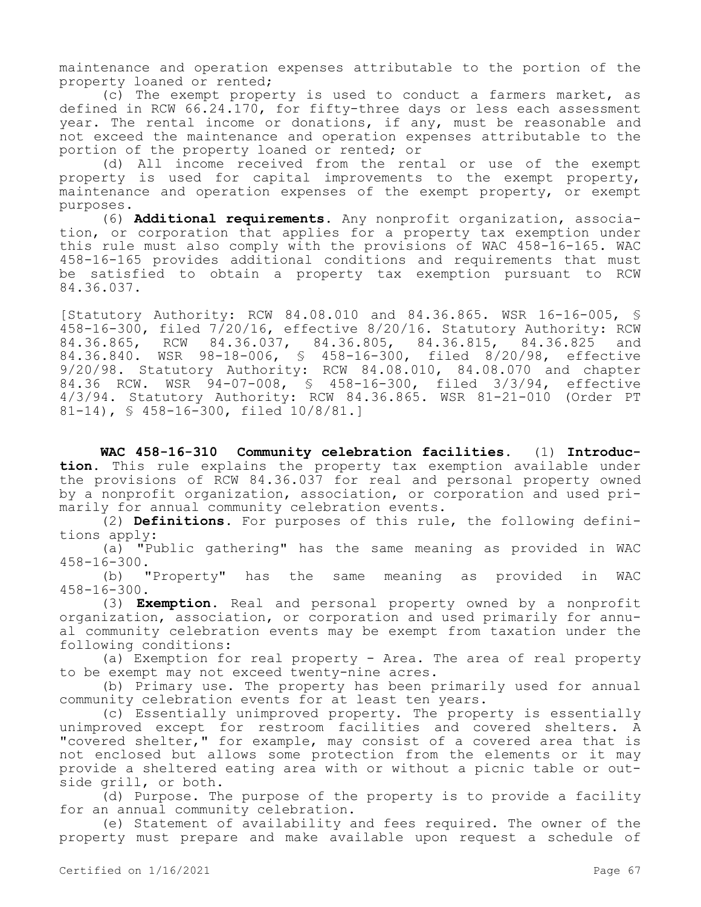maintenance and operation expenses attributable to the portion of the property loaned or rented;

(c) The exempt property is used to conduct a farmers market, as defined in RCW 66.24.170, for fifty-three days or less each assessment year. The rental income or donations, if any, must be reasonable and not exceed the maintenance and operation expenses attributable to the portion of the property loaned or rented; or

(d) All income received from the rental or use of the exempt property is used for capital improvements to the exempt property, maintenance and operation expenses of the exempt property, or exempt purposes.

(6) **Additional requirements.** Any nonprofit organization, association, or corporation that applies for a property tax exemption under this rule must also comply with the provisions of WAC 458-16-165. WAC 458-16-165 provides additional conditions and requirements that must be satisfied to obtain a property tax exemption pursuant to RCW 84.36.037.

[Statutory Authority: RCW 84.08.010 and 84.36.865. WSR 16-16-005, § 458-16-300, filed 7/20/16, effective 8/20/16. Statutory Authority: RCW 84.36.865, RCW 84.36.037, 84.36.805, 84.36.815, 84.36.825 and 84.36.840. WSR 98-18-006, § 458-16-300, filed 8/20/98, effective 9/20/98. Statutory Authority: RCW 84.08.010, 84.08.070 and chapter 84.36 RCW. WSR 94-07-008, § 458-16-300, filed 3/3/94, effective 4/3/94. Statutory Authority: RCW 84.36.865. WSR 81-21-010 (Order PT 81-14), § 458-16-300, filed 10/8/81.]

**WAC 458-16-310 Community celebration facilities.** (1) **Introduction.** This rule explains the property tax exemption available under the provisions of RCW 84.36.037 for real and personal property owned by a nonprofit organization, association, or corporation and used primarily for annual community celebration events.

(2) **Definitions.** For purposes of this rule, the following definitions apply:

(a) "Public gathering" has the same meaning as provided in WAC 458-16-300.

(b) "Property" has the same meaning as provided in WAC 458-16-300.

(3) **Exemption.** Real and personal property owned by a nonprofit organization, association, or corporation and used primarily for annual community celebration events may be exempt from taxation under the following conditions:

(a) Exemption for real property - Area. The area of real property to be exempt may not exceed twenty-nine acres.

(b) Primary use. The property has been primarily used for annual community celebration events for at least ten years.

(c) Essentially unimproved property. The property is essentially unimproved except for restroom facilities and covered shelters. A "covered shelter," for example, may consist of a covered area that is not enclosed but allows some protection from the elements or it may provide a sheltered eating area with or without a picnic table or outside grill, or both.

(d) Purpose. The purpose of the property is to provide a facility for an annual community celebration.

(e) Statement of availability and fees required. The owner of the property must prepare and make available upon request a schedule of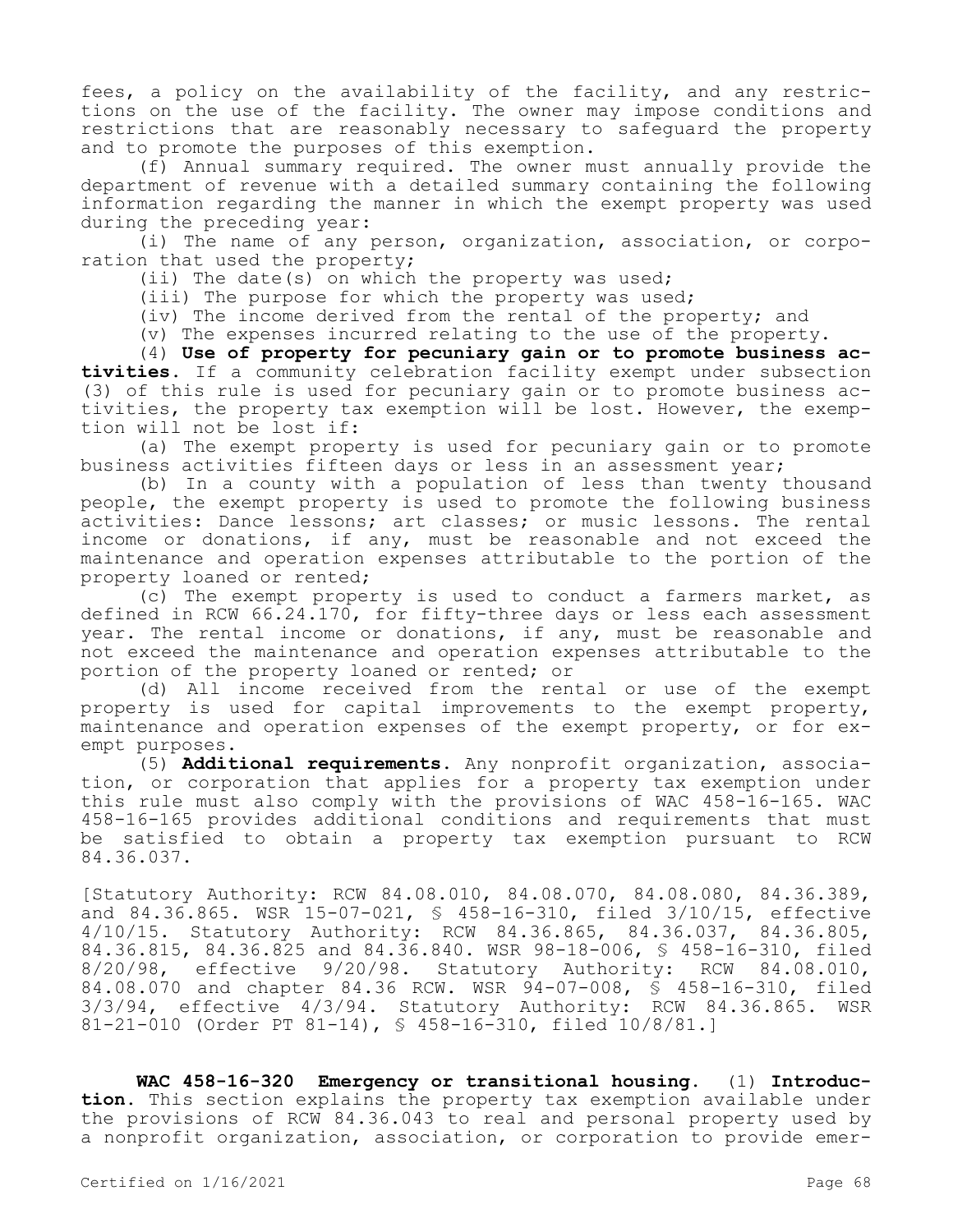fees, a policy on the availability of the facility, and any restrictions on the use of the facility. The owner may impose conditions and restrictions that are reasonably necessary to safeguard the property and to promote the purposes of this exemption.

(f) Annual summary required. The owner must annually provide the department of revenue with a detailed summary containing the following information regarding the manner in which the exempt property was used during the preceding year:

(i) The name of any person, organization, association, or corporation that used the property;

(ii) The date(s) on which the property was used;

(iii) The purpose for which the property was used;

(iv) The income derived from the rental of the property; and

(v) The expenses incurred relating to the use of the property.

(4) **Use of property for pecuniary gain or to promote business activities.** If a community celebration facility exempt under subsection (3) of this rule is used for pecuniary gain or to promote business activities, the property tax exemption will be lost. However, the exemption will not be lost if:

(a) The exempt property is used for pecuniary gain or to promote business activities fifteen days or less in an assessment year;

(b) In a county with a population of less than twenty thousand people, the exempt property is used to promote the following business activities: Dance lessons; art classes; or music lessons. The rental income or donations, if any, must be reasonable and not exceed the maintenance and operation expenses attributable to the portion of the property loaned or rented;

(c) The exempt property is used to conduct a farmers market, as defined in RCW 66.24.170, for fifty-three days or less each assessment year. The rental income or donations, if any, must be reasonable and not exceed the maintenance and operation expenses attributable to the portion of the property loaned or rented; or

(d) All income received from the rental or use of the exempt property is used for capital improvements to the exempt property, maintenance and operation expenses of the exempt property, or for exempt purposes.

(5) **Additional requirements.** Any nonprofit organization, association, or corporation that applies for a property tax exemption under this rule must also comply with the provisions of WAC 458-16-165. WAC 458-16-165 provides additional conditions and requirements that must be satisfied to obtain a property tax exemption pursuant to RCW 84.36.037.

[Statutory Authority: RCW 84.08.010, 84.08.070, 84.08.080, 84.36.389, and 84.36.865. WSR 15-07-021, § 458-16-310, filed 3/10/15, effective 4/10/15. Statutory Authority: RCW 84.36.865, 84.36.037, 84.36.805, 84.36.815, 84.36.825 and 84.36.840. WSR 98-18-006, § 458-16-310, filed 8/20/98, effective 9/20/98. Statutory Authority: RCW 84.08.010, 84.08.070 and chapter 84.36 RCW. WSR 94-07-008, § 458-16-310, filed 3/3/94, effective 4/3/94. Statutory Authority: RCW 84.36.865. WSR 81-21-010 (Order PT 81-14), § 458-16-310, filed 10/8/81.]

**WAC 458-16-320 Emergency or transitional housing.** (1) **Introduction.** This section explains the property tax exemption available under the provisions of RCW 84.36.043 to real and personal property used by a nonprofit organization, association, or corporation to provide emer-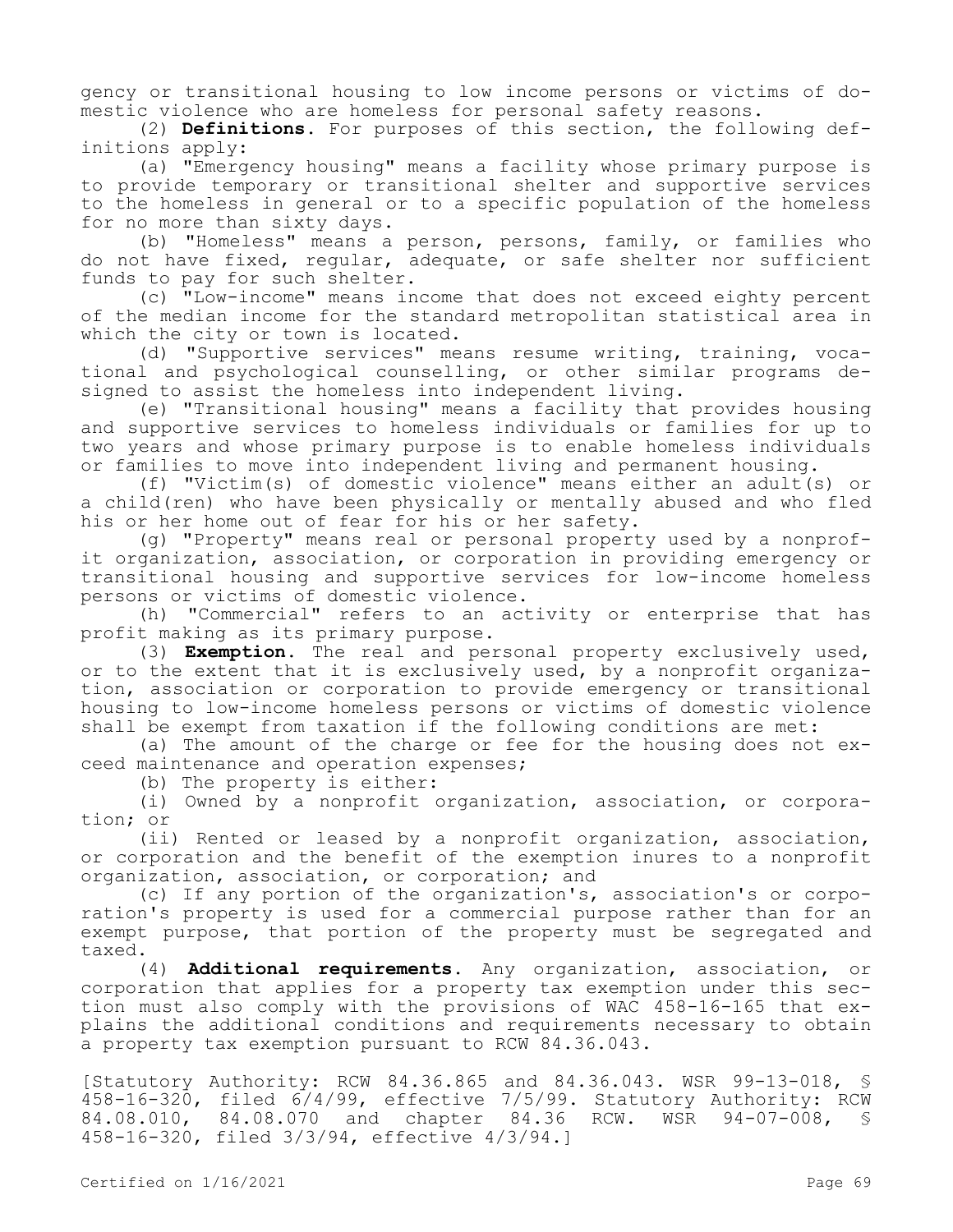gency or transitional housing to low income persons or victims of domestic violence who are homeless for personal safety reasons.

(2) **Definitions.** For purposes of this section, the following definitions apply:

(a) "Emergency housing" means a facility whose primary purpose is to provide temporary or transitional shelter and supportive services to the homeless in general or to a specific population of the homeless for no more than sixty days.

(b) "Homeless" means a person, persons, family, or families who do not have fixed, regular, adequate, or safe shelter nor sufficient funds to pay for such shelter.

(c) "Low-income" means income that does not exceed eighty percent of the median income for the standard metropolitan statistical area in which the city or town is located.

(d) "Supportive services" means resume writing, training, vocational and psychological counselling, or other similar programs designed to assist the homeless into independent living.

(e) "Transitional housing" means a facility that provides housing and supportive services to homeless individuals or families for up to two years and whose primary purpose is to enable homeless individuals or families to move into independent living and permanent housing.

(f) "Victim(s) of domestic violence" means either an adult(s) or a child(ren) who have been physically or mentally abused and who fled his or her home out of fear for his or her safety.

(g) "Property" means real or personal property used by a nonprofit organization, association, or corporation in providing emergency or transitional housing and supportive services for low-income homeless persons or victims of domestic violence.

(h) "Commercial" refers to an activity or enterprise that has profit making as its primary purpose.

(3) **Exemption.** The real and personal property exclusively used, or to the extent that it is exclusively used, by a nonprofit organization, association or corporation to provide emergency or transitional housing to low-income homeless persons or victims of domestic violence shall be exempt from taxation if the following conditions are met:

(a) The amount of the charge or fee for the housing does not exceed maintenance and operation expenses;

(b) The property is either:

(i) Owned by a nonprofit organization, association, or corporation; or

(ii) Rented or leased by a nonprofit organization, association, or corporation and the benefit of the exemption inures to a nonprofit organization, association, or corporation; and

(c) If any portion of the organization's, association's or corporation's property is used for a commercial purpose rather than for an exempt purpose, that portion of the property must be segregated and taxed.

(4) **Additional requirements.** Any organization, association, or corporation that applies for a property tax exemption under this section must also comply with the provisions of WAC 458-16-165 that explains the additional conditions and requirements necessary to obtain a property tax exemption pursuant to RCW 84.36.043.

[Statutory Authority: RCW 84.36.865 and 84.36.043. WSR 99-13-018, § 458-16-320, filed 6/4/99, effective 7/5/99. Statutory Authority: RCW 84.08.010, 84.08.070 and chapter 84.36 RCW. WSR 94-07-008, § 458-16-320, filed 3/3/94, effective 4/3/94.]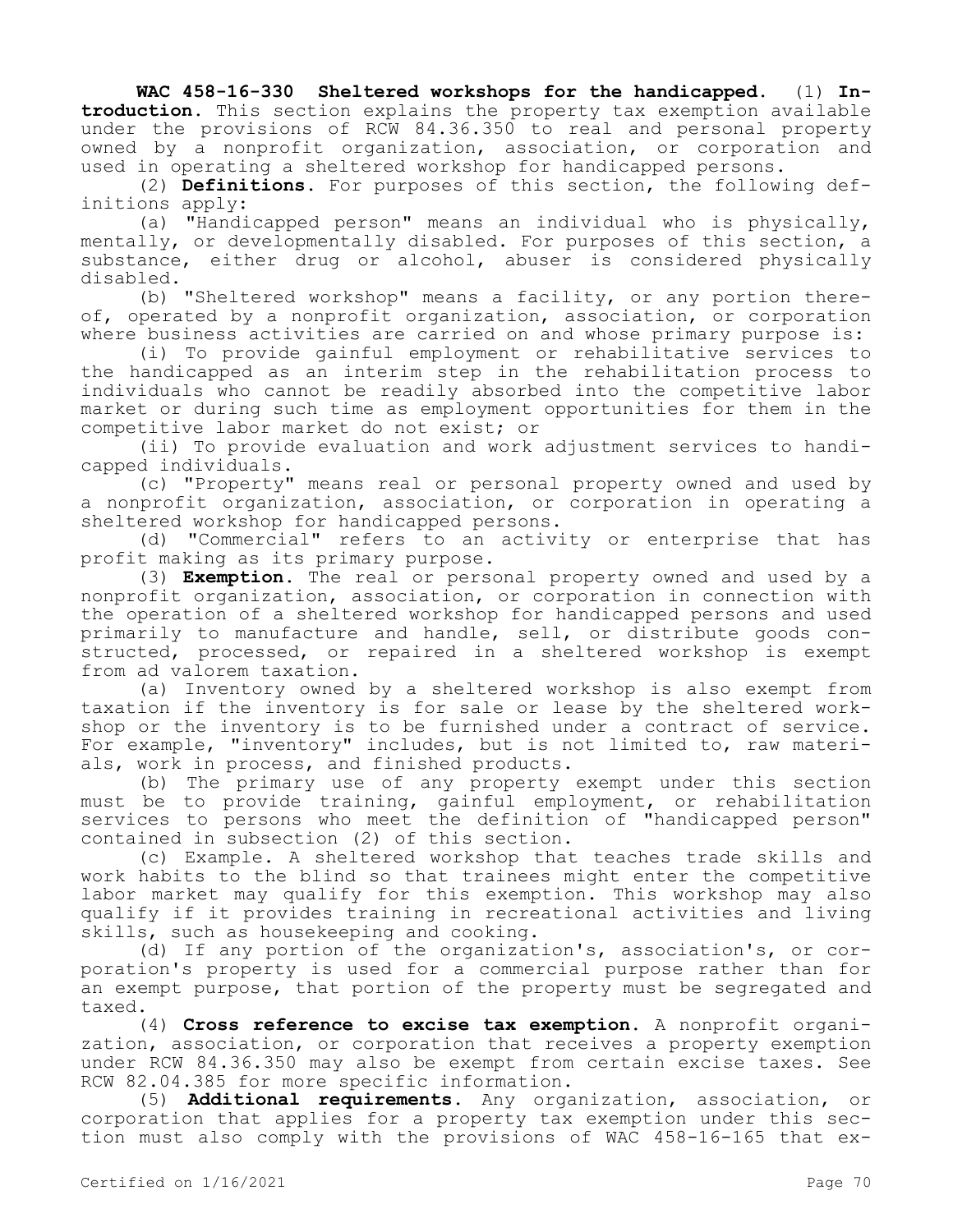**WAC 458-16-330 Sheltered workshops for the handicapped.** (1) **Introduction.** This section explains the property tax exemption available under the provisions of RCW 84.36.350 to real and personal property owned by a nonprofit organization, association, or corporation and used in operating a sheltered workshop for handicapped persons.

(2) **Definitions.** For purposes of this section, the following definitions apply:

(a) "Handicapped person" means an individual who is physically, mentally, or developmentally disabled. For purposes of this section, a substance, either drug or alcohol, abuser is considered physically disabled.

(b) "Sheltered workshop" means a facility, or any portion thereof, operated by a nonprofit organization, association, or corporation where business activities are carried on and whose primary purpose is:

(i) To provide gainful employment or rehabilitative services to the handicapped as an interim step in the rehabilitation process to individuals who cannot be readily absorbed into the competitive labor market or during such time as employment opportunities for them in the competitive labor market do not exist; or

(ii) To provide evaluation and work adjustment services to handicapped individuals.

(c) "Property" means real or personal property owned and used by a nonprofit organization, association, or corporation in operating a sheltered workshop for handicapped persons.

(d) "Commercial" refers to an activity or enterprise that has profit making as its primary purpose.

(3) **Exemption.** The real or personal property owned and used by a nonprofit organization, association, or corporation in connection with the operation of a sheltered workshop for handicapped persons and used primarily to manufacture and handle, sell, or distribute goods constructed, processed, or repaired in a sheltered workshop is exempt from ad valorem taxation.

(a) Inventory owned by a sheltered workshop is also exempt from taxation if the inventory is for sale or lease by the sheltered workshop or the inventory is to be furnished under a contract of service. For example, "inventory" includes, but is not limited to, raw materials, work in process, and finished products.

(b) The primary use of any property exempt under this section must be to provide training, gainful employment, or rehabilitation services to persons who meet the definition of "handicapped person" contained in subsection (2) of this section.

(c) Example. A sheltered workshop that teaches trade skills and work habits to the blind so that trainees might enter the competitive labor market may qualify for this exemption. This workshop may also qualify if it provides training in recreational activities and living skills, such as housekeeping and cooking.

(d) If any portion of the organization's, association's, or corporation's property is used for a commercial purpose rather than for an exempt purpose, that portion of the property must be segregated and taxed.

(4) **Cross reference to excise tax exemption.** A nonprofit organization, association, or corporation that receives a property exemption under RCW 84.36.350 may also be exempt from certain excise taxes. See RCW 82.04.385 for more specific information.

(5) **Additional requirements.** Any organization, association, or corporation that applies for a property tax exemption under this section must also comply with the provisions of WAC 458-16-165 that ex-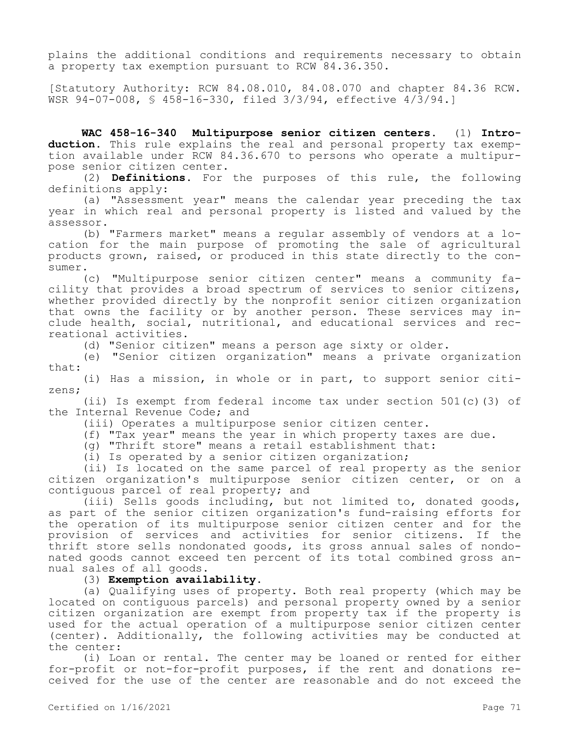plains the additional conditions and requirements necessary to obtain a property tax exemption pursuant to RCW 84.36.350.

[Statutory Authority: RCW 84.08.010, 84.08.070 and chapter 84.36 RCW. WSR 94-07-008, § 458-16-330, filed 3/3/94, effective 4/3/94.]

**WAC 458-16-340 Multipurpose senior citizen centers.** (1) **Introduction.** This rule explains the real and personal property tax exemption available under RCW 84.36.670 to persons who operate a multipurpose senior citizen center.

(2) **Definitions.** For the purposes of this rule, the following definitions apply:

(a) "Assessment year" means the calendar year preceding the tax year in which real and personal property is listed and valued by the assessor.

(b) "Farmers market" means a regular assembly of vendors at a location for the main purpose of promoting the sale of agricultural products grown, raised, or produced in this state directly to the consumer.

(c) "Multipurpose senior citizen center" means a community facility that provides a broad spectrum of services to senior citizens, whether provided directly by the nonprofit senior citizen organization that owns the facility or by another person. These services may include health, social, nutritional, and educational services and recreational activities.

(d) "Senior citizen" means a person age sixty or older.

(e) "Senior citizen organization" means a private organization that:

(i) Has a mission, in whole or in part, to support senior citizens;

(ii) Is exempt from federal income tax under section 501(c)(3) of the Internal Revenue Code; and

(iii) Operates a multipurpose senior citizen center.

(f) "Tax year" means the year in which property taxes are due.

(g) "Thrift store" means a retail establishment that:

(i) Is operated by a senior citizen organization;

(ii) Is located on the same parcel of real property as the senior citizen organization's multipurpose senior citizen center, or on a contiguous parcel of real property; and

(iii) Sells goods including, but not limited to, donated goods, as part of the senior citizen organization's fund-raising efforts for the operation of its multipurpose senior citizen center and for the provision of services and activities for senior citizens. If the thrift store sells nondonated goods, its gross annual sales of nondonated goods cannot exceed ten percent of its total combined gross annual sales of all goods.

(3) **Exemption availability.**

(a) Qualifying uses of property. Both real property (which may be located on contiguous parcels) and personal property owned by a senior citizen organization are exempt from property tax if the property is used for the actual operation of a multipurpose senior citizen center (center). Additionally, the following activities may be conducted at the center:

(i) Loan or rental. The center may be loaned or rented for either for-profit or not-for-profit purposes, if the rent and donations received for the use of the center are reasonable and do not exceed the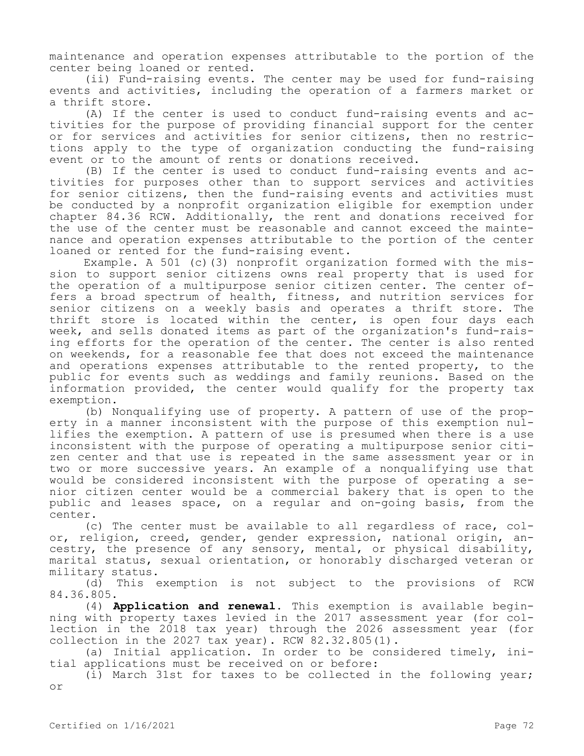maintenance and operation expenses attributable to the portion of the center being loaned or rented.

(ii) Fund-raising events. The center may be used for fund-raising events and activities, including the operation of a farmers market or a thrift store.

(A) If the center is used to conduct fund-raising events and activities for the purpose of providing financial support for the center or for services and activities for senior citizens, then no restrictions apply to the type of organization conducting the fund-raising event or to the amount of rents or donations received.

(B) If the center is used to conduct fund-raising events and activities for purposes other than to support services and activities for senior citizens, then the fund-raising events and activities must be conducted by a nonprofit organization eligible for exemption under chapter 84.36 RCW. Additionally, the rent and donations received for the use of the center must be reasonable and cannot exceed the maintenance and operation expenses attributable to the portion of the center loaned or rented for the fund-raising event.

Example. A 501 (c)(3) nonprofit organization formed with the mission to support senior citizens owns real property that is used for the operation of a multipurpose senior citizen center. The center offers a broad spectrum of health, fitness, and nutrition services for senior citizens on a weekly basis and operates a thrift store. The thrift store is located within the center, is open four days each week, and sells donated items as part of the organization's fund-raising efforts for the operation of the center. The center is also rented on weekends, for a reasonable fee that does not exceed the maintenance and operations expenses attributable to the rented property, to the public for events such as weddings and family reunions. Based on the information provided, the center would qualify for the property tax exemption.

(b) Nonqualifying use of property. A pattern of use of the property in a manner inconsistent with the purpose of this exemption nullifies the exemption. A pattern of use is presumed when there is a use inconsistent with the purpose of operating a multipurpose senior citizen center and that use is repeated in the same assessment year or in two or more successive years. An example of a nonqualifying use that would be considered inconsistent with the purpose of operating a senior citizen center would be a commercial bakery that is open to the public and leases space, on a regular and on-going basis, from the center.

(c) The center must be available to all regardless of race, color, religion, creed, gender, gender expression, national origin, ancestry, the presence of any sensory, mental, or physical disability, marital status, sexual orientation, or honorably discharged veteran or military status.

(d) This exemption is not subject to the provisions of RCW 84.36.805.

(4) **Application and renewal.** This exemption is available beginning with property taxes levied in the 2017 assessment year (for collection in the 2018 tax year) through the 2026 assessment year (for collection in the 2027 tax year). RCW 82.32.805(1).

(a) Initial application. In order to be considered timely, initial applications must be received on or before:

(i) March 31st for taxes to be collected in the following year; or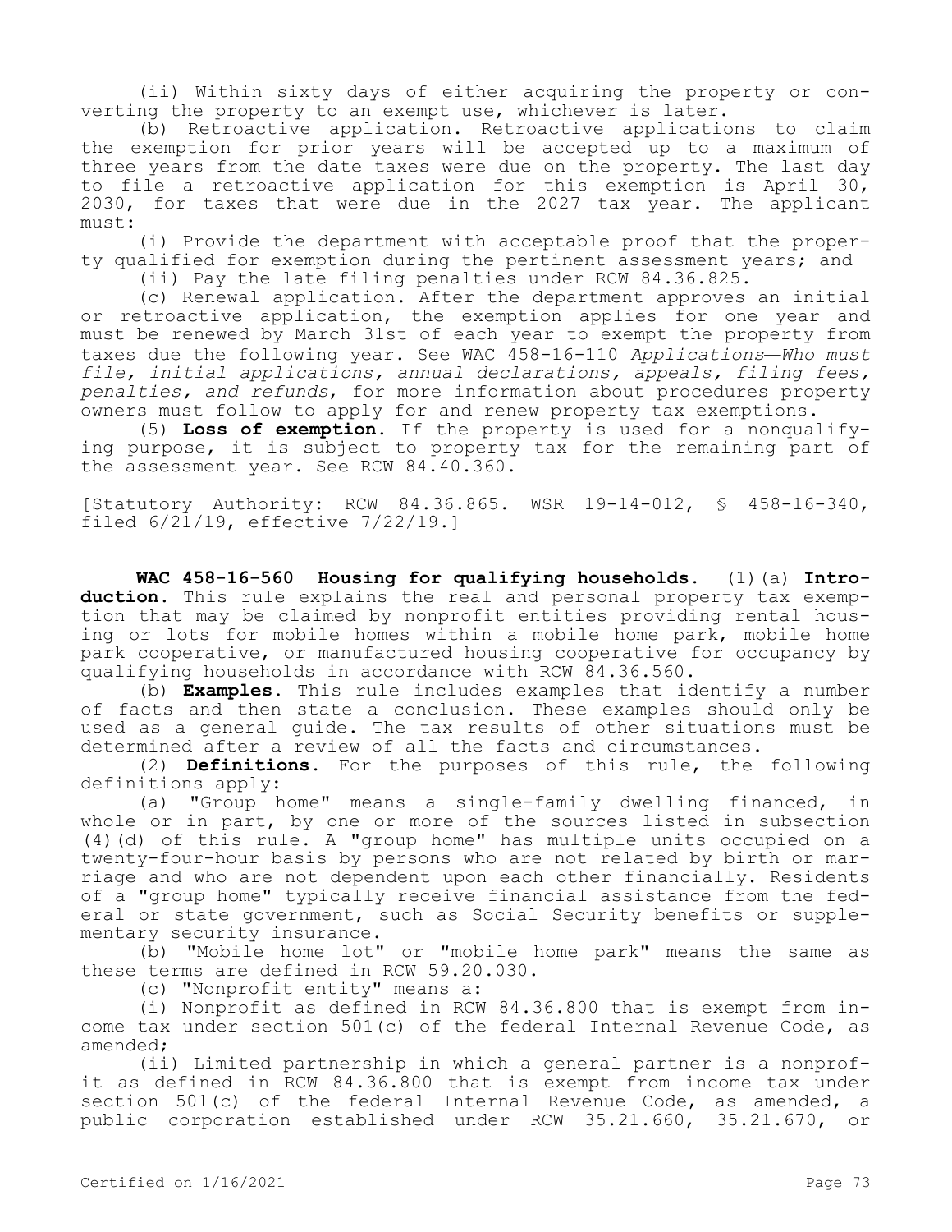(ii) Within sixty days of either acquiring the property or converting the property to an exempt use, whichever is later.

(b) Retroactive application. Retroactive applications to claim the exemption for prior years will be accepted up to a maximum of three years from the date taxes were due on the property. The last day to file a retroactive application for this exemption is April 30, 2030, for taxes that were due in the 2027 tax year. The applicant must:

(i) Provide the department with acceptable proof that the property qualified for exemption during the pertinent assessment years; and

(ii) Pay the late filing penalties under RCW 84.36.825.

(c) Renewal application. After the department approves an initial or retroactive application, the exemption applies for one year and must be renewed by March 31st of each year to exempt the property from taxes due the following year. See WAC 458-16-110 *Applications—Who must file, initial applications, annual declarations, appeals, filing fees, penalties, and refunds*, for more information about procedures property owners must follow to apply for and renew property tax exemptions.

(5) **Loss of exemption.** If the property is used for a nonqualifying purpose, it is subject to property tax for the remaining part of the assessment year. See RCW 84.40.360.

[Statutory Authority: RCW 84.36.865. WSR 19-14-012, § 458-16-340, filed 6/21/19, effective 7/22/19.]

**WAC 458-16-560 Housing for qualifying households.** (1)(a) **Introduction.** This rule explains the real and personal property tax exemption that may be claimed by nonprofit entities providing rental housing or lots for mobile homes within a mobile home park, mobile home park cooperative, or manufactured housing cooperative for occupancy by qualifying households in accordance with RCW 84.36.560.

(b) **Examples.** This rule includes examples that identify a number of facts and then state a conclusion. These examples should only be used as a general guide. The tax results of other situations must be determined after a review of all the facts and circumstances.

(2) **Definitions.** For the purposes of this rule, the following definitions apply:

(a) "Group home" means a single-family dwelling financed, in whole or in part, by one or more of the sources listed in subsection (4)(d) of this rule. A "group home" has multiple units occupied on a twenty-four-hour basis by persons who are not related by birth or marriage and who are not dependent upon each other financially. Residents of a "group home" typically receive financial assistance from the federal or state government, such as Social Security benefits or supplementary security insurance.

(b) "Mobile home lot" or "mobile home park" means the same as these terms are defined in RCW 59.20.030.

(c) "Nonprofit entity" means a:

(i) Nonprofit as defined in RCW 84.36.800 that is exempt from income tax under section 501(c) of the federal Internal Revenue Code, as amended;

(ii) Limited partnership in which a general partner is a nonprofit as defined in RCW 84.36.800 that is exempt from income tax under section 501(c) of the federal Internal Revenue Code, as amended, a public corporation established under RCW 35.21.660, 35.21.670, or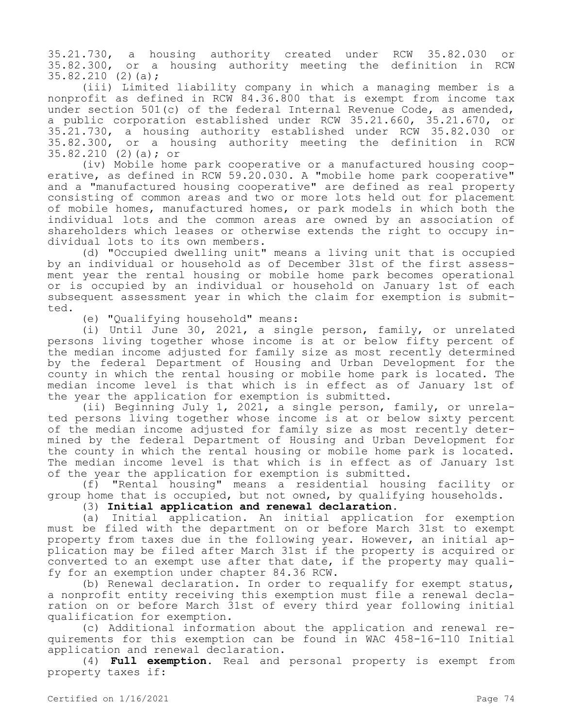35.21.730, a housing authority created under RCW 35.82.030 or 35.82.300, or a housing authority meeting the definition in RCW 35.82.210 (2)(a);

(iii) Limited liability company in which a managing member is a nonprofit as defined in RCW 84.36.800 that is exempt from income tax under section 501(c) of the federal Internal Revenue Code, as amended, a public corporation established under RCW 35.21.660, 35.21.670, or 35.21.730, a housing authority established under RCW 35.82.030 or 35.82.300, or a housing authority meeting the definition in RCW 35.82.210 (2)(a); or

(iv) Mobile home park cooperative or a manufactured housing cooperative, as defined in RCW 59.20.030. A "mobile home park cooperative" and a "manufactured housing cooperative" are defined as real property consisting of common areas and two or more lots held out for placement of mobile homes, manufactured homes, or park models in which both the individual lots and the common areas are owned by an association of shareholders which leases or otherwise extends the right to occupy individual lots to its own members.

(d) "Occupied dwelling unit" means a living unit that is occupied by an individual or household as of December 31st of the first assessment year the rental housing or mobile home park becomes operational or is occupied by an individual or household on January 1st of each subsequent assessment year in which the claim for exemption is submitted.

(e) "Qualifying household" means:

(i) Until June 30, 2021, a single person, family, or unrelated persons living together whose income is at or below fifty percent of the median income adjusted for family size as most recently determined by the federal Department of Housing and Urban Development for the county in which the rental housing or mobile home park is located. The median income level is that which is in effect as of January 1st of the year the application for exemption is submitted.

(ii) Beginning July 1, 2021, a single person, family, or unrelated persons living together whose income is at or below sixty percent of the median income adjusted for family size as most recently determined by the federal Department of Housing and Urban Development for the county in which the rental housing or mobile home park is located. The median income level is that which is in effect as of January 1st of the year the application for exemption is submitted.

(f) "Rental housing" means a residential housing facility or group home that is occupied, but not owned, by qualifying households.

(3) **Initial application and renewal declaration.**

(a) Initial application. An initial application for exemption must be filed with the department on or before March 31st to exempt property from taxes due in the following year. However, an initial application may be filed after March 31st if the property is acquired or converted to an exempt use after that date, if the property may qualify for an exemption under chapter 84.36 RCW.

(b) Renewal declaration. In order to requalify for exempt status, a nonprofit entity receiving this exemption must file a renewal declaration on or before March 31st of every third year following initial qualification for exemption.

(c) Additional information about the application and renewal requirements for this exemption can be found in WAC 458-16-110 Initial application and renewal declaration.

(4) **Full exemption.** Real and personal property is exempt from property taxes if: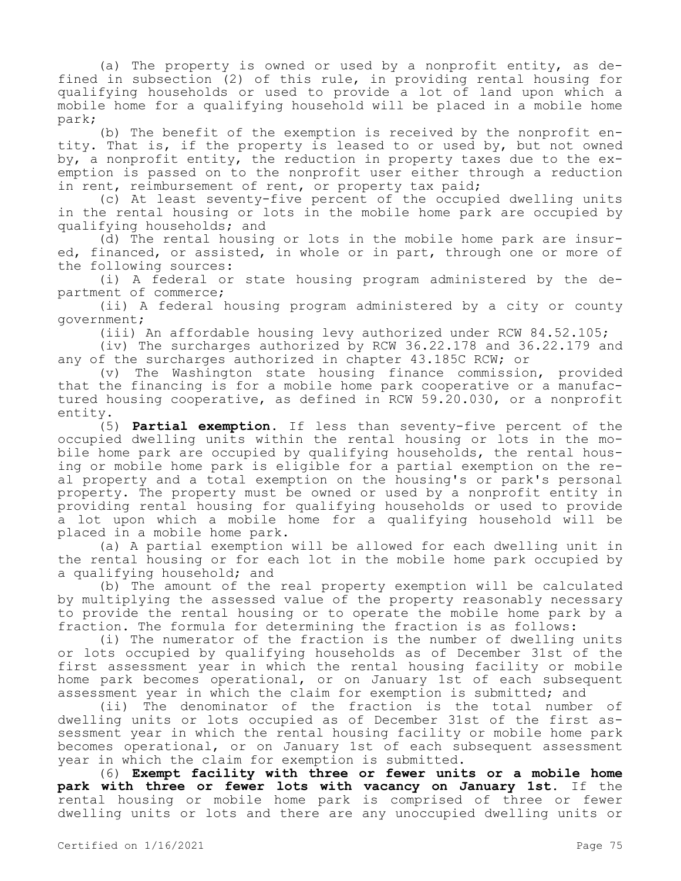(a) The property is owned or used by a nonprofit entity, as defined in subsection (2) of this rule, in providing rental housing for qualifying households or used to provide a lot of land upon which a mobile home for a qualifying household will be placed in a mobile home park;

(b) The benefit of the exemption is received by the nonprofit entity. That is, if the property is leased to or used by, but not owned by, a nonprofit entity, the reduction in property taxes due to the exemption is passed on to the nonprofit user either through a reduction in rent, reimbursement of rent, or property tax paid;

(c) At least seventy-five percent of the occupied dwelling units in the rental housing or lots in the mobile home park are occupied by qualifying households; and

(d) The rental housing or lots in the mobile home park are insured, financed, or assisted, in whole or in part, through one or more of the following sources:

(i) A federal or state housing program administered by the department of commerce;

(ii) A federal housing program administered by a city or county government;

(iii) An affordable housing levy authorized under RCW 84.52.105;

(iv) The surcharges authorized by RCW 36.22.178 and 36.22.179 and any of the surcharges authorized in chapter 43.185C RCW; or

(v) The Washington state housing finance commission, provided that the financing is for a mobile home park cooperative or a manufactured housing cooperative, as defined in RCW 59.20.030, or a nonprofit entity.

(5) **Partial exemption.** If less than seventy-five percent of the occupied dwelling units within the rental housing or lots in the mobile home park are occupied by qualifying households, the rental housing or mobile home park is eligible for a partial exemption on the real property and a total exemption on the housing's or park's personal property. The property must be owned or used by a nonprofit entity in providing rental housing for qualifying households or used to provide a lot upon which a mobile home for a qualifying household will be placed in a mobile home park.

(a) A partial exemption will be allowed for each dwelling unit in the rental housing or for each lot in the mobile home park occupied by a qualifying household; and

(b) The amount of the real property exemption will be calculated by multiplying the assessed value of the property reasonably necessary to provide the rental housing or to operate the mobile home park by a fraction. The formula for determining the fraction is as follows:

(i) The numerator of the fraction is the number of dwelling units or lots occupied by qualifying households as of December 31st of the first assessment year in which the rental housing facility or mobile home park becomes operational, or on January 1st of each subsequent assessment year in which the claim for exemption is submitted; and

(ii) The denominator of the fraction is the total number of dwelling units or lots occupied as of December 31st of the first assessment year in which the rental housing facility or mobile home park becomes operational, or on January 1st of each subsequent assessment year in which the claim for exemption is submitted.

(6) **Exempt facility with three or fewer units or a mobile home park with three or fewer lots with vacancy on January 1st.** If the rental housing or mobile home park is comprised of three or fewer dwelling units or lots and there are any unoccupied dwelling units or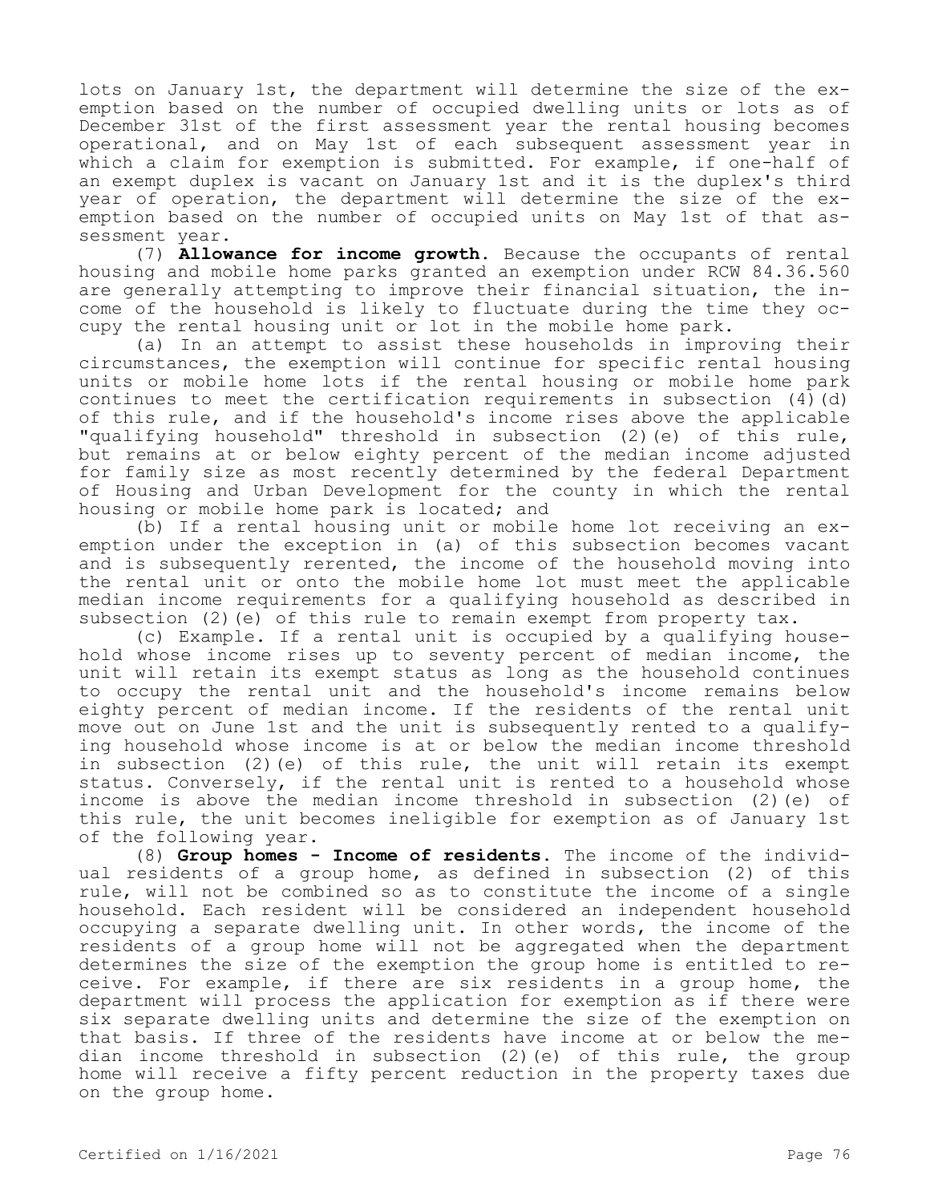lots on January 1st, the department will determine the size of the exemption based on the number of occupied dwelling units or lots as of December 31st of the first assessment year the rental housing becomes operational, and on May 1st of each subsequent assessment year in which a claim for exemption is submitted. For example, if one-half of an exempt duplex is vacant on January 1st and it is the duplex's third year of operation, the department will determine the size of the exemption based on the number of occupied units on May 1st of that assessment year.

(7) **Allowance for income growth.** Because the occupants of rental housing and mobile home parks granted an exemption under RCW 84.36.560 are generally attempting to improve their financial situation, the income of the household is likely to fluctuate during the time they occupy the rental housing unit or lot in the mobile home park.

(a) In an attempt to assist these households in improving their circumstances, the exemption will continue for specific rental housing units or mobile home lots if the rental housing or mobile home park continues to meet the certification requirements in subsection (4)(d) of this rule, and if the household's income rises above the applicable "qualifying household" threshold in subsection (2)(e) of this rule, but remains at or below eighty percent of the median income adjusted for family size as most recently determined by the federal Department of Housing and Urban Development for the county in which the rental housing or mobile home park is located; and

(b) If a rental housing unit or mobile home lot receiving an exemption under the exception in (a) of this subsection becomes vacant and is subsequently rerented, the income of the household moving into the rental unit or onto the mobile home lot must meet the applicable median income requirements for a qualifying household as described in subsection (2)(e) of this rule to remain exempt from property tax.

(c) Example. If a rental unit is occupied by a qualifying household whose income rises up to seventy percent of median income, the unit will retain its exempt status as long as the household continues to occupy the rental unit and the household's income remains below eighty percent of median income. If the residents of the rental unit move out on June 1st and the unit is subsequently rented to a qualifying household whose income is at or below the median income threshold in subsection (2)(e) of this rule, the unit will retain its exempt status. Conversely, if the rental unit is rented to a household whose income is above the median income threshold in subsection (2)(e) of this rule, the unit becomes ineligible for exemption as of January 1st of the following year.

(8) **Group homes - Income of residents.** The income of the individual residents of a group home, as defined in subsection (2) of this rule, will not be combined so as to constitute the income of a single household. Each resident will be considered an independent household occupying a separate dwelling unit. In other words, the income of the residents of a group home will not be aggregated when the department determines the size of the exemption the group home is entitled to receive. For example, if there are six residents in a group home, the department will process the application for exemption as if there were six separate dwelling units and determine the size of the exemption on that basis. If three of the residents have income at or below the median income threshold in subsection (2)(e) of this rule, the group home will receive a fifty percent reduction in the property taxes due on the group home.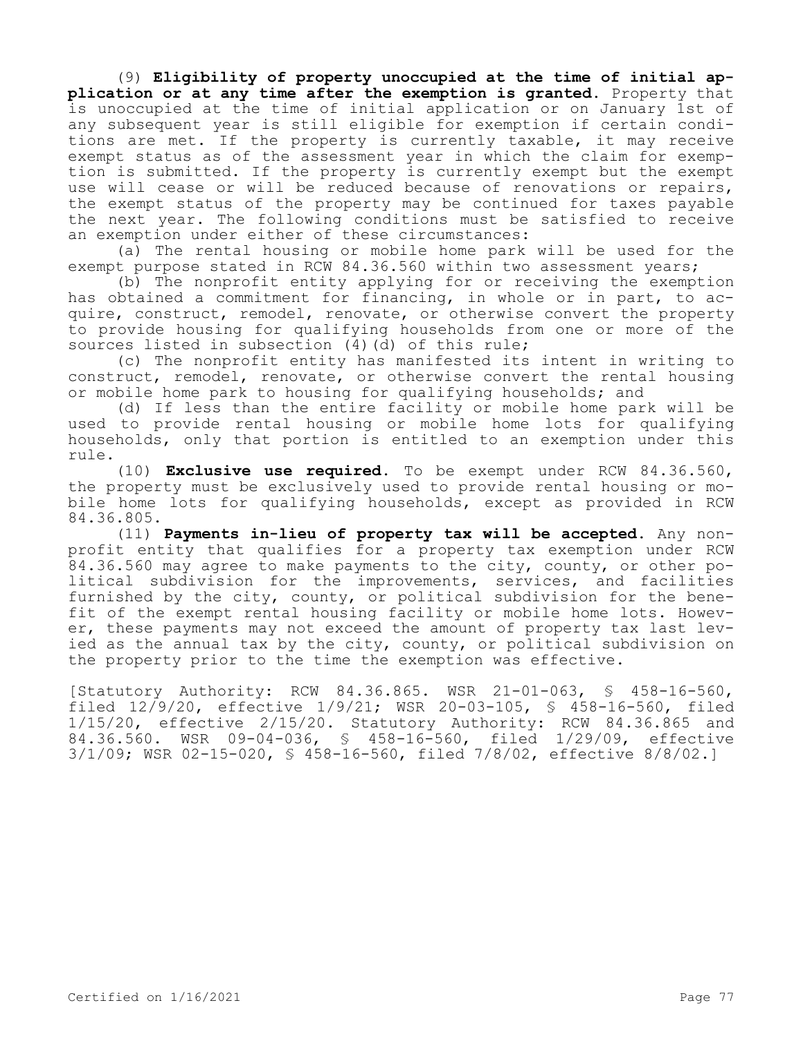(9) **Eligibility of property unoccupied at the time of initial application or at any time after the exemption is granted.** Property that is unoccupied at the time of initial application or on January 1st of any subsequent year is still eligible for exemption if certain conditions are met. If the property is currently taxable, it may receive exempt status as of the assessment year in which the claim for exemption is submitted. If the property is currently exempt but the exempt use will cease or will be reduced because of renovations or repairs, the exempt status of the property may be continued for taxes payable the next year. The following conditions must be satisfied to receive an exemption under either of these circumstances:

(a) The rental housing or mobile home park will be used for the exempt purpose stated in RCW 84.36.560 within two assessment years;

(b) The nonprofit entity applying for or receiving the exemption has obtained a commitment for financing, in whole or in part, to acquire, construct, remodel, renovate, or otherwise convert the property to provide housing for qualifying households from one or more of the sources listed in subsection (4)(d) of this rule;

(c) The nonprofit entity has manifested its intent in writing to construct, remodel, renovate, or otherwise convert the rental housing or mobile home park to housing for qualifying households; and

(d) If less than the entire facility or mobile home park will be used to provide rental housing or mobile home lots for qualifying households, only that portion is entitled to an exemption under this rule.

(10) **Exclusive use required.** To be exempt under RCW 84.36.560, the property must be exclusively used to provide rental housing or mobile home lots for qualifying households, except as provided in RCW 84.36.805.

(11) **Payments in-lieu of property tax will be accepted.** Any nonprofit entity that qualifies for a property tax exemption under RCW 84.36.560 may agree to make payments to the city, county, or other political subdivision for the improvements, services, and facilities furnished by the city, county, or political subdivision for the benefit of the exempt rental housing facility or mobile home lots. However, these payments may not exceed the amount of property tax last levied as the annual tax by the city, county, or political subdivision on the property prior to the time the exemption was effective.

[Statutory Authority: RCW 84.36.865. WSR 21-01-063, § 458-16-560, filed 12/9/20, effective 1/9/21; WSR 20-03-105, § 458-16-560, filed 1/15/20, effective 2/15/20. Statutory Authority: RCW 84.36.865 and 84.36.560. WSR 09-04-036, § 458-16-560, filed 1/29/09, effective 3/1/09; WSR 02-15-020, § 458-16-560, filed 7/8/02, effective 8/8/02.]